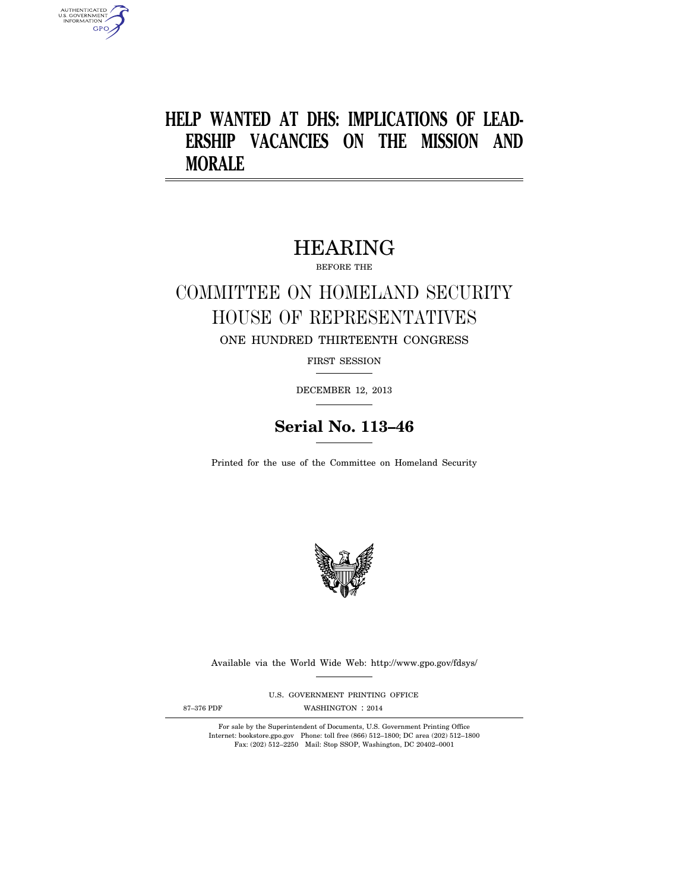# HELP WANTED AT DHS: IMPLICATIONS OF LEADERSHIP VACANCIES ON THE MISSION AND MORALE

## HEARING

BEFORE THE

## COMMITTEE ON HOMELAND SECURITY
## HOUSE OF REPRESENTATIVES

ONE HUNDRED THIRTEENTH CONGRESS

FIRST SESSION

DECEMBER 12, 2013

**Serial No. 113–46**

Printed for the use of the Committee on Homeland Security

Available via the World Wide Web: http://www.gpo.gov/fdsys/

U.S. GOVERNMENT PRINTING OFFICE

87–376 PDF WASHINGTON : 2014

For sale by the Superintendent of Documents, U.S. Government Printing Office
Internet: bookstore.gpo.gov Phone: toll free (866) 512–1800; DC area (202) 512–1800
Fax: (202) 512–2250 Mail: Stop SSOP, Washington, DC 20402–0001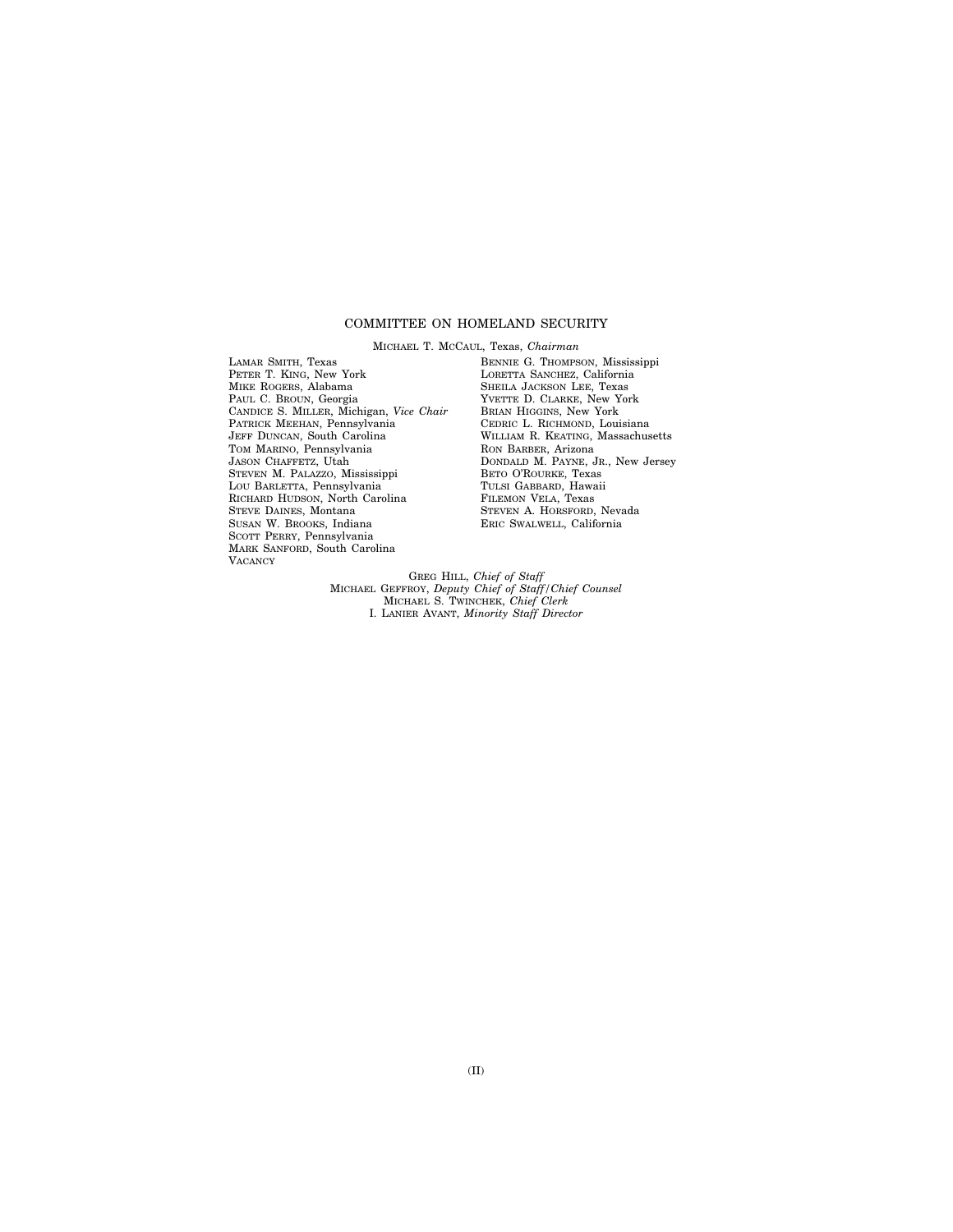## COMMITTEE ON HOMELAND SECURITY

MICHAEL T. MCCAUL, Texas, *Chairman*

LAMAR SMITH, Texas
PETER T. KING, New York
MIKE ROGERS, Alabama
PAUL C. BROUN, Georgia
CANDICE S. MILLER, Michigan, *Vice Chair*
PATRICK MEEHAN, Pennsylvania
JEFF DUNCAN, South Carolina
TOM MARINO, Pennsylvania
JASON CHAFFETZ, Utah
STEVEN M. PALAZZO, Mississippi
LOU BARLETTA, Pennsylvania
RICHARD HUDSON, North Carolina
STEVE DAINES, Montana
SUSAN W. BROOKS, Indiana
SCOTT PERRY, Pennsylvania
MARK SANFORD, South Carolina
VACANCY

BENNIE G. THOMPSON, Mississippi
LORETTA SANCHEZ, California
SHEILA JACKSON LEE, Texas
YVETTE D. CLARKE, New York
BRIAN HIGGINS, New York
CEDRIC L. RICHMOND, Louisiana
WILLIAM R. KEATING, Massachusetts
RON BARBER, Arizona
DONDALD M. PAYNE, JR., New Jersey
BETO O'ROURKE, Texas
TULSI GABBARD, Hawaii
FILEMON VELA, Texas
STEVEN A. HORSFORD, Nevada
ERIC SWALWELL, California

GREG HILL, *Chief of Staff*
MICHAEL GEFFROY, *Deputy Chief of Staff/Chief Counsel*
MICHAEL S. TWINCHEK, *Chief Clerk*
I. LANIER AVANT, *Minority Staff Director*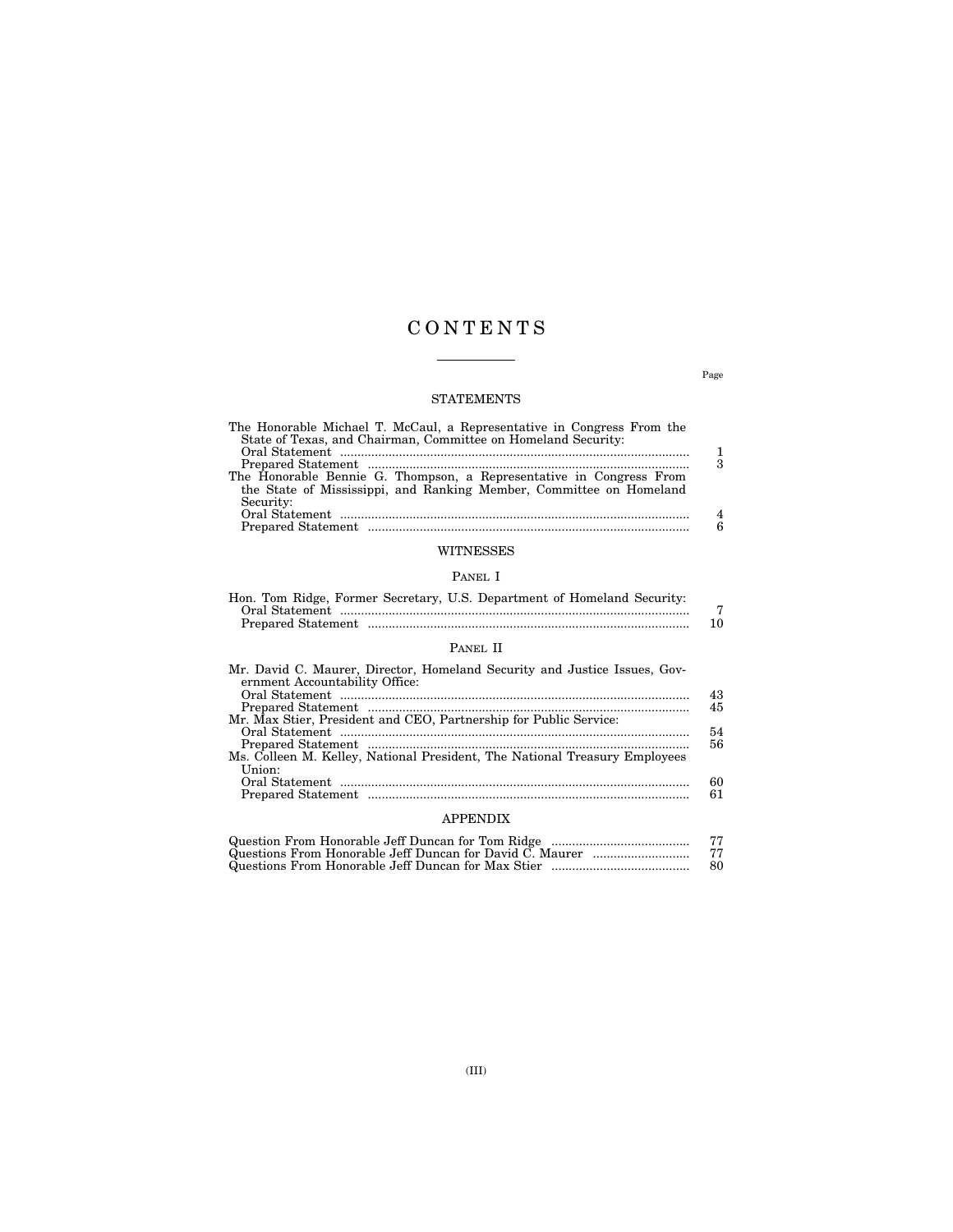# CONTENTS

Page

## STATEMENTS

The Honorable Michael T. McCaul, a Representative in Congress From the State of Texas, and Chairman, Committee on Homeland Security:
- Oral Statement ..... 1
- Prepared Statement ..... 3

The Honorable Bennie G. Thompson, a Representative in Congress From the State of Mississippi, and Ranking Member, Committee on Homeland Security:
- Oral Statement ..... 4
- Prepared Statement ..... 6

## WITNESSES

### PANEL I

Hon. Tom Ridge, Former Secretary, U.S. Department of Homeland Security:
- Oral Statement ..... 7
- Prepared Statement ..... 10

### PANEL II

Mr. David C. Maurer, Director, Homeland Security and Justice Issues, Government Accountability Office:
- Oral Statement ..... 43
- Prepared Statement ..... 45

Mr. Max Stier, President and CEO, Partnership for Public Service:
- Oral Statement ..... 54
- Prepared Statement ..... 56

Ms. Colleen M. Kelley, National President, The National Treasury Employees Union:
- Oral Statement ..... 60
- Prepared Statement ..... 61

## APPENDIX

Question From Honorable Jeff Duncan for Tom Ridge ..... 77
Questions From Honorable Jeff Duncan for David C. Maurer ..... 77
Questions From Honorable Jeff Duncan for Max Stier ..... 80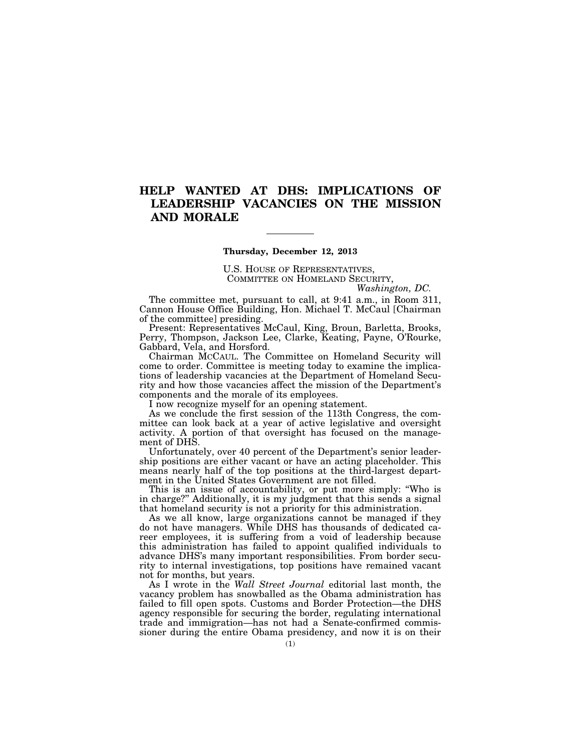# HELP WANTED AT DHS: IMPLICATIONS OF LEADERSHIP VACANCIES ON THE MISSION AND MORALE

---

**Thursday, December 12, 2013**

U.S. HOUSE OF REPRESENTATIVES,
COMMITTEE ON HOMELAND SECURITY,
*Washington, DC.*

The committee met, pursuant to call, at 9:41 a.m., in Room 311, Cannon House Office Building, Hon. Michael T. McCaul [Chairman of the committee] presiding.

Present: Representatives McCaul, King, Broun, Barletta, Brooks, Perry, Thompson, Jackson Lee, Clarke, Keating, Payne, O'Rourke, Gabbard, Vela, and Horsford.

Chairman MCCAUL. The Committee on Homeland Security will come to order. Committee is meeting today to examine the implications of leadership vacancies at the Department of Homeland Security and how those vacancies affect the mission of the Department's components and the morale of its employees.

I now recognize myself for an opening statement.

As we conclude the first session of the 113th Congress, the committee can look back at a year of active legislative and oversight activity. A portion of that oversight has focused on the management of DHS.

Unfortunately, over 40 percent of the Department's senior leadership positions are either vacant or have an acting placeholder. This means nearly half of the top positions at the third-largest department in the United States Government are not filled.

This is an issue of accountability, or put more simply: "Who is in charge?" Additionally, it is my judgment that this sends a signal that homeland security is not a priority for this administration.

As we all know, large organizations cannot be managed if they do not have managers. While DHS has thousands of dedicated career employees, it is suffering from a void of leadership because this administration has failed to appoint qualified individuals to advance DHS's many important responsibilities. From border security to internal investigations, top positions have remained vacant not for months, but years.

As I wrote in the *Wall Street Journal* editorial last month, the vacancy problem has snowballed as the Obama administration has failed to fill open spots. Customs and Border Protection—the DHS agency responsible for securing the border, regulating international trade and immigration—has not had a Senate-confirmed commissioner during the entire Obama presidency, and now it is on their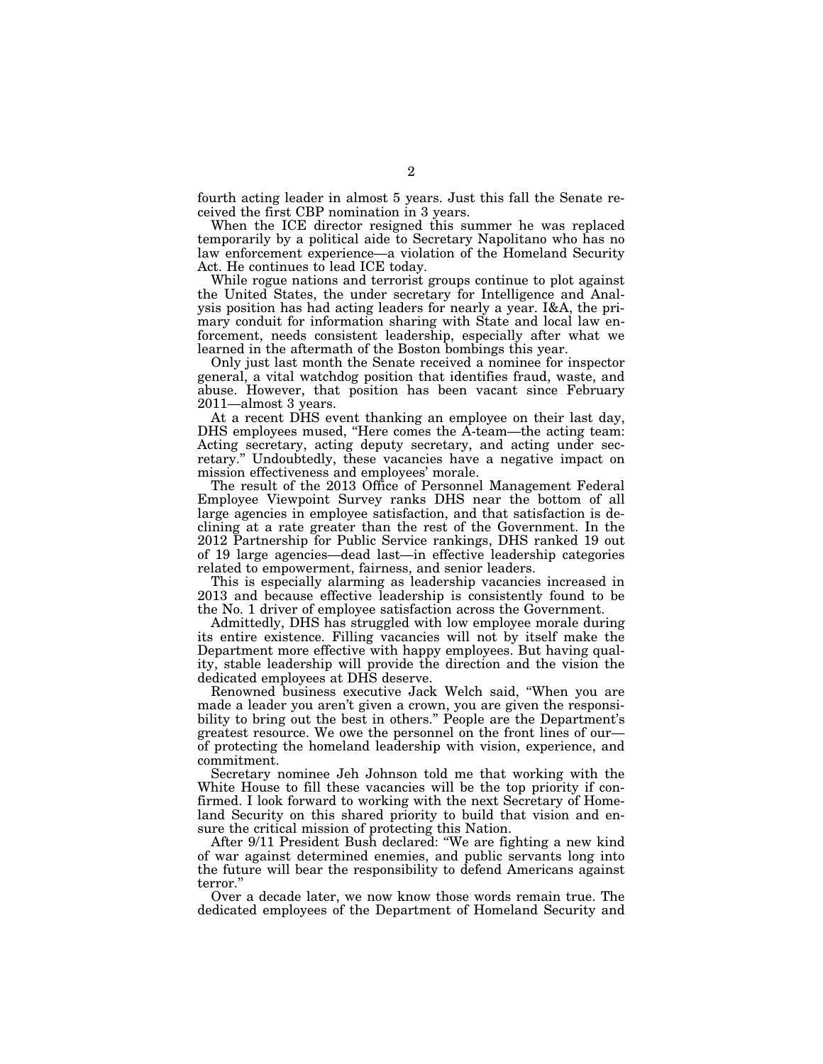fourth acting leader in almost 5 years. Just this fall the Senate received the first CBP nomination in 3 years.

When the ICE director resigned this summer he was replaced temporarily by a political aide to Secretary Napolitano who has no law enforcement experience—a violation of the Homeland Security Act. He continues to lead ICE today.

While rogue nations and terrorist groups continue to plot against the United States, the under secretary for Intelligence and Analysis position has had acting leaders for nearly a year. I&A, the primary conduit for information sharing with State and local law enforcement, needs consistent leadership, especially after what we learned in the aftermath of the Boston bombings this year.

Only just last month the Senate received a nominee for inspector general, a vital watchdog position that identifies fraud, waste, and abuse. However, that position has been vacant since February 2011—almost 3 years.

At a recent DHS event thanking an employee on their last day, DHS employees mused, "Here comes the A-team—the acting team: Acting secretary, acting deputy secretary, and acting under secretary." Undoubtedly, these vacancies have a negative impact on mission effectiveness and employees' morale.

The result of the 2013 Office of Personnel Management Federal Employee Viewpoint Survey ranks DHS near the bottom of all large agencies in employee satisfaction, and that satisfaction is declining at a rate greater than the rest of the Government. In the 2012 Partnership for Public Service rankings, DHS ranked 19 out of 19 large agencies—dead last—in effective leadership categories related to empowerment, fairness, and senior leaders.

This is especially alarming as leadership vacancies increased in 2013 and because effective leadership is consistently found to be the No. 1 driver of employee satisfaction across the Government.

Admittedly, DHS has struggled with low employee morale during its entire existence. Filling vacancies will not by itself make the Department more effective with happy employees. But having quality, stable leadership will provide the direction and the vision the dedicated employees at DHS deserve.

Renowned business executive Jack Welch said, "When you are made a leader you aren't given a crown, you are given the responsibility to bring out the best in others." People are the Department's greatest resource. We owe the personnel on the front lines of our—of protecting the homeland leadership with vision, experience, and commitment.

Secretary nominee Jeh Johnson told me that working with the White House to fill these vacancies will be the top priority if confirmed. I look forward to working with the next Secretary of Homeland Security on this shared priority to build that vision and ensure the critical mission of protecting this Nation.

After 9/11 President Bush declared: "We are fighting a new kind of war against determined enemies, and public servants long into the future will bear the responsibility to defend Americans against terror."

Over a decade later, we now know those words remain true. The dedicated employees of the Department of Homeland Security and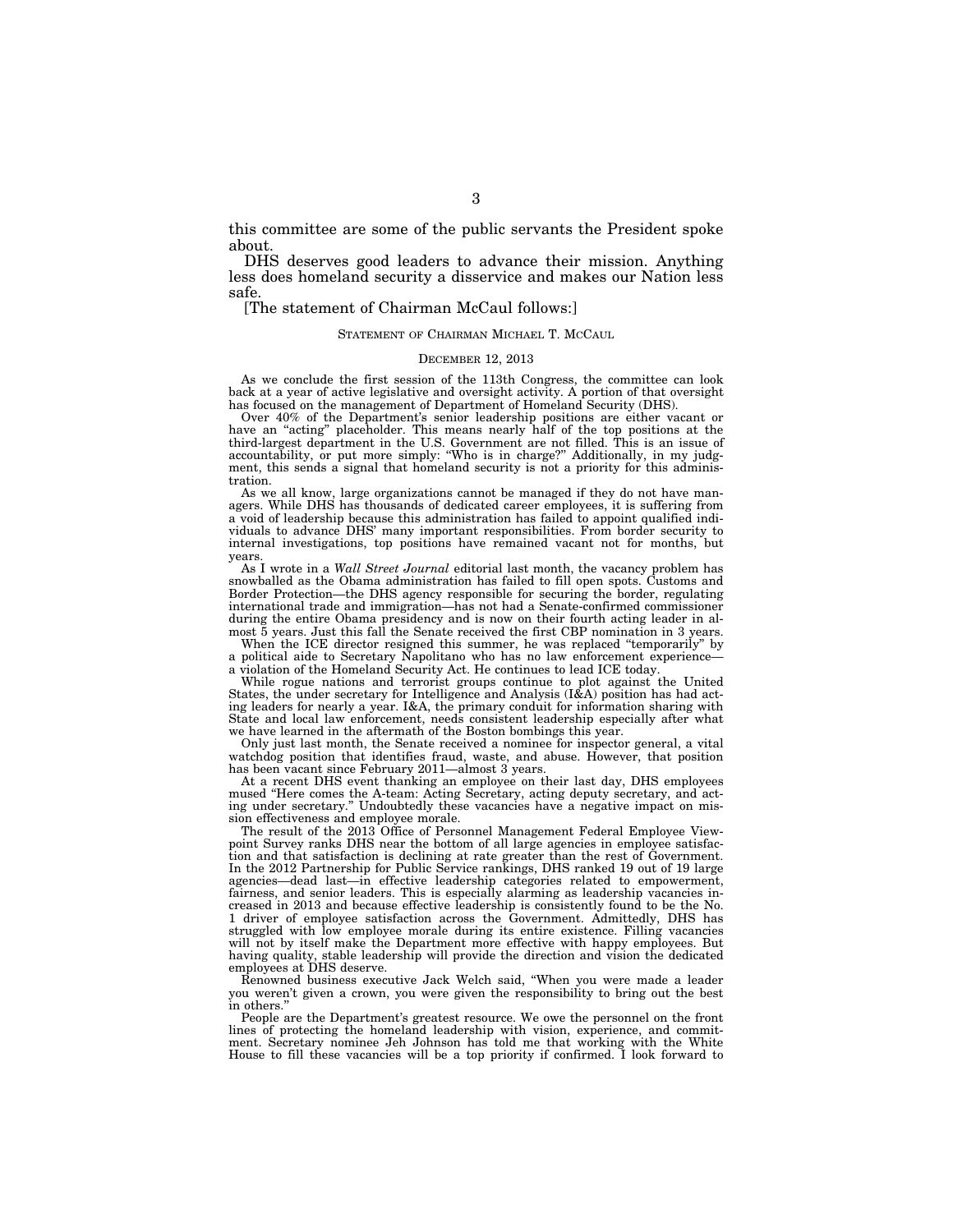this committee are some of the public servants the President spoke about.

DHS deserves good leaders to advance their mission. Anything less does homeland security a disservice and makes our Nation less safe.

[The statement of Chairman McCaul follows:]

STATEMENT OF CHAIRMAN MICHAEL T. MCCAUL

DECEMBER 12, 2013

As we conclude the first session of the 113th Congress, the committee can look back at a year of active legislative and oversight activity. A portion of that oversight has focused on the management of Department of Homeland Security (DHS).

Over 40% of the Department's senior leadership positions are either vacant or have an "acting" placeholder. This means nearly half of the top positions at the third-largest department in the U.S. Government are not filled. This is an issue of accountability, or put more simply: "Who is in charge?" Additionally, in my judgment, this sends a signal that homeland security is not a priority for this administration.

As we all know, large organizations cannot be managed if they do not have managers. While DHS has thousands of dedicated career employees, it is suffering from a void of leadership because this administration has failed to appoint qualified individuals to advance DHS' many important responsibilities. From border security to internal investigations, top positions have remained vacant not for months, but years.

As I wrote in a *Wall Street Journal* editorial last month, the vacancy problem has snowballed as the Obama administration has failed to fill open spots. Customs and Border Protection—the DHS agency responsible for securing the border, regulating international trade and immigration—has not had a Senate-confirmed commissioner during the entire Obama presidency and is now on their fourth acting leader in almost 5 years. Just this fall the Senate received the first CBP nomination in 3 years.

When the ICE director resigned this summer, he was replaced "temporarily" by a political aide to Secretary Napolitano who has no law enforcement experience—a violation of the Homeland Security Act. He continues to lead ICE today.

While rogue nations and terrorist groups continue to plot against the United States, the under secretary for Intelligence and Analysis (I&A) position has had acting leaders for nearly a year. I&A, the primary conduit for information sharing with State and local law enforcement, needs consistent leadership especially after what we have learned in the aftermath of the Boston bombings this year.

Only just last month, the Senate received a nominee for inspector general, a vital watchdog position that identifies fraud, waste, and abuse. However, that position has been vacant since February 2011—almost 3 years.

At a recent DHS event thanking an employee on their last day, DHS employees mused "Here comes the A-team: Acting Secretary, acting deputy secretary, and acting under secretary." Undoubtedly these vacancies have a negative impact on mission effectiveness and employee morale.

The result of the 2013 Office of Personnel Management Federal Employee Viewpoint Survey ranks DHS near the bottom of all large agencies in employee satisfaction and that satisfaction is declining at rate greater than the rest of Government. In the 2012 Partnership for Public Service rankings, DHS ranked 19 out of 19 large agencies—dead last—in effective leadership categories related to empowerment, fairness, and senior leaders. This is especially alarming as leadership vacancies increased in 2013 and because effective leadership is consistently found to be the No. 1 driver of employee satisfaction across the Government. Admittedly, DHS has struggled with low employee morale during its entire existence. Filling vacancies will not by itself make the Department more effective with happy employees. But having quality, stable leadership will provide the direction and vision the dedicated employees at DHS deserve.

Renowned business executive Jack Welch said, "When you were made a leader you weren't given a crown, you were given the responsibility to bring out the best in others."

People are the Department's greatest resource. We owe the personnel on the front lines of protecting the homeland leadership with vision, experience, and commitment. Secretary nominee Jeh Johnson has told me that working with the White House to fill these vacancies will be a top priority if confirmed. I look forward to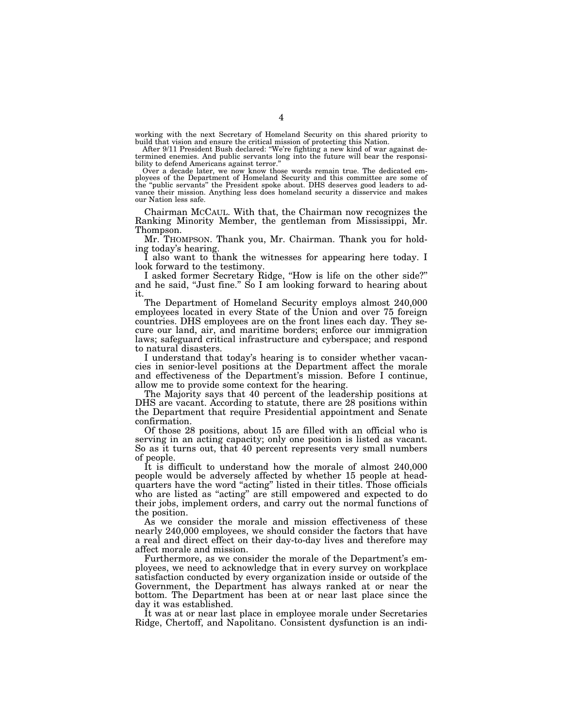working with the next Secretary of Homeland Security on this shared priority to build that vision and ensure the critical mission of protecting this Nation.

After 9/11 President Bush declared: "We're fighting a new kind of war against determined enemies. And public servants long into the future will bear the responsibility to defend Americans against terror."

Over a decade later, we now know those words remain true. The dedicated employees of the Department of Homeland Security and this committee are some of the "public servants" the President spoke about. DHS deserves good leaders to advance their mission. Anything less does homeland security a disservice and makes our Nation less safe.

Chairman MCCAUL. With that, the Chairman now recognizes the Ranking Minority Member, the gentleman from Mississippi, Mr. Thompson.

Mr. THOMPSON. Thank you, Mr. Chairman. Thank you for holding today's hearing.

I also want to thank the witnesses for appearing here today. I look forward to the testimony.

I asked former Secretary Ridge, "How is life on the other side?" and he said, "Just fine." So I am looking forward to hearing about it.

The Department of Homeland Security employs almost 240,000 employees located in every State of the Union and over 75 foreign countries. DHS employees are on the front lines each day. They secure our land, air, and maritime borders; enforce our immigration laws; safeguard critical infrastructure and cyberspace; and respond to natural disasters.

I understand that today's hearing is to consider whether vacancies in senior-level positions at the Department affect the morale and effectiveness of the Department's mission. Before I continue, allow me to provide some context for the hearing.

The Majority says that 40 percent of the leadership positions at DHS are vacant. According to statute, there are 28 positions within the Department that require Presidential appointment and Senate confirmation.

Of those 28 positions, about 15 are filled with an official who is serving in an acting capacity; only one position is listed as vacant. So as it turns out, that 40 percent represents very small numbers of people.

It is difficult to understand how the morale of almost 240,000 people would be adversely affected by whether 15 people at headquarters have the word "acting" listed in their titles. Those officials who are listed as "acting" are still empowered and expected to do their jobs, implement orders, and carry out the normal functions of the position.

As we consider the morale and mission effectiveness of these nearly 240,000 employees, we should consider the factors that have a real and direct effect on their day-to-day lives and therefore may affect morale and mission.

Furthermore, as we consider the morale of the Department's employees, we need to acknowledge that in every survey on workplace satisfaction conducted by every organization inside or outside of the Government, the Department has always ranked at or near the bottom. The Department has been at or near last place since the day it was established.

It was at or near last place in employee morale under Secretaries Ridge, Chertoff, and Napolitano. Consistent dysfunction is an indi-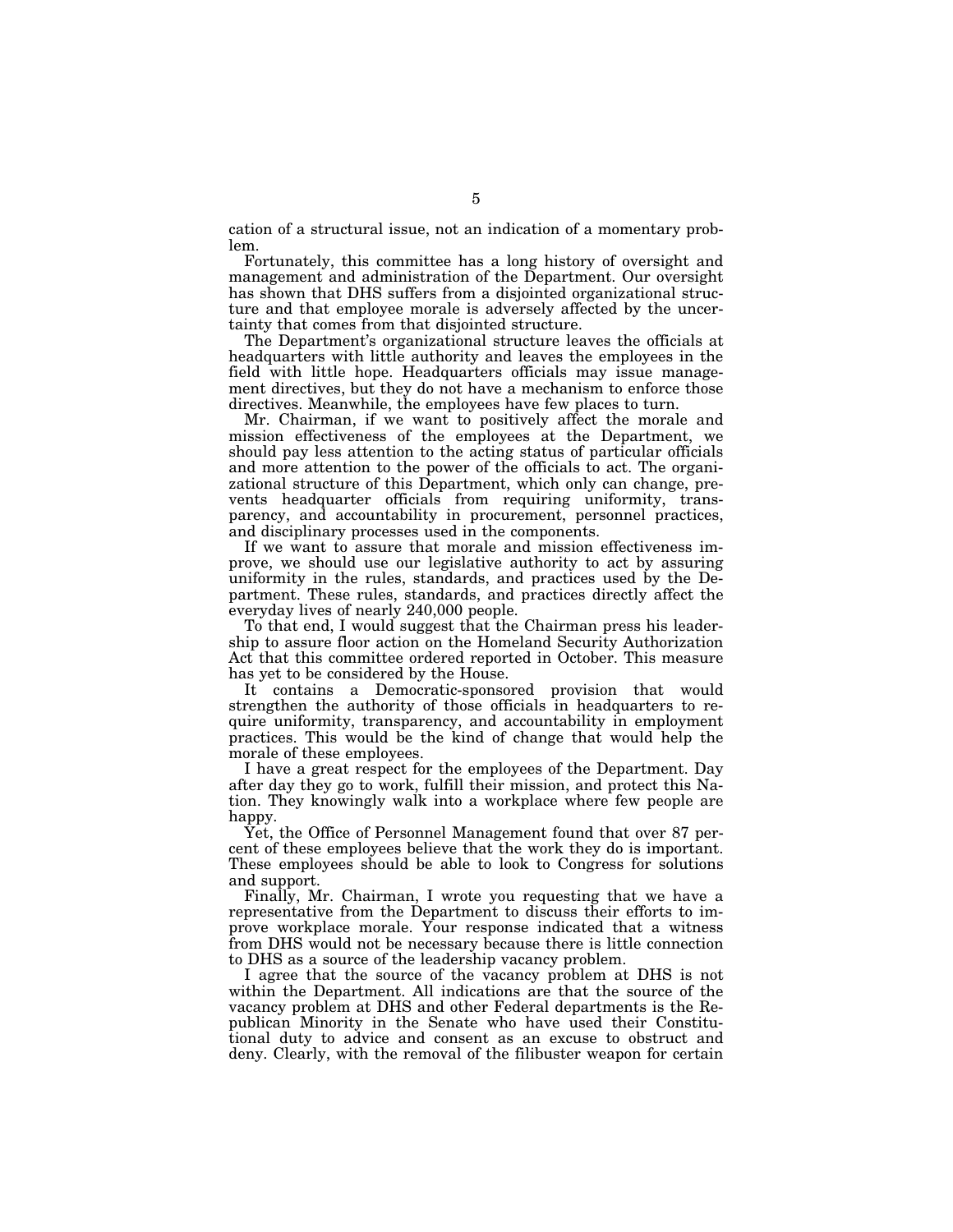cation of a structural issue, not an indication of a momentary problem.

Fortunately, this committee has a long history of oversight and management and administration of the Department. Our oversight has shown that DHS suffers from a disjointed organizational structure and that employee morale is adversely affected by the uncertainty that comes from that disjointed structure.

The Department's organizational structure leaves the officials at headquarters with little authority and leaves the employees in the field with little hope. Headquarters officials may issue management directives, but they do not have a mechanism to enforce those directives. Meanwhile, the employees have few places to turn.

Mr. Chairman, if we want to positively affect the morale and mission effectiveness of the employees at the Department, we should pay less attention to the acting status of particular officials and more attention to the power of the officials to act. The organizational structure of this Department, which only can change, prevents headquarter officials from requiring uniformity, transparency, and accountability in procurement, personnel practices, and disciplinary processes used in the components.

If we want to assure that morale and mission effectiveness improve, we should use our legislative authority to act by assuring uniformity in the rules, standards, and practices used by the Department. These rules, standards, and practices directly affect the everyday lives of nearly 240,000 people.

To that end, I would suggest that the Chairman press his leadership to assure floor action on the Homeland Security Authorization Act that this committee ordered reported in October. This measure has yet to be considered by the House.

It contains a Democratic-sponsored provision that would strengthen the authority of those officials in headquarters to require uniformity, transparency, and accountability in employment practices. This would be the kind of change that would help the morale of these employees.

I have a great respect for the employees of the Department. Day after day they go to work, fulfill their mission, and protect this Nation. They knowingly walk into a workplace where few people are happy.

Yet, the Office of Personnel Management found that over 87 percent of these employees believe that the work they do is important. These employees should be able to look to Congress for solutions and support.

Finally, Mr. Chairman, I wrote you requesting that we have a representative from the Department to discuss their efforts to improve workplace morale. Your response indicated that a witness from DHS would not be necessary because there is little connection to DHS as a source of the leadership vacancy problem.

I agree that the source of the vacancy problem at DHS is not within the Department. All indications are that the source of the vacancy problem at DHS and other Federal departments is the Republican Minority in the Senate who have used their Constitutional duty to advice and consent as an excuse to obstruct and deny. Clearly, with the removal of the filibuster weapon for certain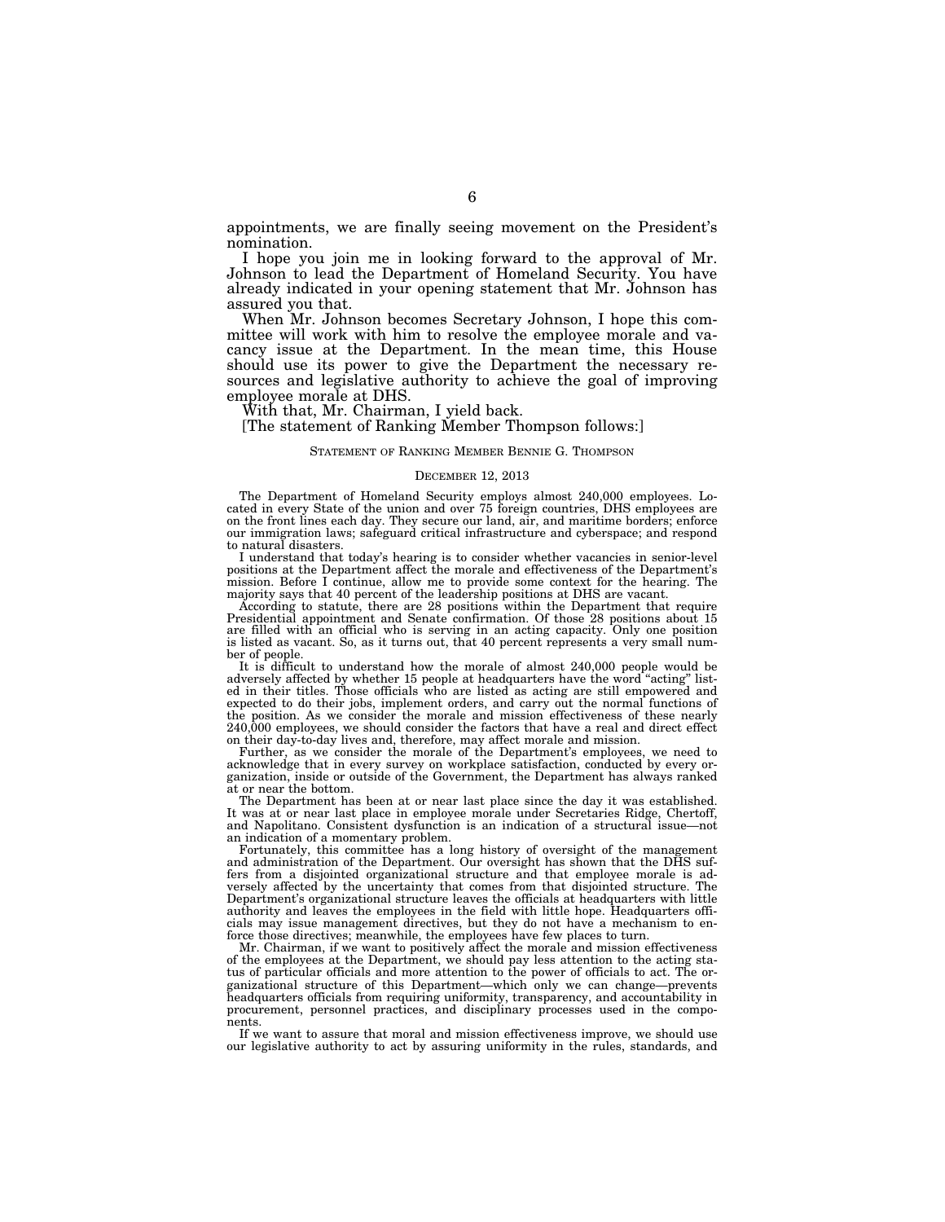appointments, we are finally seeing movement on the President's nomination.

I hope you join me in looking forward to the approval of Mr. Johnson to lead the Department of Homeland Security. You have already indicated in your opening statement that Mr. Johnson has assured you that.

When Mr. Johnson becomes Secretary Johnson, I hope this committee will work with him to resolve the employee morale and vacancy issue at the Department. In the mean time, this House should use its power to give the Department the necessary resources and legislative authority to achieve the goal of improving employee morale at DHS.

With that, Mr. Chairman, I yield back.

[The statement of Ranking Member Thompson follows:]

STATEMENT OF RANKING MEMBER BENNIE G. THOMPSON

DECEMBER 12, 2013

The Department of Homeland Security employs almost 240,000 employees. Located in every State of the union and over 75 foreign countries, DHS employees are on the front lines each day. They secure our land, air, and maritime borders; enforce our immigration laws; safeguard critical infrastructure and cyberspace; and respond to natural disasters.

I understand that today's hearing is to consider whether vacancies in senior-level positions at the Department affect the morale and effectiveness of the Department's mission. Before I continue, allow me to provide some context for the hearing. The majority says that 40 percent of the leadership positions at DHS are vacant.

According to statute, there are 28 positions within the Department that require Presidential appointment and Senate confirmation. Of those 28 positions about 15 are filled with an official who is serving in an acting capacity. Only one position is listed as vacant. So, as it turns out, that 40 percent represents a very small number of people.

It is difficult to understand how the morale of almost 240,000 people would be adversely affected by whether 15 people at headquarters have the word "acting" listed in their titles. Those officials who are listed as acting are still empowered and expected to do their jobs, implement orders, and carry out the normal functions of the position. As we consider the morale and mission effectiveness of these nearly 240,000 employees, we should consider the factors that have a real and direct effect on their day-to-day lives and, therefore, may affect morale and mission.

Further, as we consider the morale of the Department's employees, we need to acknowledge that in every survey on workplace satisfaction, conducted by every organization, inside or outside of the Government, the Department has always ranked at or near the bottom.

The Department has been at or near last place since the day it was established. It was at or near last place in employee morale under Secretaries Ridge, Chertoff, and Napolitano. Consistent dysfunction is an indication of a structural issue—not an indication of a momentary problem.

Fortunately, this committee has a long history of oversight of the management and administration of the Department. Our oversight has shown that the DHS suffers from a disjointed organizational structure and that employee morale is adversely affected by the uncertainty that comes from that disjointed structure. The Department's organizational structure leaves the officials at headquarters with little authority and leaves the employees in the field with little hope. Headquarters officials may issue management directives, but they do not have a mechanism to enforce those directives; meanwhile, the employees have few places to turn.

Mr. Chairman, if we want to positively affect the morale and mission effectiveness of the employees at the Department, we should pay less attention to the acting status of particular officials and more attention to the power of officials to act. The organizational structure of this Department—which only we can change—prevents headquarters officials from requiring uniformity, transparency, and accountability in procurement, personnel practices, and disciplinary processes used in the components.

If we want to assure that moral and mission effectiveness improve, we should use our legislative authority to act by assuring uniformity in the rules, standards, and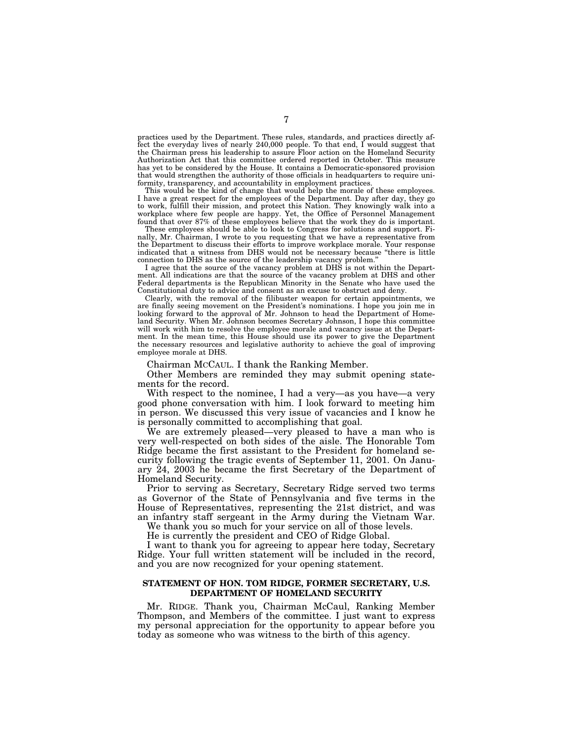practices used by the Department. These rules, standards, and practices directly affect the everyday lives of nearly 240,000 people. To that end, I would suggest that the Chairman press his leadership to assure Floor action on the Homeland Security Authorization Act that this committee ordered reported in October. This measure has yet to be considered by the House. It contains a Democratic-sponsored provision that would strengthen the authority of those officials in headquarters to require uniformity, transparency, and accountability in employment practices.

This would be the kind of change that would help the morale of these employees. I have a great respect for the employees of the Department. Day after day, they go to work, fulfill their mission, and protect this Nation. They knowingly walk into a workplace where few people are happy. Yet, the Office of Personnel Management found that over 87% of these employees believe that the work they do is important.

These employees should be able to look to Congress for solutions and support. Finally, Mr. Chairman, I wrote to you requesting that we have a representative from the Department to discuss their efforts to improve workplace morale. Your response indicated that a witness from DHS would not be necessary because "there is little connection to DHS as the source of the leadership vacancy problem."

I agree that the source of the vacancy problem at DHS is not within the Department. All indications are that the source of the vacancy problem at DHS and other Federal departments is the Republican Minority in the Senate who have used the Constitutional duty to advice and consent as an excuse to obstruct and deny.

Clearly, with the removal of the filibuster weapon for certain appointments, we are finally seeing movement on the President's nominations. I hope you join me in looking forward to the approval of Mr. Johnson to head the Department of Homeland Security. When Mr. Johnson becomes Secretary Johnson, I hope this committee will work with him to resolve the employee morale and vacancy issue at the Department. In the mean time, this House should use its power to give the Department the necessary resources and legislative authority to achieve the goal of improving employee morale at DHS.

Chairman MCCAUL. I thank the Ranking Member.

Other Members are reminded they may submit opening statements for the record.

With respect to the nominee, I had a very—as you have—a very good phone conversation with him. I look forward to meeting him in person. We discussed this very issue of vacancies and I know he is personally committed to accomplishing that goal.

We are extremely pleased—very pleased to have a man who is very well-respected on both sides of the aisle. The Honorable Tom Ridge became the first assistant to the President for homeland security following the tragic events of September 11, 2001. On January 24, 2003 he became the first Secretary of the Department of Homeland Security.

Prior to serving as Secretary, Secretary Ridge served two terms as Governor of the State of Pennsylvania and five terms in the House of Representatives, representing the 21st district, and was an infantry staff sergeant in the Army during the Vietnam War.

We thank you so much for your service on all of those levels.

He is currently the president and CEO of Ridge Global.

I want to thank you for agreeing to appear here today, Secretary Ridge. Your full written statement will be included in the record, and you are now recognized for your opening statement.

## STATEMENT OF HON. TOM RIDGE, FORMER SECRETARY, U.S. DEPARTMENT OF HOMELAND SECURITY

Mr. RIDGE. Thank you, Chairman McCaul, Ranking Member Thompson, and Members of the committee. I just want to express my personal appreciation for the opportunity to appear before you today as someone who was witness to the birth of this agency.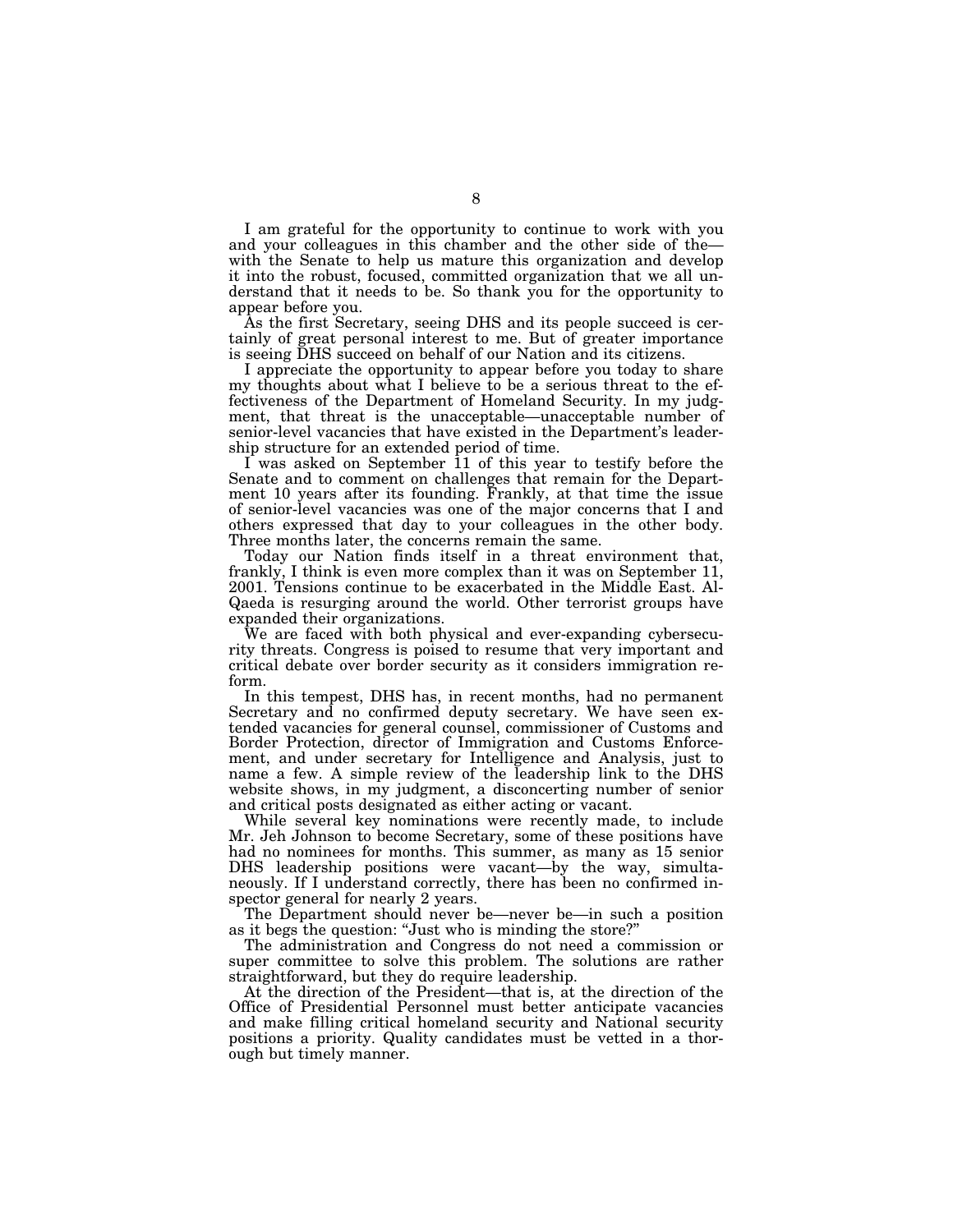I am grateful for the opportunity to continue to work with you and your colleagues in this chamber and the other side of the—with the Senate to help us mature this organization and develop it into the robust, focused, committed organization that we all understand that it needs to be. So thank you for the opportunity to appear before you.

As the first Secretary, seeing DHS and its people succeed is certainly of great personal interest to me. But of greater importance is seeing DHS succeed on behalf of our Nation and its citizens.

I appreciate the opportunity to appear before you today to share my thoughts about what I believe to be a serious threat to the effectiveness of the Department of Homeland Security. In my judgment, that threat is the unacceptable—unacceptable number of senior-level vacancies that have existed in the Department's leadership structure for an extended period of time.

I was asked on September 11 of this year to testify before the Senate and to comment on challenges that remain for the Department 10 years after its founding. Frankly, at that time the issue of senior-level vacancies was one of the major concerns that I and others expressed that day to your colleagues in the other body. Three months later, the concerns remain the same.

Today our Nation finds itself in a threat environment that, frankly, I think is even more complex than it was on September 11, 2001. Tensions continue to be exacerbated in the Middle East. Al-Qaeda is resurging around the world. Other terrorist groups have expanded their organizations.

We are faced with both physical and ever-expanding cybersecurity threats. Congress is poised to resume that very important and critical debate over border security as it considers immigration reform.

In this tempest, DHS has, in recent months, had no permanent Secretary and no confirmed deputy secretary. We have seen extended vacancies for general counsel, commissioner of Customs and Border Protection, director of Immigration and Customs Enforcement, and under secretary for Intelligence and Analysis, just to name a few. A simple review of the leadership link to the DHS website shows, in my judgment, a disconcerting number of senior and critical posts designated as either acting or vacant.

While several key nominations were recently made, to include Mr. Jeh Johnson to become Secretary, some of these positions have had no nominees for months. This summer, as many as 15 senior DHS leadership positions were vacant—by the way, simultaneously. If I understand correctly, there has been no confirmed inspector general for nearly 2 years.

The Department should never be—never be—in such a position as it begs the question: "Just who is minding the store?"

The administration and Congress do not need a commission or super committee to solve this problem. The solutions are rather straightforward, but they do require leadership.

At the direction of the President—that is, at the direction of the Office of Presidential Personnel must better anticipate vacancies and make filling critical homeland security and National security positions a priority. Quality candidates must be vetted in a thorough but timely manner.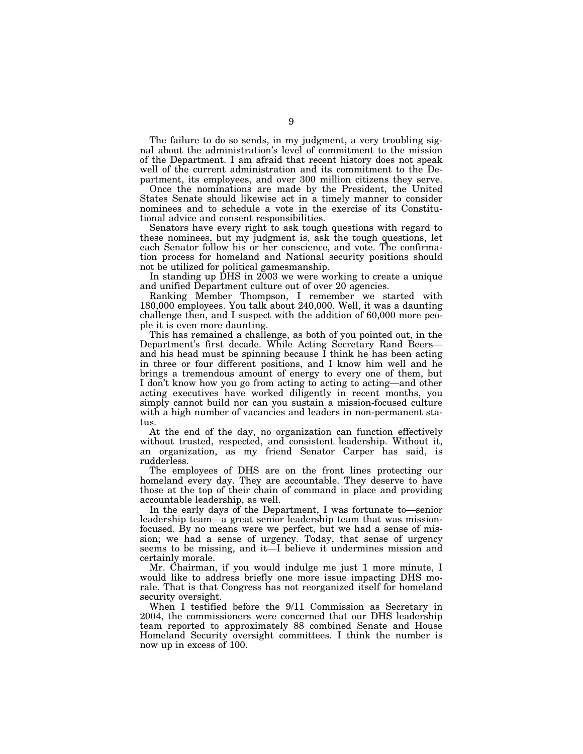The failure to do so sends, in my judgment, a very troubling signal about the administration's level of commitment to the mission of the Department. I am afraid that recent history does not speak well of the current administration and its commitment to the Department, its employees, and over 300 million citizens they serve.

Once the nominations are made by the President, the United States Senate should likewise act in a timely manner to consider nominees and to schedule a vote in the exercise of its Constitutional advice and consent responsibilities.

Senators have every right to ask tough questions with regard to these nominees, but my judgment is, ask the tough questions, let each Senator follow his or her conscience, and vote. The confirmation process for homeland and National security positions should not be utilized for political gamesmanship.

In standing up DHS in 2003 we were working to create a unique and unified Department culture out of over 20 agencies.

Ranking Member Thompson, I remember we started with 180,000 employees. You talk about 240,000. Well, it was a daunting challenge then, and I suspect with the addition of 60,000 more people it is even more daunting.

This has remained a challenge, as both of you pointed out, in the Department's first decade. While Acting Secretary Rand Beers—and his head must be spinning because I think he has been acting in three or four different positions, and I know him well and he brings a tremendous amount of energy to every one of them, but I don't know how you go from acting to acting to acting—and other acting executives have worked diligently in recent months, you simply cannot build nor can you sustain a mission-focused culture with a high number of vacancies and leaders in non-permanent status.

At the end of the day, no organization can function effectively without trusted, respected, and consistent leadership. Without it, an organization, as my friend Senator Carper has said, is rudderless.

The employees of DHS are on the front lines protecting our homeland every day. They are accountable. They deserve to have those at the top of their chain of command in place and providing accountable leadership, as well.

In the early days of the Department, I was fortunate to—senior leadership team—a great senior leadership team that was mission-focused. By no means were we perfect, but we had a sense of mission; we had a sense of urgency. Today, that sense of urgency seems to be missing, and it—I believe it undermines mission and certainly morale.

Mr. Chairman, if you would indulge me just 1 more minute, I would like to address briefly one more issue impacting DHS morale. That is that Congress has not reorganized itself for homeland security oversight.

When I testified before the 9/11 Commission as Secretary in 2004, the commissioners were concerned that our DHS leadership team reported to approximately 88 combined Senate and House Homeland Security oversight committees. I think the number is now up in excess of 100.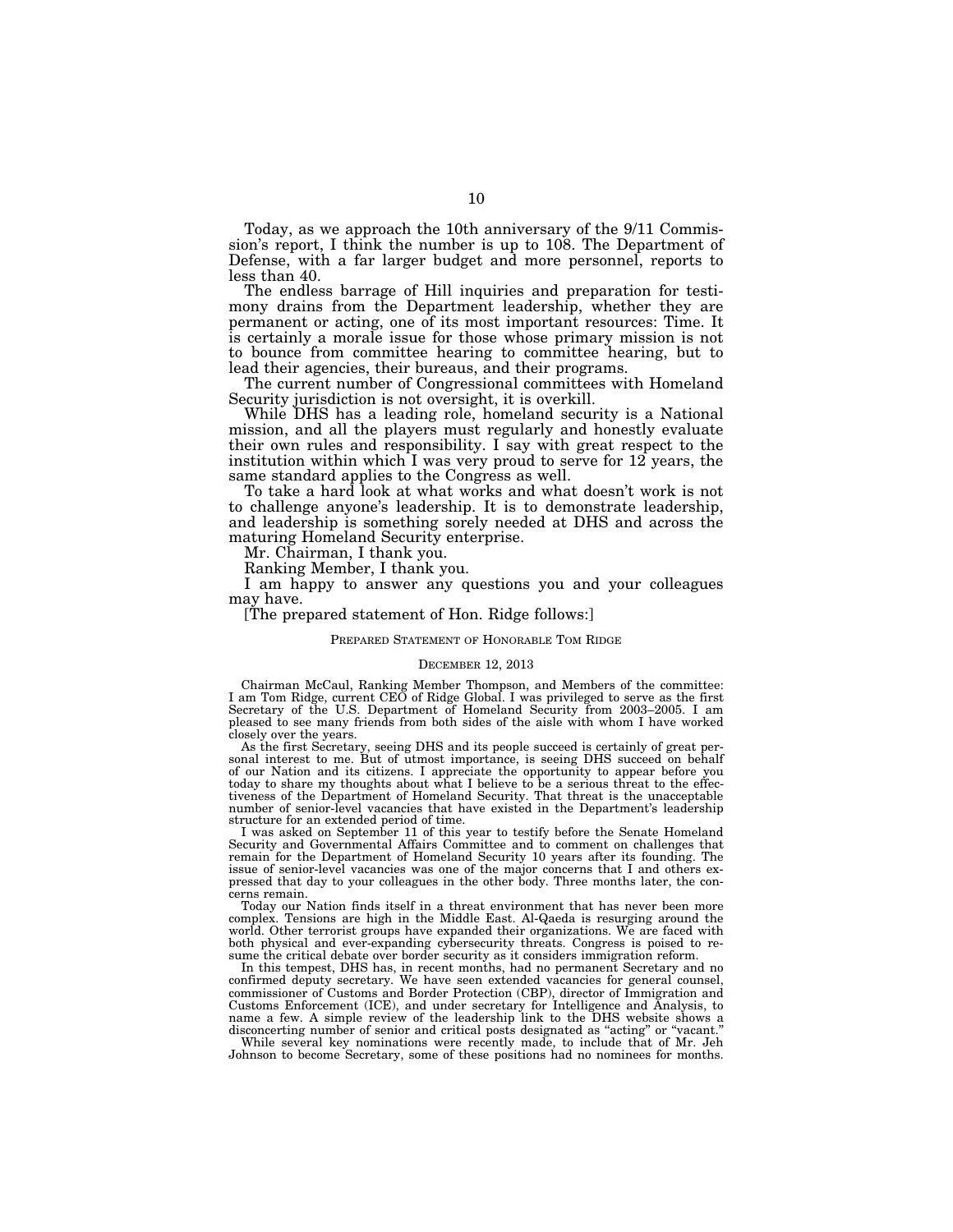Today, as we approach the 10th anniversary of the 9/11 Commission's report, I think the number is up to 108. The Department of Defense, with a far larger budget and more personnel, reports to less than 40.

The endless barrage of Hill inquiries and preparation for testimony drains from the Department leadership, whether they are permanent or acting, one of its most important resources: Time. It is certainly a morale issue for those whose primary mission is not to bounce from committee hearing to committee hearing, but to lead their agencies, their bureaus, and their programs.

The current number of Congressional committees with Homeland Security jurisdiction is not oversight, it is overkill.

While DHS has a leading role, homeland security is a National mission, and all the players must regularly and honestly evaluate their own rules and responsibility. I say with great respect to the institution within which I was very proud to serve for 12 years, the same standard applies to the Congress as well.

To take a hard look at what works and what doesn't work is not to challenge anyone's leadership. It is to demonstrate leadership, and leadership is something sorely needed at DHS and across the maturing Homeland Security enterprise.

Mr. Chairman, I thank you.

Ranking Member, I thank you.

I am happy to answer any questions you and your colleagues may have.

[The prepared statement of Hon. Ridge follows:]

PREPARED STATEMENT OF HONORABLE TOM RIDGE

DECEMBER 12, 2013

Chairman McCaul, Ranking Member Thompson, and Members of the committee: I am Tom Ridge, current CEO of Ridge Global. I was privileged to serve as the first Secretary of the U.S. Department of Homeland Security from 2003–2005. I am pleased to see many friends from both sides of the aisle with whom I have worked closely over the years.

As the first Secretary, seeing DHS and its people succeed is certainly of great personal interest to me. But of utmost importance, is seeing DHS succeed on behalf of our Nation and its citizens. I appreciate the opportunity to appear before you today to share my thoughts about what I believe to be a serious threat to the effectiveness of the Department of Homeland Security. That threat is the unacceptable number of senior-level vacancies that have existed in the Department's leadership structure for an extended period of time.

I was asked on September 11 of this year to testify before the Senate Homeland Security and Governmental Affairs Committee and to comment on challenges that remain for the Department of Homeland Security 10 years after its founding. The issue of senior-level vacancies was one of the major concerns that I and others expressed that day to your colleagues in the other body. Three months later, the concerns remain.

Today our Nation finds itself in a threat environment that has never been more complex. Tensions are high in the Middle East. Al-Qaeda is resurging around the world. Other terrorist groups have expanded their organizations. We are faced with both physical and ever-expanding cybersecurity threats. Congress is poised to resume the critical debate over border security as it considers immigration reform.

In this tempest, DHS has, in recent months, had no permanent Secretary and no confirmed deputy secretary. We have seen extended vacancies for general counsel, commissioner of Customs and Border Protection (CBP), director of Immigration and Customs Enforcement (ICE), and under secretary for Intelligence and Analysis, to name a few. A simple review of the leadership link to the DHS website shows a disconcerting number of senior and critical posts designated as "acting" or "vacant."

While several key nominations were recently made, to include that of Mr. Jeh Johnson to become Secretary, some of these positions had no nominees for months.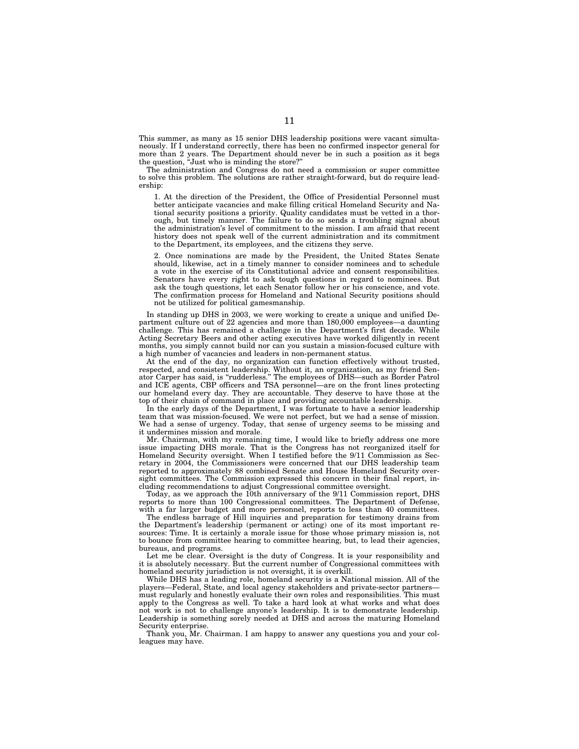This summer, as many as 15 senior DHS leadership positions were vacant simultaneously. If I understand correctly, there has been no confirmed inspector general for more than 2 years. The Department should never be in such a position as it begs the question, "Just who is minding the store?"

The administration and Congress do not need a commission or super committee to solve this problem. The solutions are rather straight-forward, but do require leadership:

> 1. At the direction of the President, the Office of Presidential Personnel must better anticipate vacancies and make filling critical Homeland Security and National security positions a priority. Quality candidates must be vetted in a thorough, but timely manner. The failure to do so sends a troubling signal about the administration's level of commitment to the mission. I am afraid that recent history does not speak well of the current administration and its commitment to the Department, its employees, and the citizens they serve.
>
> 2. Once nominations are made by the President, the United States Senate should, likewise, act in a timely manner to consider nominees and to schedule a vote in the exercise of its Constitutional advice and consent responsibilities. Senators have every right to ask tough questions in regard to nominees. But ask the tough questions, let each Senator follow her or his conscience, and vote. The confirmation process for Homeland and National Security positions should not be utilized for political gamesmanship.

In standing up DHS in 2003, we were working to create a unique and unified Department culture out of 22 agencies and more than 180,000 employees—a daunting challenge. This has remained a challenge in the Department's first decade. While Acting Secretary Beers and other acting executives have worked diligently in recent months, you simply cannot build nor can you sustain a mission-focused culture with a high number of vacancies and leaders in non-permanent status.

At the end of the day, no organization can function effectively without trusted, respected, and consistent leadership. Without it, an organization, as my friend Senator Carper has said, is "rudderless." The employees of DHS—such as Border Patrol and ICE agents, CBP officers and TSA personnel—are on the front lines protecting our homeland every day. They are accountable. They deserve to have those at the top of their chain of command in place and providing accountable leadership.

In the early days of the Department, I was fortunate to have a senior leadership team that was mission-focused. We were not perfect, but we had a sense of mission. We had a sense of urgency. Today, that sense of urgency seems to be missing and it undermines mission and morale.

Mr. Chairman, with my remaining time, I would like to briefly address one more issue impacting DHS morale. That is the Congress has not reorganized itself for Homeland Security oversight. When I testified before the 9/11 Commission as Secretary in 2004, the Commissioners were concerned that our DHS leadership team reported to approximately 88 combined Senate and House Homeland Security oversight committees. The Commission expressed this concern in their final report, including recommendations to adjust Congressional committee oversight.

Today, as we approach the 10th anniversary of the 9/11 Commission report, DHS reports to more than 100 Congressional committees. The Department of Defense, with a far larger budget and more personnel, reports to less than 40 committees.

The endless barrage of Hill inquiries and preparation for testimony drains from the Department's leadership (permanent or acting) one of its most important resources: Time. It is certainly a morale issue for those whose primary mission is, not to bounce from committee hearing to committee hearing, but, to lead their agencies, bureaus, and programs.

Let me be clear. Oversight is the duty of Congress. It is your responsibility and it is absolutely necessary. But the current number of Congressional committees with homeland security jurisdiction is not oversight, it is overkill.

While DHS has a leading role, homeland security is a National mission. All of the players—Federal, State, and local agency stakeholders and private-sector partners—must regularly and honestly evaluate their own roles and responsibilities. This must apply to the Congress as well. To take a hard look at what works and what does not work is not to challenge anyone's leadership. It is to demonstrate leadership. Leadership is something sorely needed at DHS and across the maturing Homeland Security enterprise.

Thank you, Mr. Chairman. I am happy to answer any questions you and your colleagues may have.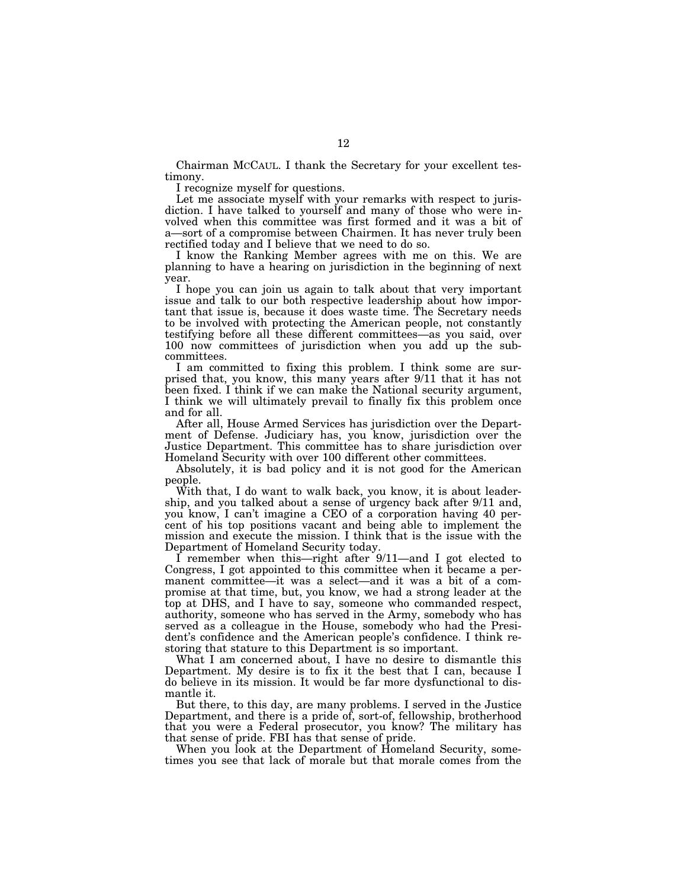Chairman MCCAUL. I thank the Secretary for your excellent testimony.

I recognize myself for questions.

Let me associate myself with your remarks with respect to jurisdiction. I have talked to yourself and many of those who were involved when this committee was first formed and it was a bit of a—sort of a compromise between Chairmen. It has never truly been rectified today and I believe that we need to do so.

I know the Ranking Member agrees with me on this. We are planning to have a hearing on jurisdiction in the beginning of next year.

I hope you can join us again to talk about that very important issue and talk to our both respective leadership about how important that issue is, because it does waste time. The Secretary needs to be involved with protecting the American people, not constantly testifying before all these different committees—as you said, over 100 now committees of jurisdiction when you add up the subcommittees.

I am committed to fixing this problem. I think some are surprised that, you know, this many years after 9/11 that it has not been fixed. I think if we can make the National security argument, I think we will ultimately prevail to finally fix this problem once and for all.

After all, House Armed Services has jurisdiction over the Department of Defense. Judiciary has, you know, jurisdiction over the Justice Department. This committee has to share jurisdiction over Homeland Security with over 100 different other committees.

Absolutely, it is bad policy and it is not good for the American people.

With that, I do want to walk back, you know, it is about leadership, and you talked about a sense of urgency back after 9/11 and, you know, I can't imagine a CEO of a corporation having 40 percent of his top positions vacant and being able to implement the mission and execute the mission. I think that is the issue with the Department of Homeland Security today.

I remember when this—right after 9/11—and I got elected to Congress, I got appointed to this committee when it became a permanent committee—it was a select—and it was a bit of a compromise at that time, but, you know, we had a strong leader at the top at DHS, and I have to say, someone who commanded respect, authority, someone who has served in the Army, somebody who has served as a colleague in the House, somebody who had the President's confidence and the American people's confidence. I think restoring that stature to this Department is so important.

What I am concerned about, I have no desire to dismantle this Department. My desire is to fix it the best that I can, because I do believe in its mission. It would be far more dysfunctional to dismantle it.

But there, to this day, are many problems. I served in the Justice Department, and there is a pride of, sort-of, fellowship, brotherhood that you were a Federal prosecutor, you know? The military has that sense of pride. FBI has that sense of pride.

When you look at the Department of Homeland Security, sometimes you see that lack of morale but that morale comes from the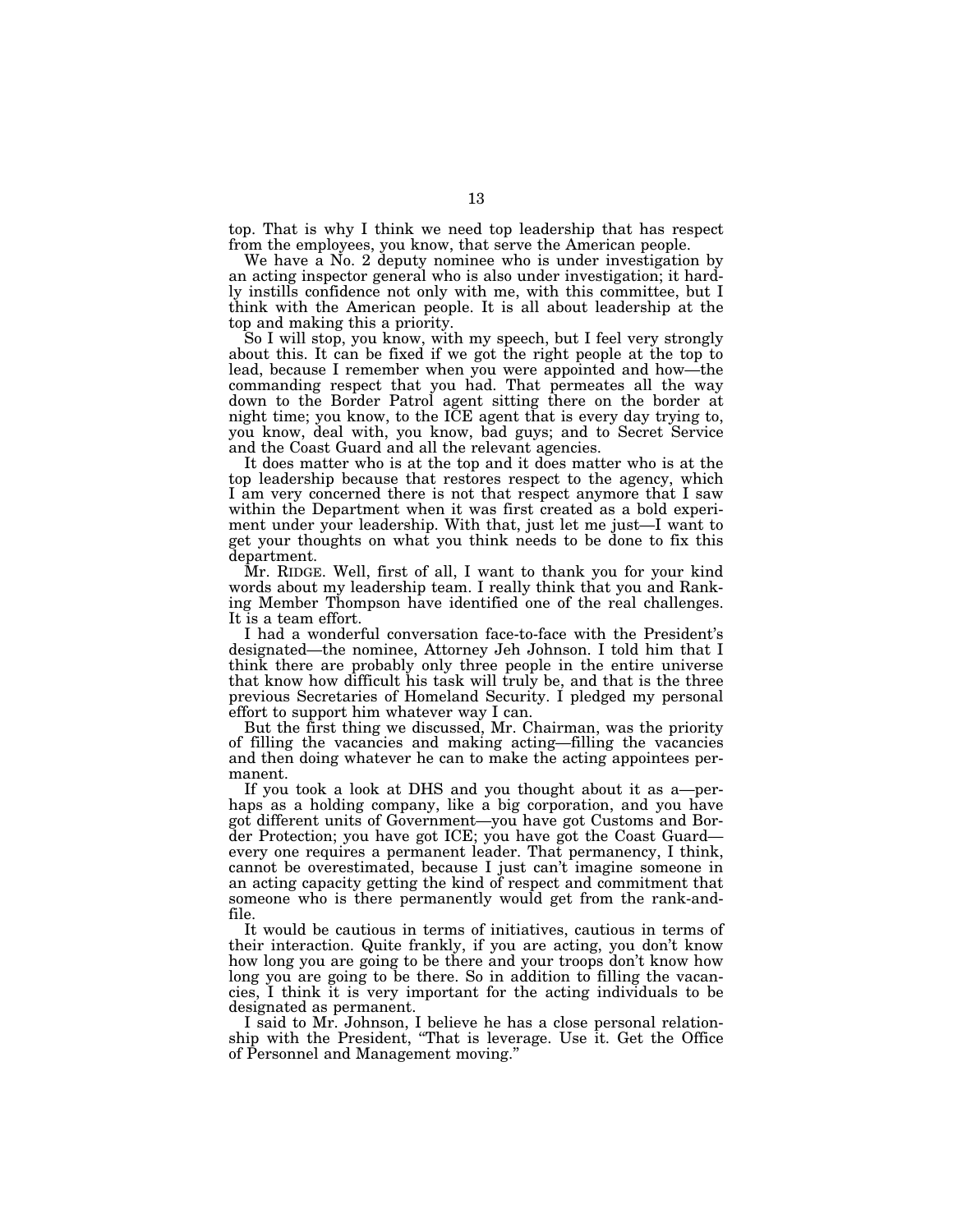top. That is why I think we need top leadership that has respect from the employees, you know, that serve the American people.

We have a No. 2 deputy nominee who is under investigation by an acting inspector general who is also under investigation; it hardly instills confidence not only with me, with this committee, but I think with the American people. It is all about leadership at the top and making this a priority.

So I will stop, you know, with my speech, but I feel very strongly about this. It can be fixed if we got the right people at the top to lead, because I remember when you were appointed and how—the commanding respect that you had. That permeates all the way down to the Border Patrol agent sitting there on the border at night time; you know, to the ICE agent that is every day trying to, you know, deal with, you know, bad guys; and to Secret Service and the Coast Guard and all the relevant agencies.

It does matter who is at the top and it does matter who is at the top leadership because that restores respect to the agency, which I am very concerned there is not that respect anymore that I saw within the Department when it was first created as a bold experiment under your leadership. With that, just let me just—I want to get your thoughts on what you think needs to be done to fix this department.

Mr. RIDGE. Well, first of all, I want to thank you for your kind words about my leadership team. I really think that you and Ranking Member Thompson have identified one of the real challenges. It is a team effort.

I had a wonderful conversation face-to-face with the President's designated—the nominee, Attorney Jeh Johnson. I told him that I think there are probably only three people in the entire universe that know how difficult his task will truly be, and that is the three previous Secretaries of Homeland Security. I pledged my personal effort to support him whatever way I can.

But the first thing we discussed, Mr. Chairman, was the priority of filling the vacancies and making acting—filling the vacancies and then doing whatever he can to make the acting appointees permanent.

If you took a look at DHS and you thought about it as a—perhaps as a holding company, like a big corporation, and you have got different units of Government—you have got Customs and Border Protection; you have got ICE; you have got the Coast Guard—every one requires a permanent leader. That permanency, I think, cannot be overestimated, because I just can't imagine someone in an acting capacity getting the kind of respect and commitment that someone who is there permanently would get from the rank-and-file.

It would be cautious in terms of initiatives, cautious in terms of their interaction. Quite frankly, if you are acting, you don't know how long you are going to be there and your troops don't know how long you are going to be there. So in addition to filling the vacancies, I think it is very important for the acting individuals to be designated as permanent.

I said to Mr. Johnson, I believe he has a close personal relationship with the President, "That is leverage. Use it. Get the Office of Personnel and Management moving."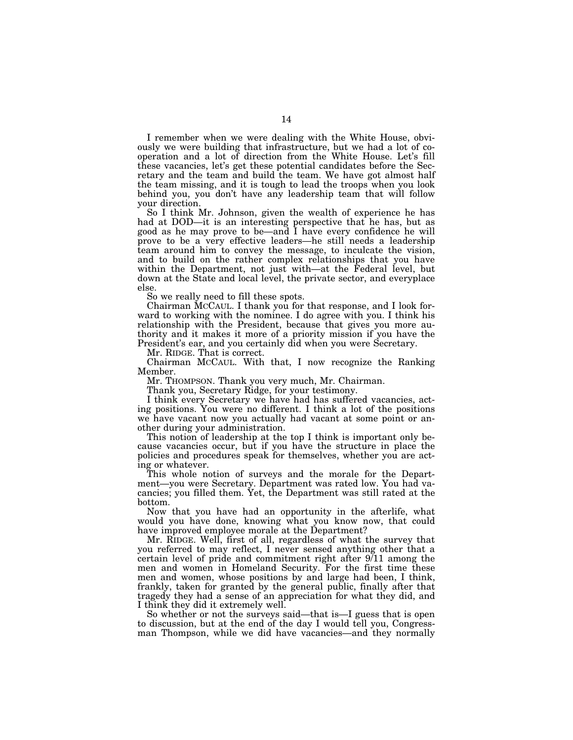I remember when we were dealing with the White House, obviously we were building that infrastructure, but we had a lot of cooperation and a lot of direction from the White House. Let's fill these vacancies, let's get these potential candidates before the Secretary and the team and build the team. We have got almost half the team missing, and it is tough to lead the troops when you look behind you, you don't have any leadership team that will follow your direction.

So I think Mr. Johnson, given the wealth of experience he has had at DOD—it is an interesting perspective that he has, but as good as he may prove to be—and I have every confidence he will prove to be a very effective leaders—he still needs a leadership team around him to convey the message, to inculcate the vision, and to build on the rather complex relationships that you have within the Department, not just with—at the Federal level, but down at the State and local level, the private sector, and everyplace else.

So we really need to fill these spots.

Chairman MCCAUL. I thank you for that response, and I look forward to working with the nominee. I do agree with you. I think his relationship with the President, because that gives you more authority and it makes it more of a priority mission if you have the President's ear, and you certainly did when you were Secretary.

Mr. RIDGE. That is correct.

Chairman MCCAUL. With that, I now recognize the Ranking Member.

Mr. THOMPSON. Thank you very much, Mr. Chairman.

Thank you, Secretary Ridge, for your testimony.

I think every Secretary we have had has suffered vacancies, acting positions. You were no different. I think a lot of the positions we have vacant now you actually had vacant at some point or another during your administration.

This notion of leadership at the top I think is important only because vacancies occur, but if you have the structure in place the policies and procedures speak for themselves, whether you are acting or whatever.

This whole notion of surveys and the morale for the Department—you were Secretary. Department was rated low. You had vacancies; you filled them. Yet, the Department was still rated at the bottom.

Now that you have had an opportunity in the afterlife, what would you have done, knowing what you know now, that could have improved employee morale at the Department?

Mr. RIDGE. Well, first of all, regardless of what the survey that you referred to may reflect, I never sensed anything other that a certain level of pride and commitment right after 9/11 among the men and women in Homeland Security. For the first time these men and women, whose positions by and large had been, I think, frankly, taken for granted by the general public, finally after that tragedy they had a sense of an appreciation for what they did, and I think they did it extremely well.

So whether or not the surveys said—that is—I guess that is open to discussion, but at the end of the day I would tell you, Congressman Thompson, while we did have vacancies—and they normally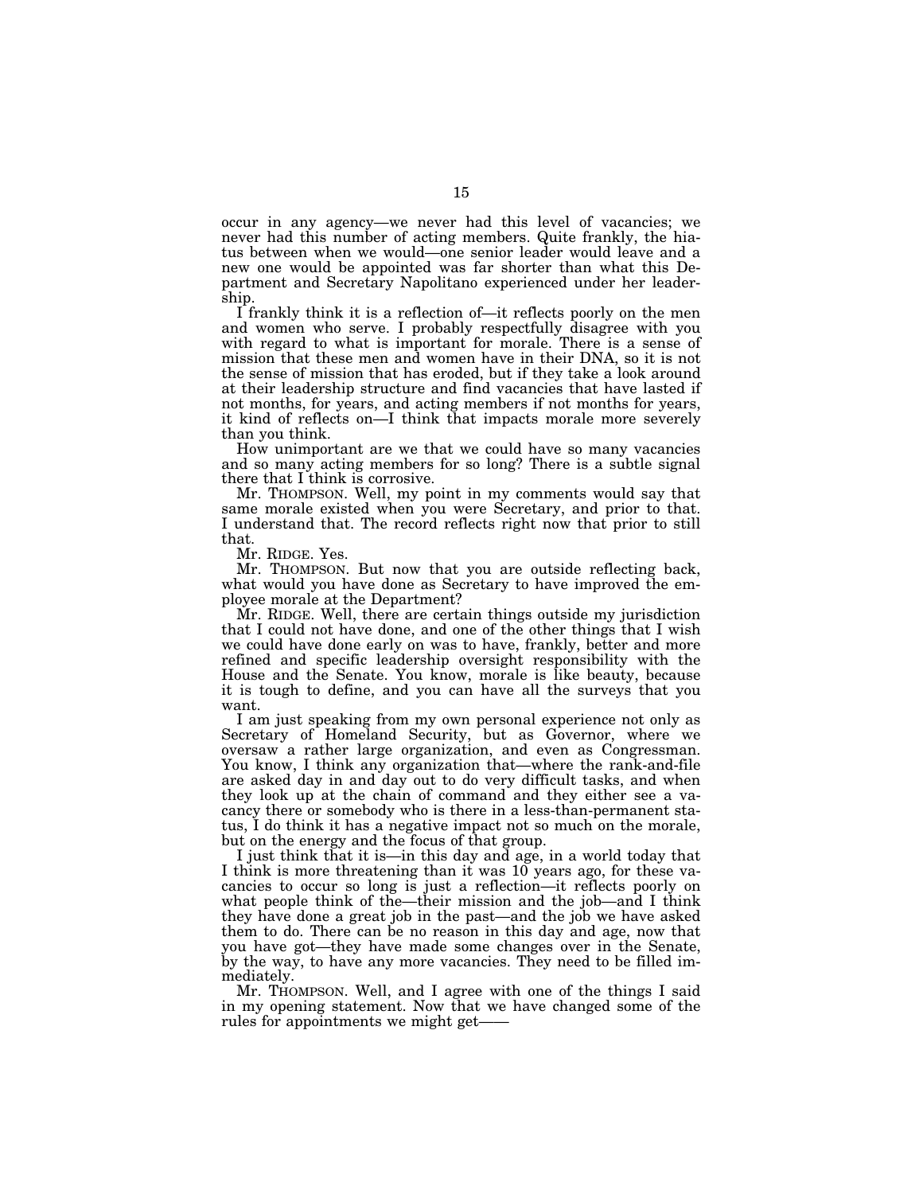occur in any agency—we never had this level of vacancies; we never had this number of acting members. Quite frankly, the hiatus between when we would—one senior leader would leave and a new one would be appointed was far shorter than what this Department and Secretary Napolitano experienced under her leadership.

I frankly think it is a reflection of—it reflects poorly on the men and women who serve. I probably respectfully disagree with you with regard to what is important for morale. There is a sense of mission that these men and women have in their DNA, so it is not the sense of mission that has eroded, but if they take a look around at their leadership structure and find vacancies that have lasted if not months, for years, and acting members if not months for years, it kind of reflects on—I think that impacts morale more severely than you think.

How unimportant are we that we could have so many vacancies and so many acting members for so long? There is a subtle signal there that I think is corrosive.

Mr. THOMPSON. Well, my point in my comments would say that same morale existed when you were Secretary, and prior to that. I understand that. The record reflects right now that prior to still that.

Mr. RIDGE. Yes.

Mr. THOMPSON. But now that you are outside reflecting back, what would you have done as Secretary to have improved the employee morale at the Department?

Mr. RIDGE. Well, there are certain things outside my jurisdiction that I could not have done, and one of the other things that I wish we could have done early on was to have, frankly, better and more refined and specific leadership oversight responsibility with the House and the Senate. You know, morale is like beauty, because it is tough to define, and you can have all the surveys that you want.

I am just speaking from my own personal experience not only as Secretary of Homeland Security, but as Governor, where we oversaw a rather large organization, and even as Congressman. You know, I think any organization that—where the rank-and-file are asked day in and day out to do very difficult tasks, and when they look up at the chain of command and they either see a vacancy there or somebody who is there in a less-than-permanent status, I do think it has a negative impact not so much on the morale, but on the energy and the focus of that group.

I just think that it is—in this day and age, in a world today that I think is more threatening than it was 10 years ago, for these vacancies to occur so long is just a reflection—it reflects poorly on what people think of the—their mission and the job—and I think they have done a great job in the past—and the job we have asked them to do. There can be no reason in this day and age, now that you have got—they have made some changes over in the Senate, by the way, to have any more vacancies. They need to be filled immediately.

Mr. THOMPSON. Well, and I agree with one of the things I said in my opening statement. Now that we have changed some of the rules for appointments we might get——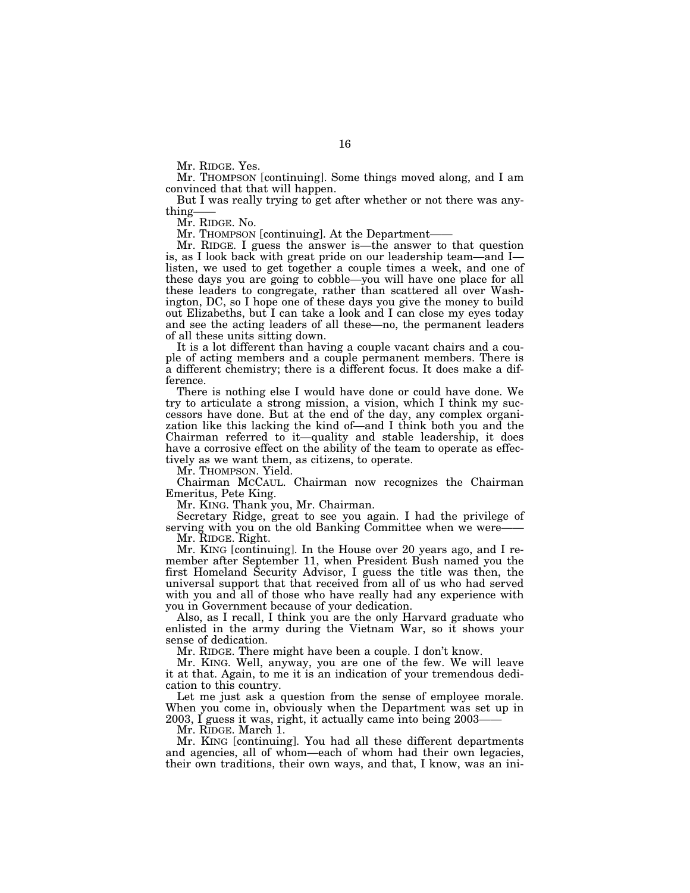Mr. RIDGE. Yes.

Mr. THOMPSON [continuing]. Some things moved along, and I am convinced that that will happen.

But I was really trying to get after whether or not there was anything——

Mr. RIDGE. No.

Mr. THOMPSON [continuing]. At the Department——

Mr. RIDGE. I guess the answer is—the answer to that question is, as I look back with great pride on our leadership team—and I—listen, we used to get together a couple times a week, and one of these days you are going to cobble—you will have one place for all these leaders to congregate, rather than scattered all over Washington, DC, so I hope one of these days you give the money to build out Elizabeths, but I can take a look and I can close my eyes today and see the acting leaders of all these—no, the permanent leaders of all these units sitting down.

It is a lot different than having a couple vacant chairs and a couple of acting members and a couple permanent members. There is a different chemistry; there is a different focus. It does make a difference.

There is nothing else I would have done or could have done. We try to articulate a strong mission, a vision, which I think my successors have done. But at the end of the day, any complex organization like this lacking the kind of—and I think both you and the Chairman referred to it—quality and stable leadership, it does have a corrosive effect on the ability of the team to operate as effectively as we want them, as citizens, to operate.

Mr. THOMPSON. Yield.

Chairman MCCAUL. Chairman now recognizes the Chairman Emeritus, Pete King.

Mr. KING. Thank you, Mr. Chairman.

Secretary Ridge, great to see you again. I had the privilege of serving with you on the old Banking Committee when we were——

Mr. RIDGE. Right.

Mr. KING [continuing]. In the House over 20 years ago, and I remember after September 11, when President Bush named you the first Homeland Security Advisor, I guess the title was then, the universal support that that received from all of us who had served with you and all of those who have really had any experience with you in Government because of your dedication.

Also, as I recall, I think you are the only Harvard graduate who enlisted in the army during the Vietnam War, so it shows your sense of dedication.

Mr. RIDGE. There might have been a couple. I don't know.

Mr. KING. Well, anyway, you are one of the few. We will leave it at that. Again, to me it is an indication of your tremendous dedication to this country.

Let me just ask a question from the sense of employee morale. When you come in, obviously when the Department was set up in 2003, I guess it was, right, it actually came into being 2003——

Mr. RIDGE. March 1.

Mr. KING [continuing]. You had all these different departments and agencies, all of whom—each of whom had their own legacies, their own traditions, their own ways, and that, I know, was an ini-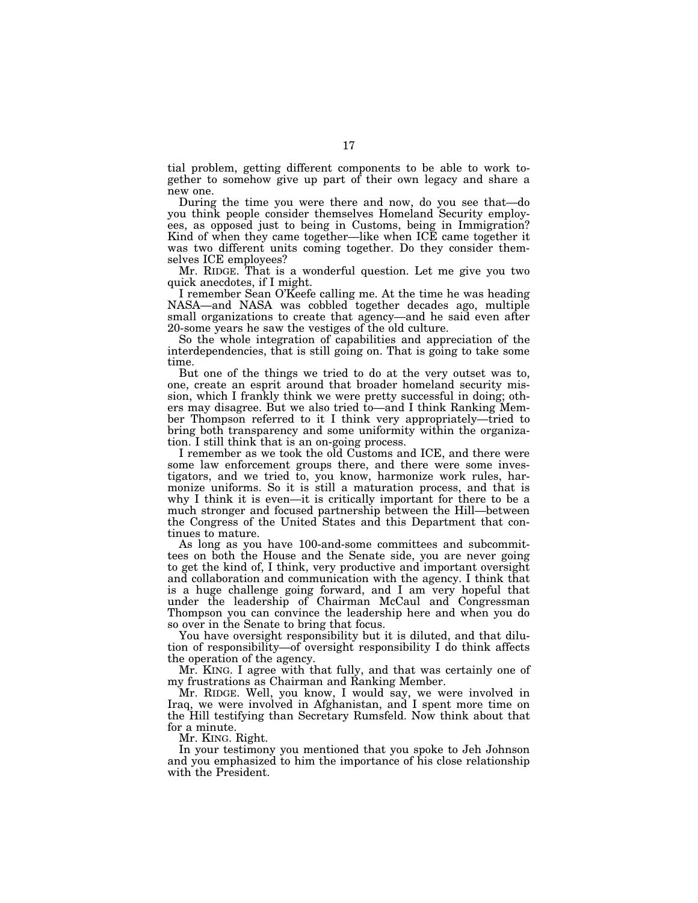tial problem, getting different components to be able to work together to somehow give up part of their own legacy and share a new one.

During the time you were there and now, do you see that—do you think people consider themselves Homeland Security employees, as opposed just to being in Customs, being in Immigration? Kind of when they came together—like when ICE came together it was two different units coming together. Do they consider themselves ICE employees?

Mr. RIDGE. That is a wonderful question. Let me give you two quick anecdotes, if I might.

I remember Sean O'Keefe calling me. At the time he was heading NASA—and NASA was cobbled together decades ago, multiple small organizations to create that agency—and he said even after 20-some years he saw the vestiges of the old culture.

So the whole integration of capabilities and appreciation of the interdependencies, that is still going on. That is going to take some time.

But one of the things we tried to do at the very outset was to, one, create an esprit around that broader homeland security mission, which I frankly think we were pretty successful in doing; others may disagree. But we also tried to—and I think Ranking Member Thompson referred to it I think very appropriately—tried to bring both transparency and some uniformity within the organization. I still think that is an on-going process.

I remember as we took the old Customs and ICE, and there were some law enforcement groups there, and there were some investigators, and we tried to, you know, harmonize work rules, harmonize uniforms. So it is still a maturation process, and that is why I think it is even—it is critically important for there to be a much stronger and focused partnership between the Hill—between the Congress of the United States and this Department that continues to mature.

As long as you have 100-and-some committees and subcommittees on both the House and the Senate side, you are never going to get the kind of, I think, very productive and important oversight and collaboration and communication with the agency. I think that is a huge challenge going forward, and I am very hopeful that under the leadership of Chairman McCaul and Congressman Thompson you can convince the leadership here and when you do so over in the Senate to bring that focus.

You have oversight responsibility but it is diluted, and that dilution of responsibility—of oversight responsibility I do think affects the operation of the agency.

Mr. KING. I agree with that fully, and that was certainly one of my frustrations as Chairman and Ranking Member.

Mr. RIDGE. Well, you know, I would say, we were involved in Iraq, we were involved in Afghanistan, and I spent more time on the Hill testifying than Secretary Rumsfeld. Now think about that for a minute.

Mr. KING. Right.

In your testimony you mentioned that you spoke to Jeh Johnson and you emphasized to him the importance of his close relationship with the President.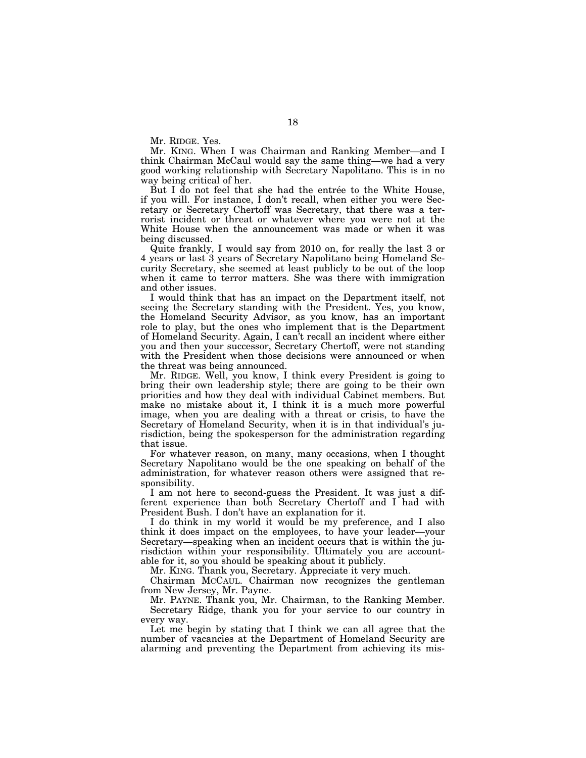Mr. RIDGE. Yes.

Mr. KING. When I was Chairman and Ranking Member—and I think Chairman McCaul would say the same thing—we had a very good working relationship with Secretary Napolitano. This is in no way being critical of her.

But I do not feel that she had the entrée to the White House, if you will. For instance, I don't recall, when either you were Secretary or Secretary Chertoff was Secretary, that there was a terrorist incident or threat or whatever where you were not at the White House when the announcement was made or when it was being discussed.

Quite frankly, I would say from 2010 on, for really the last 3 or 4 years or last 3 years of Secretary Napolitano being Homeland Security Secretary, she seemed at least publicly to be out of the loop when it came to terror matters. She was there with immigration and other issues.

I would think that has an impact on the Department itself, not seeing the Secretary standing with the President. Yes, you know, the Homeland Security Advisor, as you know, has an important role to play, but the ones who implement that is the Department of Homeland Security. Again, I can't recall an incident where either you and then your successor, Secretary Chertoff, were not standing with the President when those decisions were announced or when the threat was being announced.

Mr. RIDGE. Well, you know, I think every President is going to bring their own leadership style; there are going to be their own priorities and how they deal with individual Cabinet members. But make no mistake about it, I think it is a much more powerful image, when you are dealing with a threat or crisis, to have the Secretary of Homeland Security, when it is in that individual's jurisdiction, being the spokesperson for the administration regarding that issue.

For whatever reason, on many, many occasions, when I thought Secretary Napolitano would be the one speaking on behalf of the administration, for whatever reason others were assigned that responsibility.

I am not here to second-guess the President. It was just a different experience than both Secretary Chertoff and I had with President Bush. I don't have an explanation for it.

I do think in my world it would be my preference, and I also think it does impact on the employees, to have your leader—your Secretary—speaking when an incident occurs that is within the jurisdiction within your responsibility. Ultimately you are accountable for it, so you should be speaking about it publicly.

Mr. KING. Thank you, Secretary. Appreciate it very much.

Chairman MCCAUL. Chairman now recognizes the gentleman from New Jersey, Mr. Payne.

Mr. PAYNE. Thank you, Mr. Chairman, to the Ranking Member.

Secretary Ridge, thank you for your service to our country in every way.

Let me begin by stating that I think we can all agree that the number of vacancies at the Department of Homeland Security are alarming and preventing the Department from achieving its mis-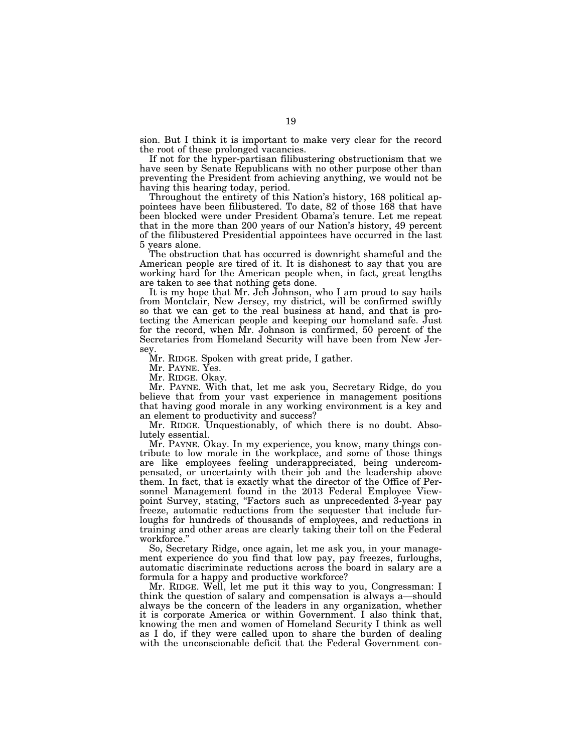sion. But I think it is important to make very clear for the record the root of these prolonged vacancies.

If not for the hyper-partisan filibustering obstructionism that we have seen by Senate Republicans with no other purpose other than preventing the President from achieving anything, we would not be having this hearing today, period.

Throughout the entirety of this Nation's history, 168 political appointees have been filibustered. To date, 82 of those 168 that have been blocked were under President Obama's tenure. Let me repeat that in the more than 200 years of our Nation's history, 49 percent of the filibustered Presidential appointees have occurred in the last 5 years alone.

The obstruction that has occurred is downright shameful and the American people are tired of it. It is dishonest to say that you are working hard for the American people when, in fact, great lengths are taken to see that nothing gets done.

It is my hope that Mr. Jeh Johnson, who I am proud to say hails from Montclair, New Jersey, my district, will be confirmed swiftly so that we can get to the real business at hand, and that is protecting the American people and keeping our homeland safe. Just for the record, when Mr. Johnson is confirmed, 50 percent of the Secretaries from Homeland Security will have been from New Jersey.

Mr. RIDGE. Spoken with great pride, I gather.

Mr. PAYNE. Yes.

Mr. RIDGE. Okay.

Mr. PAYNE. With that, let me ask you, Secretary Ridge, do you believe that from your vast experience in management positions that having good morale in any working environment is a key and an element to productivity and success?

Mr. RIDGE. Unquestionably, of which there is no doubt. Absolutely essential.

Mr. PAYNE. Okay. In my experience, you know, many things contribute to low morale in the workplace, and some of those things are like employees feeling underappreciated, being undercompensated, or uncertainty with their job and the leadership above them. In fact, that is exactly what the director of the Office of Personnel Management found in the 2013 Federal Employee Viewpoint Survey, stating, "Factors such as unprecedented 3-year pay freeze, automatic reductions from the sequester that include furloughs for hundreds of thousands of employees, and reductions in training and other areas are clearly taking their toll on the Federal workforce."

So, Secretary Ridge, once again, let me ask you, in your management experience do you find that low pay, pay freezes, furloughs, automatic discriminate reductions across the board in salary are a formula for a happy and productive workforce?

Mr. RIDGE. Well, let me put it this way to you, Congressman: I think the question of salary and compensation is always a—should always be the concern of the leaders in any organization, whether it is corporate America or within Government. I also think that, knowing the men and women of Homeland Security I think as well as I do, if they were called upon to share the burden of dealing with the unconscionable deficit that the Federal Government con-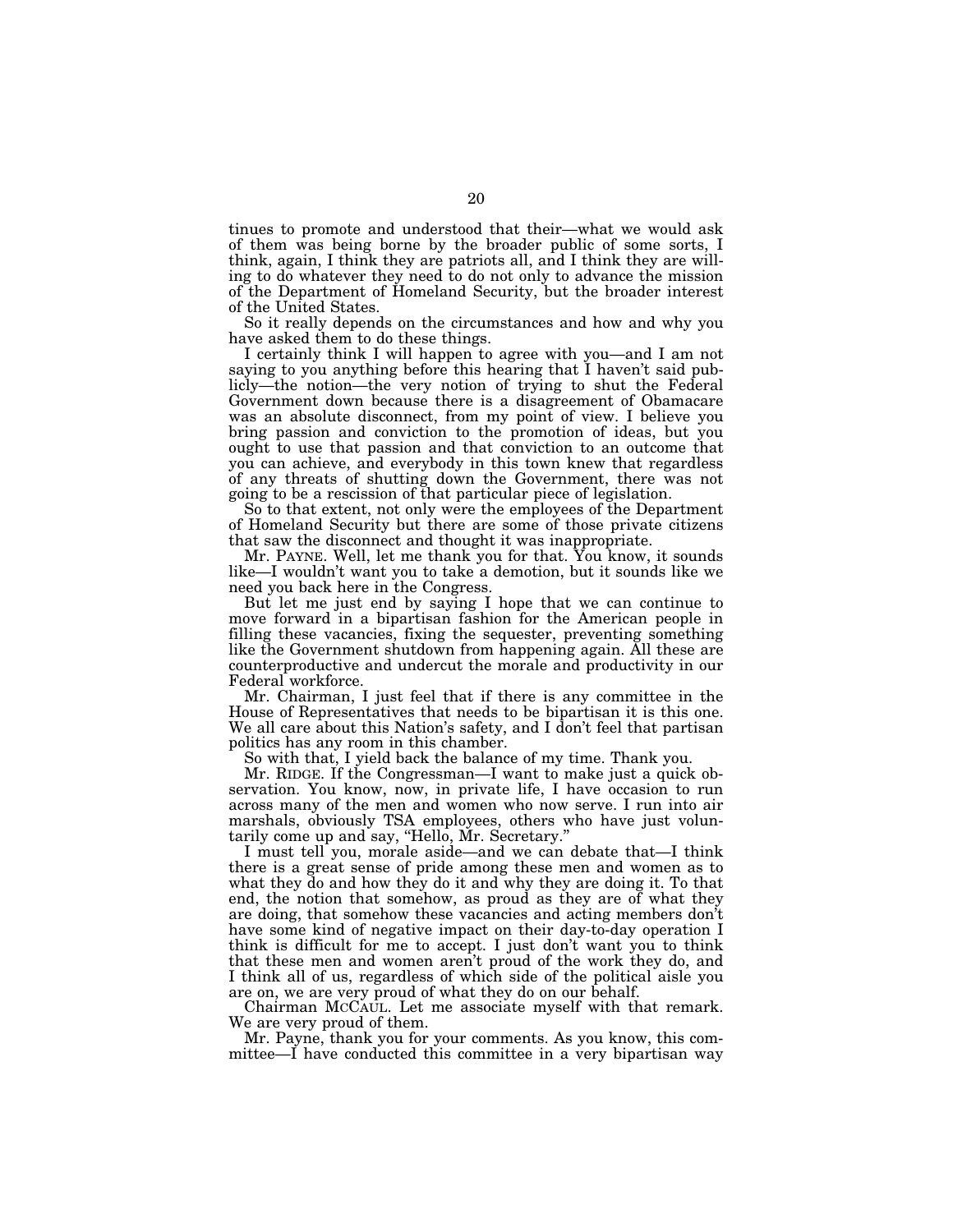tinues to promote and understood that their—what we would ask of them was being borne by the broader public of some sorts, I think, again, I think they are patriots all, and I think they are willing to do whatever they need to do not only to advance the mission of the Department of Homeland Security, but the broader interest of the United States.

So it really depends on the circumstances and how and why you have asked them to do these things.

I certainly think I will happen to agree with you—and I am not saying to you anything before this hearing that I haven't said publicly—the notion—the very notion of trying to shut the Federal Government down because there is a disagreement of Obamacare was an absolute disconnect, from my point of view. I believe you bring passion and conviction to the promotion of ideas, but you ought to use that passion and that conviction to an outcome that you can achieve, and everybody in this town knew that regardless of any threats of shutting down the Government, there was not going to be a rescission of that particular piece of legislation.

So to that extent, not only were the employees of the Department of Homeland Security but there are some of those private citizens that saw the disconnect and thought it was inappropriate.

Mr. PAYNE. Well, let me thank you for that. You know, it sounds like—I wouldn't want you to take a demotion, but it sounds like we need you back here in the Congress.

But let me just end by saying I hope that we can continue to move forward in a bipartisan fashion for the American people in filling these vacancies, fixing the sequester, preventing something like the Government shutdown from happening again. All these are counterproductive and undercut the morale and productivity in our Federal workforce.

Mr. Chairman, I just feel that if there is any committee in the House of Representatives that needs to be bipartisan it is this one. We all care about this Nation's safety, and I don't feel that partisan politics has any room in this chamber.

So with that, I yield back the balance of my time. Thank you.

Mr. RIDGE. If the Congressman—I want to make just a quick observation. You know, now, in private life, I have occasion to run across many of the men and women who now serve. I run into air marshals, obviously TSA employees, others who have just voluntarily come up and say, "Hello, Mr. Secretary."

I must tell you, morale aside—and we can debate that—I think there is a great sense of pride among these men and women as to what they do and how they do it and why they are doing it. To that end, the notion that somehow, as proud as they are of what they are doing, that somehow these vacancies and acting members don't have some kind of negative impact on their day-to-day operation I think is difficult for me to accept. I just don't want you to think that these men and women aren't proud of the work they do, and I think all of us, regardless of which side of the political aisle you are on, we are very proud of what they do on our behalf.

Chairman MCCAUL. Let me associate myself with that remark. We are very proud of them.

Mr. Payne, thank you for your comments. As you know, this committee—I have conducted this committee in a very bipartisan way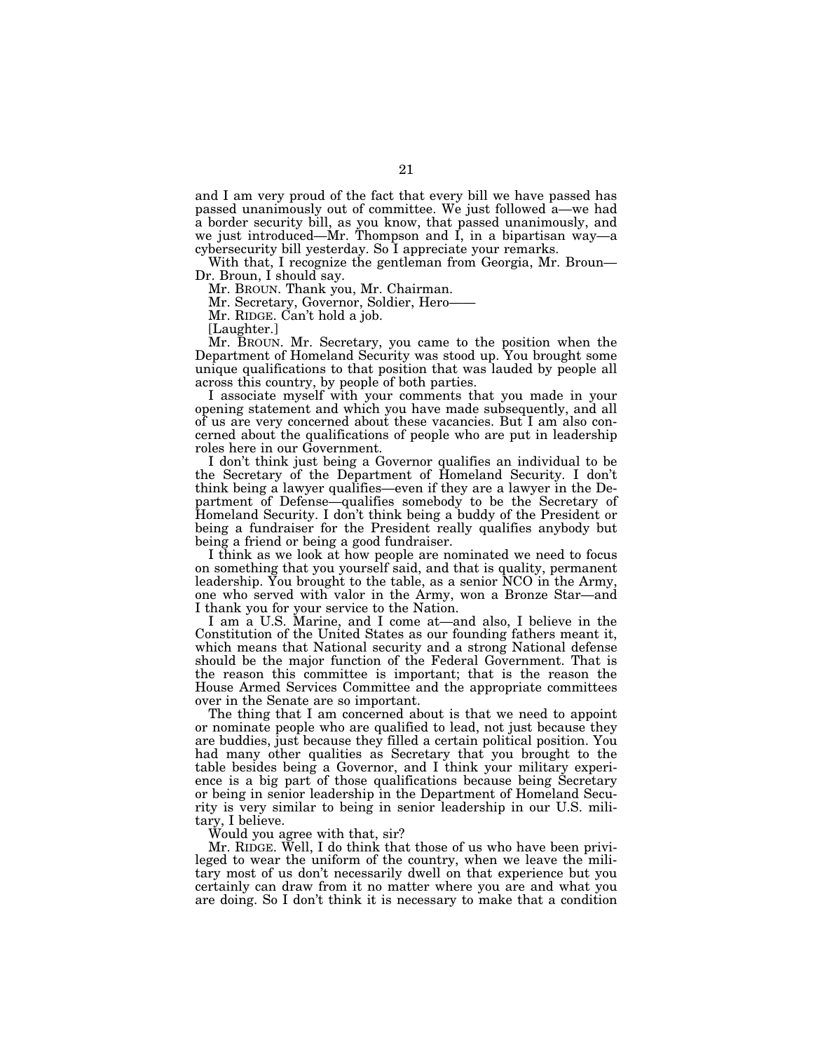and I am very proud of the fact that every bill we have passed has passed unanimously out of committee. We just followed a—we had a border security bill, as you know, that passed unanimously, and we just introduced—Mr. Thompson and I, in a bipartisan way—a cybersecurity bill yesterday. So I appreciate your remarks.

With that, I recognize the gentleman from Georgia, Mr. Broun—Dr. Broun, I should say.

Mr. BROUN. Thank you, Mr. Chairman.

Mr. Secretary, Governor, Soldier, Hero——

Mr. RIDGE. Can't hold a job.

[Laughter.]

Mr. BROUN. Mr. Secretary, you came to the position when the Department of Homeland Security was stood up. You brought some unique qualifications to that position that was lauded by people all across this country, by people of both parties.

I associate myself with your comments that you made in your opening statement and which you have made subsequently, and all of us are very concerned about these vacancies. But I am also concerned about the qualifications of people who are put in leadership roles here in our Government.

I don't think just being a Governor qualifies an individual to be the Secretary of the Department of Homeland Security. I don't think being a lawyer qualifies—even if they are a lawyer in the Department of Defense—qualifies somebody to be the Secretary of Homeland Security. I don't think being a buddy of the President or being a fundraiser for the President really qualifies anybody but being a friend or being a good fundraiser.

I think as we look at how people are nominated we need to focus on something that you yourself said, and that is quality, permanent leadership. You brought to the table, as a senior NCO in the Army, one who served with valor in the Army, won a Bronze Star—and I thank you for your service to the Nation.

I am a U.S. Marine, and I come at—and also, I believe in the Constitution of the United States as our founding fathers meant it, which means that National security and a strong National defense should be the major function of the Federal Government. That is the reason this committee is important; that is the reason the House Armed Services Committee and the appropriate committees over in the Senate are so important.

The thing that I am concerned about is that we need to appoint or nominate people who are qualified to lead, not just because they are buddies, just because they filled a certain political position. You had many other qualities as Secretary that you brought to the table besides being a Governor, and I think your military experience is a big part of those qualifications because being Secretary or being in senior leadership in the Department of Homeland Security is very similar to being in senior leadership in our U.S. military, I believe.

Would you agree with that, sir?

Mr. RIDGE. Well, I do think that those of us who have been privileged to wear the uniform of the country, when we leave the military most of us don't necessarily dwell on that experience but you certainly can draw from it no matter where you are and what you are doing. So I don't think it is necessary to make that a condition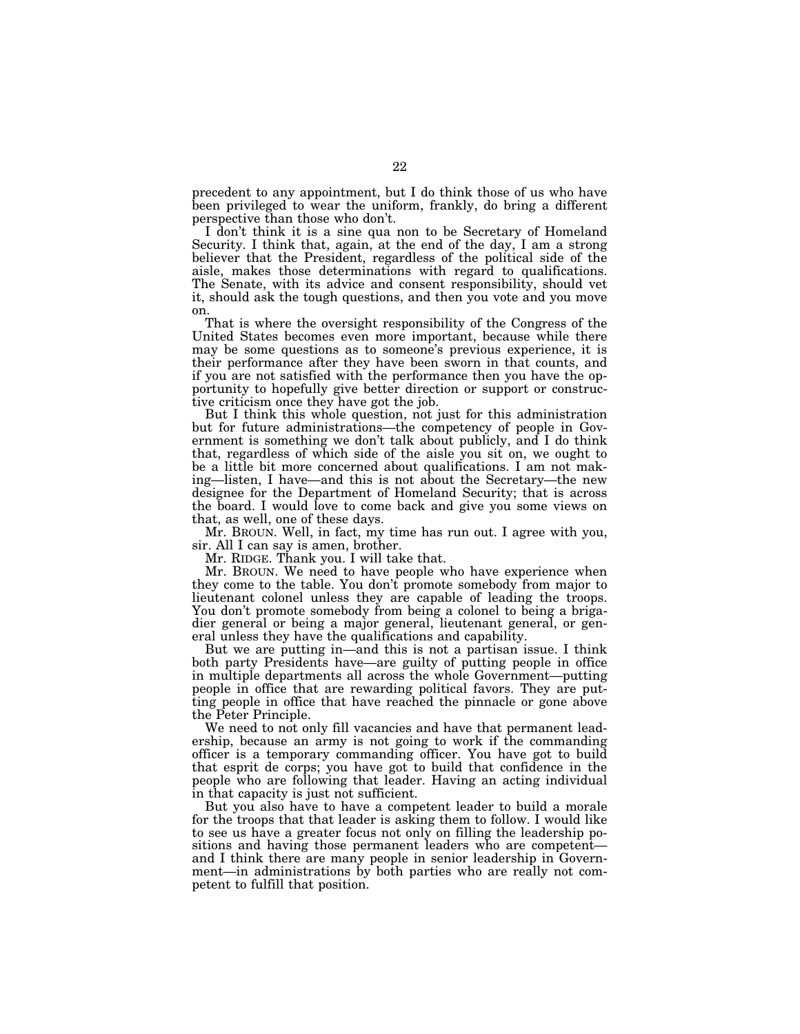precedent to any appointment, but I do think those of us who have been privileged to wear the uniform, frankly, do bring a different perspective than those who don't.

I don't think it is a sine qua non to be Secretary of Homeland Security. I think that, again, at the end of the day, I am a strong believer that the President, regardless of the political side of the aisle, makes those determinations with regard to qualifications. The Senate, with its advice and consent responsibility, should vet it, should ask the tough questions, and then you vote and you move on.

That is where the oversight responsibility of the Congress of the United States becomes even more important, because while there may be some questions as to someone's previous experience, it is their performance after they have been sworn in that counts, and if you are not satisfied with the performance then you have the opportunity to hopefully give better direction or support or constructive criticism once they have got the job.

But I think this whole question, not just for this administration but for future administrations—the competency of people in Government is something we don't talk about publicly, and I do think that, regardless of which side of the aisle you sit on, we ought to be a little bit more concerned about qualifications. I am not making—listen, I have—and this is not about the Secretary—the new designee for the Department of Homeland Security; that is across the board. I would love to come back and give you some views on that, as well, one of these days.

Mr. BROUN. Well, in fact, my time has run out. I agree with you, sir. All I can say is amen, brother.

Mr. RIDGE. Thank you. I will take that.

Mr. BROUN. We need to have people who have experience when they come to the table. You don't promote somebody from major to lieutenant colonel unless they are capable of leading the troops. You don't promote somebody from being a colonel to being a brigadier general or being a major general, lieutenant general, or general unless they have the qualifications and capability.

But we are putting in—and this is not a partisan issue. I think both party Presidents have—are guilty of putting people in office in multiple departments all across the whole Government—putting people in office that are rewarding political favors. They are putting people in office that have reached the pinnacle or gone above the Peter Principle.

We need to not only fill vacancies and have that permanent leadership, because an army is not going to work if the commanding officer is a temporary commanding officer. You have got to build that esprit de corps; you have got to build that confidence in the people who are following that leader. Having an acting individual in that capacity is just not sufficient.

But you also have to have a competent leader to build a morale for the troops that that leader is asking them to follow. I would like to see us have a greater focus not only on filling the leadership positions and having those permanent leaders who are competent—and I think there are many people in senior leadership in Government—in administrations by both parties who are really not competent to fulfill that position.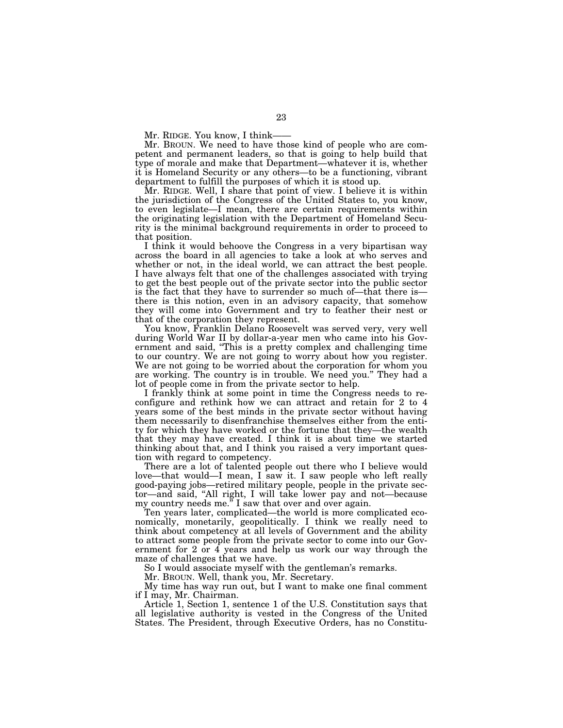Mr. RIDGE. You know, I think——

Mr. BROUN. We need to have those kind of people who are competent and permanent leaders, so that is going to help build that type of morale and make that Department—whatever it is, whether it is Homeland Security or any others—to be a functioning, vibrant department to fulfill the purposes of which it is stood up.

Mr. RIDGE. Well, I share that point of view. I believe it is within the jurisdiction of the Congress of the United States to, you know, to even legislate—I mean, there are certain requirements within the originating legislation with the Department of Homeland Security is the minimal background requirements in order to proceed to that position.

I think it would behoove the Congress in a very bipartisan way across the board in all agencies to take a look at who serves and whether or not, in the ideal world, we can attract the best people. I have always felt that one of the challenges associated with trying to get the best people out of the private sector into the public sector is the fact that they have to surrender so much of—that there is—there is this notion, even in an advisory capacity, that somehow they will come into Government and try to feather their nest or that of the corporation they represent.

You know, Franklin Delano Roosevelt was served very, very well during World War II by dollar-a-year men who came into his Government and said, "This is a pretty complex and challenging time to our country. We are not going to worry about how you register. We are not going to be worried about the corporation for whom you are working. The country is in trouble. We need you." They had a lot of people come in from the private sector to help.

I frankly think at some point in time the Congress needs to reconfigure and rethink how we can attract and retain for 2 to 4 years some of the best minds in the private sector without having them necessarily to disenfranchise themselves either from the entity for which they have worked or the fortune that they—the wealth that they may have created. I think it is about time we started thinking about that, and I think you raised a very important question with regard to competency.

There are a lot of talented people out there who I believe would love—that would—I mean, I saw it. I saw people who left really good-paying jobs—retired military people, people in the private sector—and said, "All right, I will take lower pay and not—because my country needs me." I saw that over and over again.

Ten years later, complicated—the world is more complicated economically, monetarily, geopolitically. I think we really need to think about competency at all levels of Government and the ability to attract some people from the private sector to come into our Government for 2 or 4 years and help us work our way through the maze of challenges that we have.

So I would associate myself with the gentleman's remarks.

Mr. BROUN. Well, thank you, Mr. Secretary.

My time has way run out, but I want to make one final comment if I may, Mr. Chairman.

Article 1, Section 1, sentence 1 of the U.S. Constitution says that all legislative authority is vested in the Congress of the United States. The President, through Executive Orders, has no Constitu-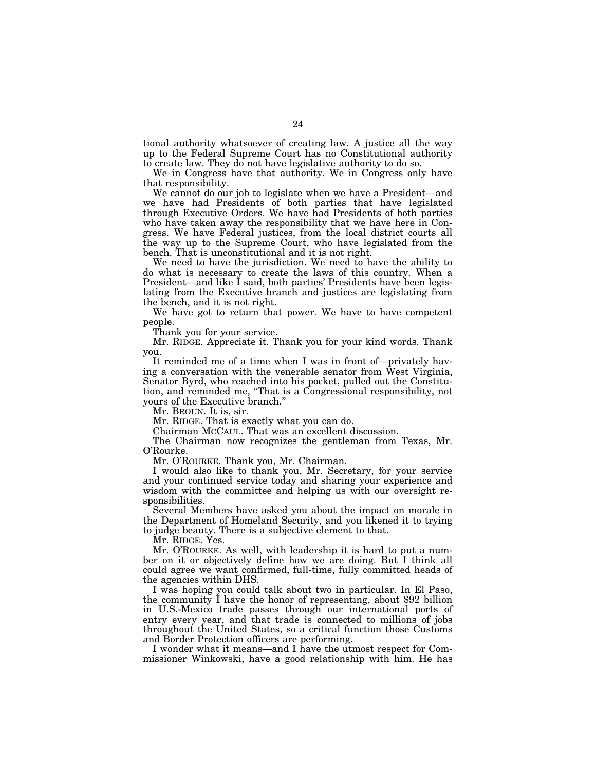tional authority whatsoever of creating law. A justice all the way up to the Federal Supreme Court has no Constitutional authority to create law. They do not have legislative authority to do so.

We in Congress have that authority. We in Congress only have that responsibility.

We cannot do our job to legislate when we have a President—and we have had Presidents of both parties that have legislated through Executive Orders. We have had Presidents of both parties who have taken away the responsibility that we have here in Congress. We have Federal justices, from the local district courts all the way up to the Supreme Court, who have legislated from the bench. That is unconstitutional and it is not right.

We need to have the jurisdiction. We need to have the ability to do what is necessary to create the laws of this country. When a President—and like I said, both parties' Presidents have been legislating from the Executive branch and justices are legislating from the bench, and it is not right.

We have got to return that power. We have to have competent people.

Thank you for your service.

Mr. RIDGE. Appreciate it. Thank you for your kind words. Thank you.

It reminded me of a time when I was in front of—privately having a conversation with the venerable senator from West Virginia, Senator Byrd, who reached into his pocket, pulled out the Constitution, and reminded me, "That is a Congressional responsibility, not yours of the Executive branch."

Mr. BROUN. It is, sir.

Mr. RIDGE. That is exactly what you can do.

Chairman MCCAUL. That was an excellent discussion.

The Chairman now recognizes the gentleman from Texas, Mr. O'Rourke.

Mr. O'ROURKE. Thank you, Mr. Chairman.

I would also like to thank you, Mr. Secretary, for your service and your continued service today and sharing your experience and wisdom with the committee and helping us with our oversight responsibilities.

Several Members have asked you about the impact on morale in the Department of Homeland Security, and you likened it to trying to judge beauty. There is a subjective element to that.

Mr. RIDGE. Yes.

Mr. O'ROURKE. As well, with leadership it is hard to put a number on it or objectively define how we are doing. But I think all could agree we want confirmed, full-time, fully committed heads of the agencies within DHS.

I was hoping you could talk about two in particular. In El Paso, the community I have the honor of representing, about $92 billion in U.S.-Mexico trade passes through our international ports of entry every year, and that trade is connected to millions of jobs throughout the United States, so a critical function those Customs and Border Protection officers are performing.

I wonder what it means—and I have the utmost respect for Commissioner Winkowski, have a good relationship with him. He has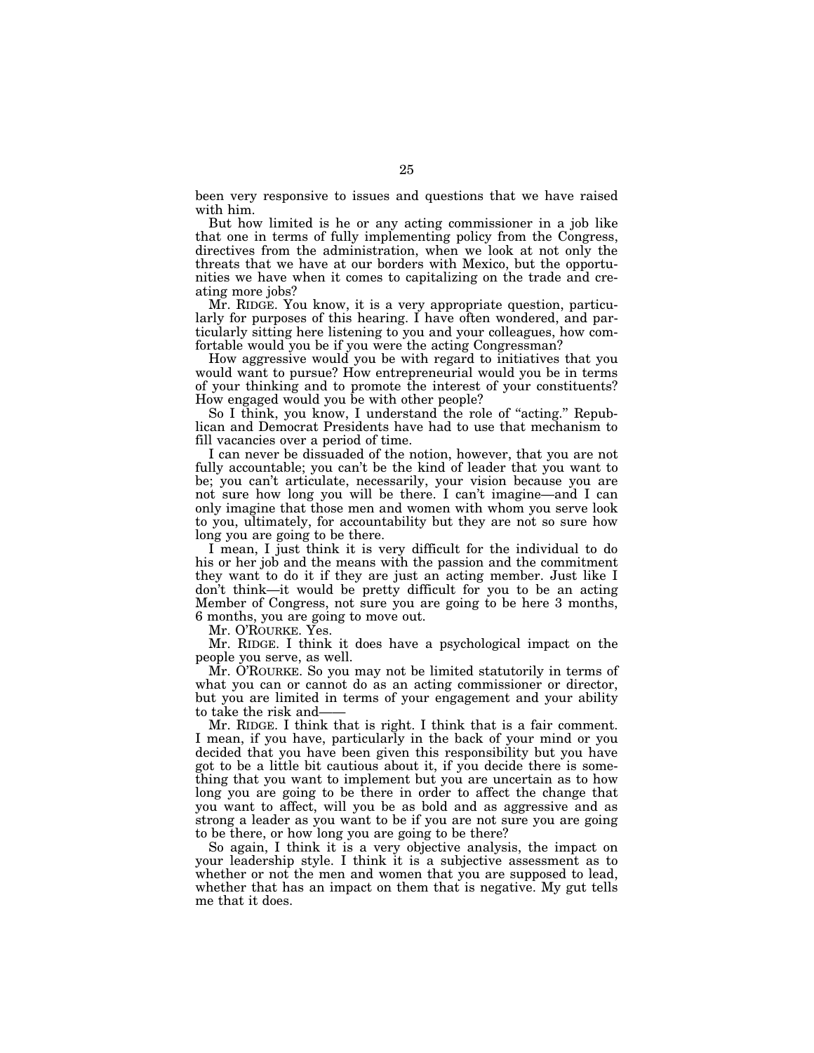been very responsive to issues and questions that we have raised with him.

But how limited is he or any acting commissioner in a job like that one in terms of fully implementing policy from the Congress, directives from the administration, when we look at not only the threats that we have at our borders with Mexico, but the opportunities we have when it comes to capitalizing on the trade and creating more jobs?

Mr. RIDGE. You know, it is a very appropriate question, particularly for purposes of this hearing. I have often wondered, and particularly sitting here listening to you and your colleagues, how comfortable would you be if you were the acting Congressman?

How aggressive would you be with regard to initiatives that you would want to pursue? How entrepreneurial would you be in terms of your thinking and to promote the interest of your constituents? How engaged would you be with other people?

So I think, you know, I understand the role of "acting." Republican and Democrat Presidents have had to use that mechanism to fill vacancies over a period of time.

I can never be dissuaded of the notion, however, that you are not fully accountable; you can't be the kind of leader that you want to be; you can't articulate, necessarily, your vision because you are not sure how long you will be there. I can't imagine—and I can only imagine that those men and women with whom you serve look to you, ultimately, for accountability but they are not so sure how long you are going to be there.

I mean, I just think it is very difficult for the individual to do his or her job and the means with the passion and the commitment they want to do it if they are just an acting member. Just like I don't think—it would be pretty difficult for you to be an acting Member of Congress, not sure you are going to be here 3 months, 6 months, you are going to move out.

Mr. O'ROURKE. Yes.

Mr. RIDGE. I think it does have a psychological impact on the people you serve, as well.

Mr. O'ROURKE. So you may not be limited statutorily in terms of what you can or cannot do as an acting commissioner or director, but you are limited in terms of your engagement and your ability to take the risk and——

Mr. RIDGE. I think that is right. I think that is a fair comment. I mean, if you have, particularly in the back of your mind or you decided that you have been given this responsibility but you have got to be a little bit cautious about it, if you decide there is something that you want to implement but you are uncertain as to how long you are going to be there in order to affect the change that you want to affect, will you be as bold and as aggressive and as strong a leader as you want to be if you are not sure you are going to be there, or how long you are going to be there?

So again, I think it is a very objective analysis, the impact on your leadership style. I think it is a subjective assessment as to whether or not the men and women that you are supposed to lead, whether that has an impact on them that is negative. My gut tells me that it does.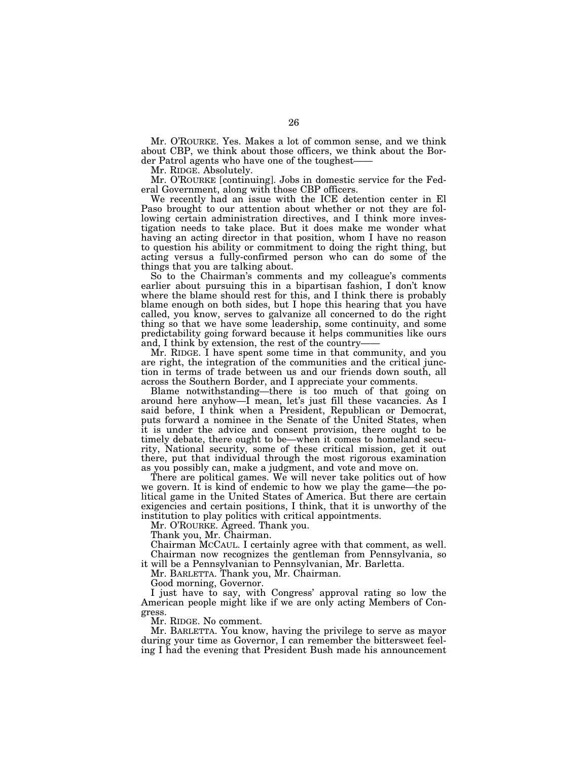Mr. O'ROURKE. Yes. Makes a lot of common sense, and we think about CBP, we think about those officers, we think about the Border Patrol agents who have one of the toughest——

Mr. RIDGE. Absolutely.

Mr. O'ROURKE [continuing]. Jobs in domestic service for the Federal Government, along with those CBP officers.

We recently had an issue with the ICE detention center in El Paso brought to our attention about whether or not they are following certain administration directives, and I think more investigation needs to take place. But it does make me wonder what having an acting director in that position, whom I have no reason to question his ability or commitment to doing the right thing, but acting versus a fully-confirmed person who can do some of the things that you are talking about.

So to the Chairman's comments and my colleague's comments earlier about pursuing this in a bipartisan fashion, I don't know where the blame should rest for this, and I think there is probably blame enough on both sides, but I hope this hearing that you have called, you know, serves to galvanize all concerned to do the right thing so that we have some leadership, some continuity, and some predictability going forward because it helps communities like ours and, I think by extension, the rest of the country——

Mr. RIDGE. I have spent some time in that community, and you are right, the integration of the communities and the critical junction in terms of trade between us and our friends down south, all across the Southern Border, and I appreciate your comments.

Blame notwithstanding—there is too much of that going on around here anyhow—I mean, let's just fill these vacancies. As I said before, I think when a President, Republican or Democrat, puts forward a nominee in the Senate of the United States, when it is under the advice and consent provision, there ought to be timely debate, there ought to be—when it comes to homeland security, National security, some of these critical mission, get it out there, put that individual through the most rigorous examination as you possibly can, make a judgment, and vote and move on.

There are political games. We will never take politics out of how we govern. It is kind of endemic to how we play the game—the political game in the United States of America. But there are certain exigencies and certain positions, I think, that it is unworthy of the institution to play politics with critical appointments.

Mr. O'ROURKE. Agreed. Thank you.

Thank you, Mr. Chairman.

Chairman MCCAUL. I certainly agree with that comment, as well.

Chairman now recognizes the gentleman from Pennsylvania, so it will be a Pennsylvanian to Pennsylvanian, Mr. Barletta.

Mr. BARLETTA. Thank you, Mr. Chairman.

Good morning, Governor.

I just have to say, with Congress' approval rating so low the American people might like if we are only acting Members of Congress.

Mr. RIDGE. No comment.

Mr. BARLETTA. You know, having the privilege to serve as mayor during your time as Governor, I can remember the bittersweet feeling I had the evening that President Bush made his announcement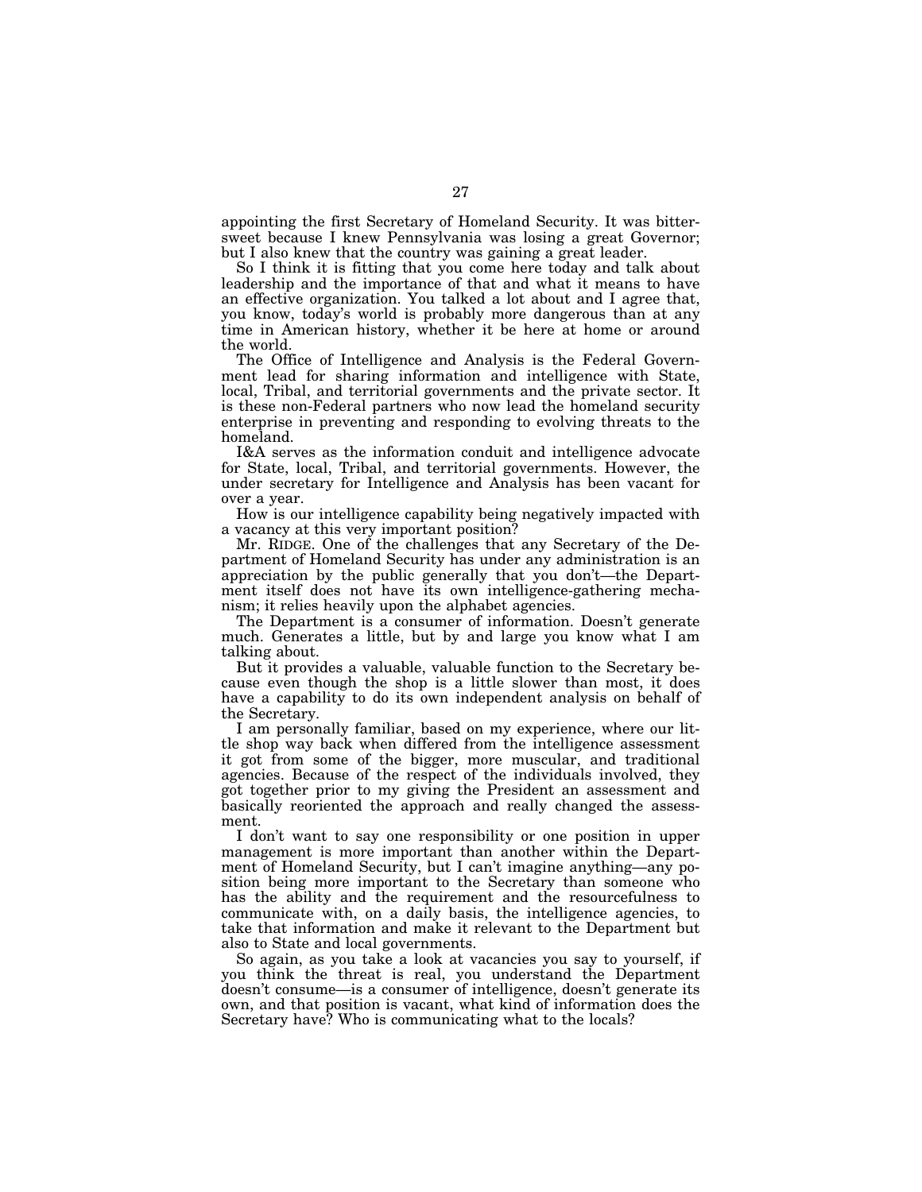appointing the first Secretary of Homeland Security. It was bittersweet because I knew Pennsylvania was losing a great Governor; but I also knew that the country was gaining a great leader.

So I think it is fitting that you come here today and talk about leadership and the importance of that and what it means to have an effective organization. You talked a lot about and I agree that, you know, today's world is probably more dangerous than at any time in American history, whether it be here at home or around the world.

The Office of Intelligence and Analysis is the Federal Government lead for sharing information and intelligence with State, local, Tribal, and territorial governments and the private sector. It is these non-Federal partners who now lead the homeland security enterprise in preventing and responding to evolving threats to the homeland.

I&A serves as the information conduit and intelligence advocate for State, local, Tribal, and territorial governments. However, the under secretary for Intelligence and Analysis has been vacant for over a year.

How is our intelligence capability being negatively impacted with a vacancy at this very important position?

Mr. RIDGE. One of the challenges that any Secretary of the Department of Homeland Security has under any administration is an appreciation by the public generally that you don't—the Department itself does not have its own intelligence-gathering mechanism; it relies heavily upon the alphabet agencies.

The Department is a consumer of information. Doesn't generate much. Generates a little, but by and large you know what I am talking about.

But it provides a valuable, valuable function to the Secretary because even though the shop is a little slower than most, it does have a capability to do its own independent analysis on behalf of the Secretary.

I am personally familiar, based on my experience, where our little shop way back when differed from the intelligence assessment it got from some of the bigger, more muscular, and traditional agencies. Because of the respect of the individuals involved, they got together prior to my giving the President an assessment and basically reoriented the approach and really changed the assessment.

I don't want to say one responsibility or one position in upper management is more important than another within the Department of Homeland Security, but I can't imagine anything—any position being more important to the Secretary than someone who has the ability and the requirement and the resourcefulness to communicate with, on a daily basis, the intelligence agencies, to take that information and make it relevant to the Department but also to State and local governments.

So again, as you take a look at vacancies you say to yourself, if you think the threat is real, you understand the Department doesn't consume—is a consumer of intelligence, doesn't generate its own, and that position is vacant, what kind of information does the Secretary have? Who is communicating what to the locals?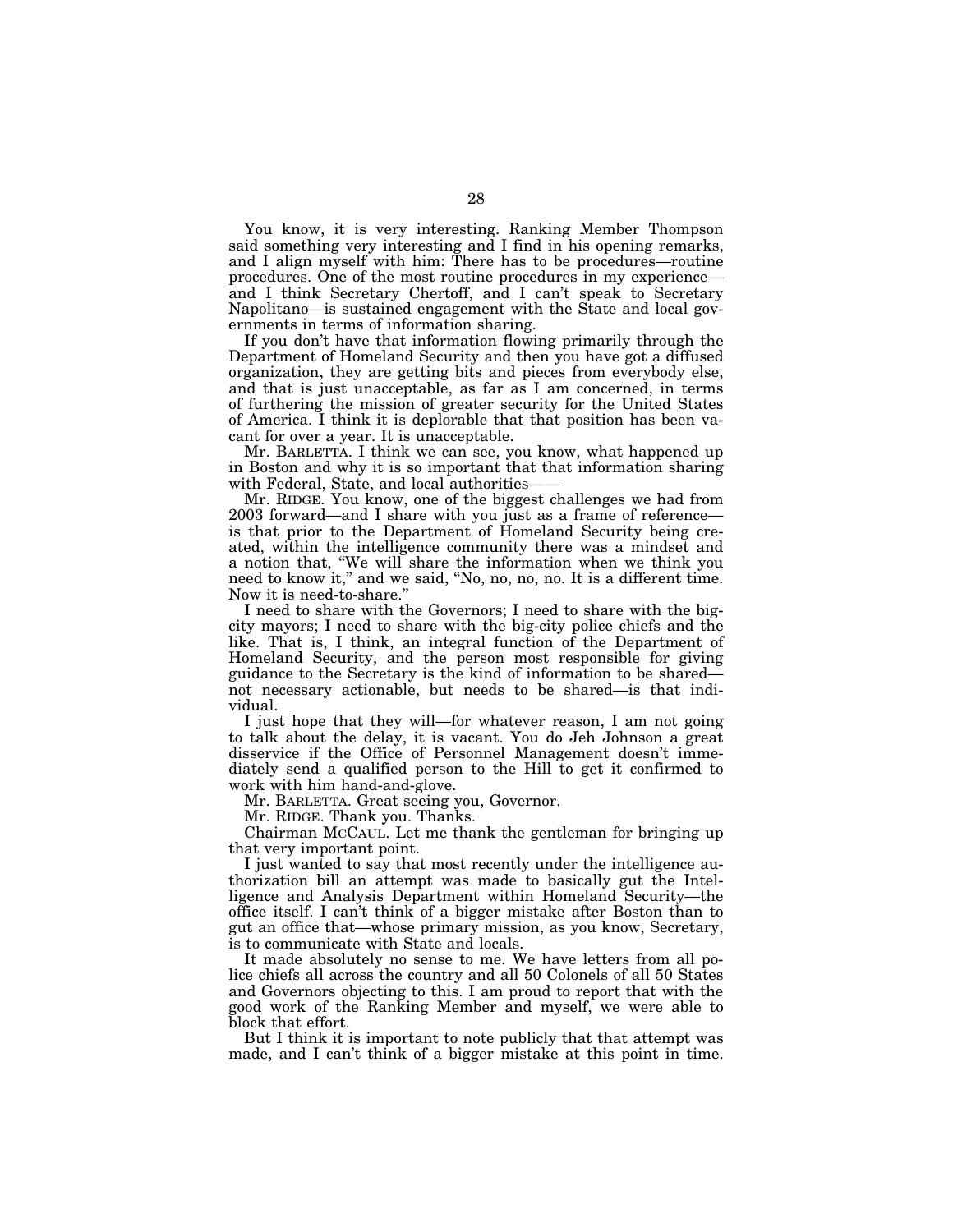You know, it is very interesting. Ranking Member Thompson said something very interesting and I find in his opening remarks, and I align myself with him: There has to be procedures—routine procedures. One of the most routine procedures in my experience—and I think Secretary Chertoff, and I can't speak to Secretary Napolitano—is sustained engagement with the State and local governments in terms of information sharing.

If you don't have that information flowing primarily through the Department of Homeland Security and then you have got a diffused organization, they are getting bits and pieces from everybody else, and that is just unacceptable, as far as I am concerned, in terms of furthering the mission of greater security for the United States of America. I think it is deplorable that that position has been vacant for over a year. It is unacceptable.

Mr. BARLETTA. I think we can see, you know, what happened up in Boston and why it is so important that that information sharing with Federal, State, and local authorities——

Mr. RIDGE. You know, one of the biggest challenges we had from 2003 forward—and I share with you just as a frame of reference—is that prior to the Department of Homeland Security being created, within the intelligence community there was a mindset and a notion that, "We will share the information when we think you need to know it," and we said, "No, no, no, no. It is a different time. Now it is need-to-share."

I need to share with the Governors; I need to share with the big-city mayors; I need to share with the big-city police chiefs and the like. That is, I think, an integral function of the Department of Homeland Security, and the person most responsible for giving guidance to the Secretary is the kind of information to be shared—not necessary actionable, but needs to be shared—is that individual.

I just hope that they will—for whatever reason, I am not going to talk about the delay, it is vacant. You do Jeh Johnson a great disservice if the Office of Personnel Management doesn't immediately send a qualified person to the Hill to get it confirmed to work with him hand-and-glove.

Mr. BARLETTA. Great seeing you, Governor.

Mr. RIDGE. Thank you. Thanks.

Chairman MCCAUL. Let me thank the gentleman for bringing up that very important point.

I just wanted to say that most recently under the intelligence authorization bill an attempt was made to basically gut the Intelligence and Analysis Department within Homeland Security—the office itself. I can't think of a bigger mistake after Boston than to gut an office that—whose primary mission, as you know, Secretary, is to communicate with State and locals.

It made absolutely no sense to me. We have letters from all police chiefs all across the country and all 50 Colonels of all 50 States and Governors objecting to this. I am proud to report that with the good work of the Ranking Member and myself, we were able to block that effort.

But I think it is important to note publicly that that attempt was made, and I can't think of a bigger mistake at this point in time.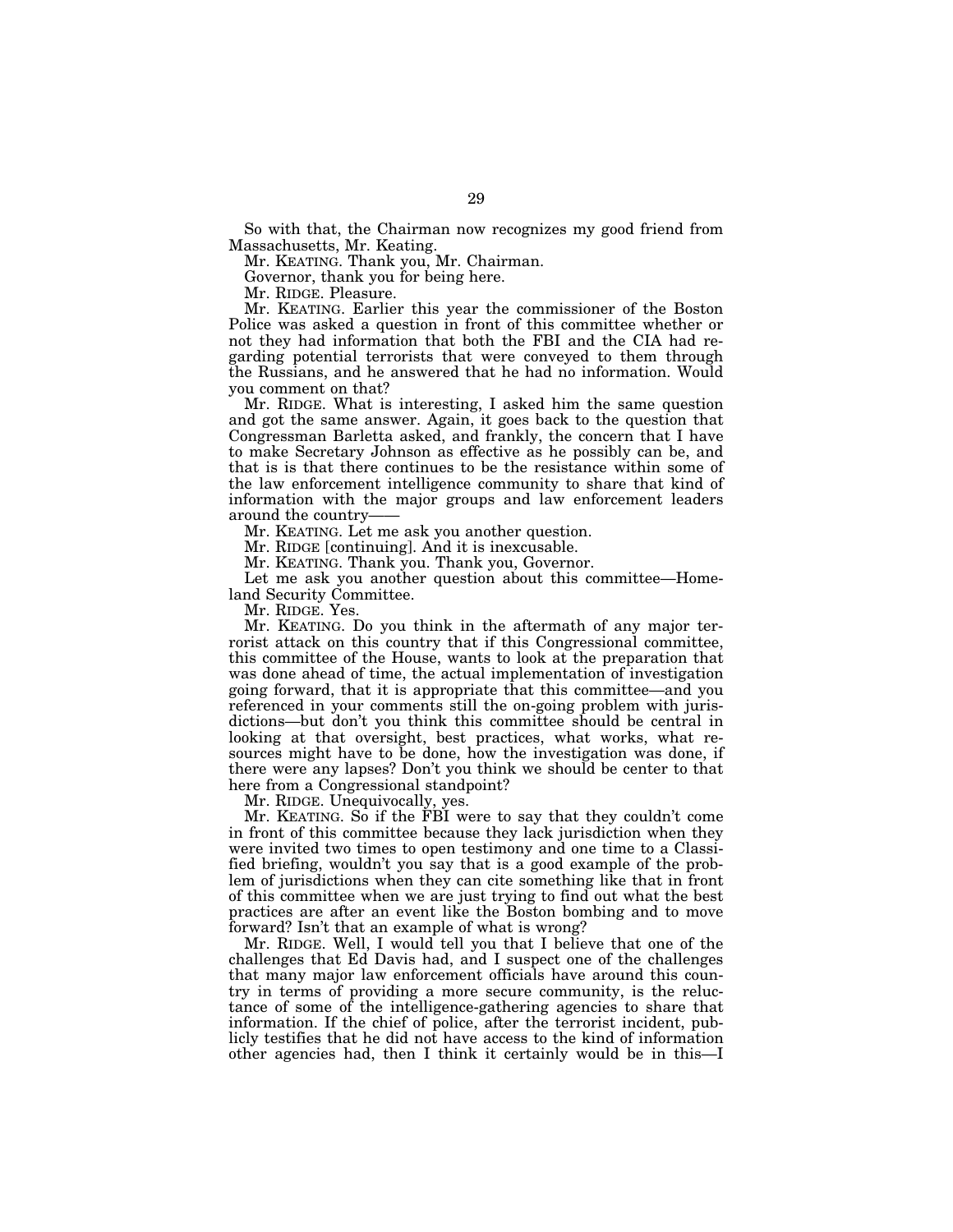So with that, the Chairman now recognizes my good friend from Massachusetts, Mr. Keating.

Mr. KEATING. Thank you, Mr. Chairman.

Governor, thank you for being here.

Mr. RIDGE. Pleasure.

Mr. KEATING. Earlier this year the commissioner of the Boston Police was asked a question in front of this committee whether or not they had information that both the FBI and the CIA had regarding potential terrorists that were conveyed to them through the Russians, and he answered that he had no information. Would you comment on that?

Mr. RIDGE. What is interesting, I asked him the same question and got the same answer. Again, it goes back to the question that Congressman Barletta asked, and frankly, the concern that I have to make Secretary Johnson as effective as he possibly can be, and that is is that there continues to be the resistance within some of the law enforcement intelligence community to share that kind of information with the major groups and law enforcement leaders around the country——

Mr. KEATING. Let me ask you another question.

Mr. RIDGE [continuing]. And it is inexcusable.

Mr. KEATING. Thank you. Thank you, Governor.

Let me ask you another question about this committee—Homeland Security Committee.

Mr. RIDGE. Yes.

Mr. KEATING. Do you think in the aftermath of any major terrorist attack on this country that if this Congressional committee, this committee of the House, wants to look at the preparation that was done ahead of time, the actual implementation of investigation going forward, that it is appropriate that this committee—and you referenced in your comments still the on-going problem with jurisdictions—but don't you think this committee should be central in looking at that oversight, best practices, what works, what resources might have to be done, how the investigation was done, if there were any lapses? Don't you think we should be center to that here from a Congressional standpoint?

Mr. RIDGE. Unequivocally, yes.

Mr. KEATING. So if the FBI were to say that they couldn't come in front of this committee because they lack jurisdiction when they were invited two times to open testimony and one time to a Classified briefing, wouldn't you say that is a good example of the problem of jurisdictions when they can cite something like that in front of this committee when we are just trying to find out what the best practices are after an event like the Boston bombing and to move forward? Isn't that an example of what is wrong?

Mr. RIDGE. Well, I would tell you that I believe that one of the challenges that Ed Davis had, and I suspect one of the challenges that many major law enforcement officials have around this country in terms of providing a more secure community, is the reluctance of some of the intelligence-gathering agencies to share that information. If the chief of police, after the terrorist incident, publicly testifies that he did not have access to the kind of information other agencies had, then I think it certainly would be in this—I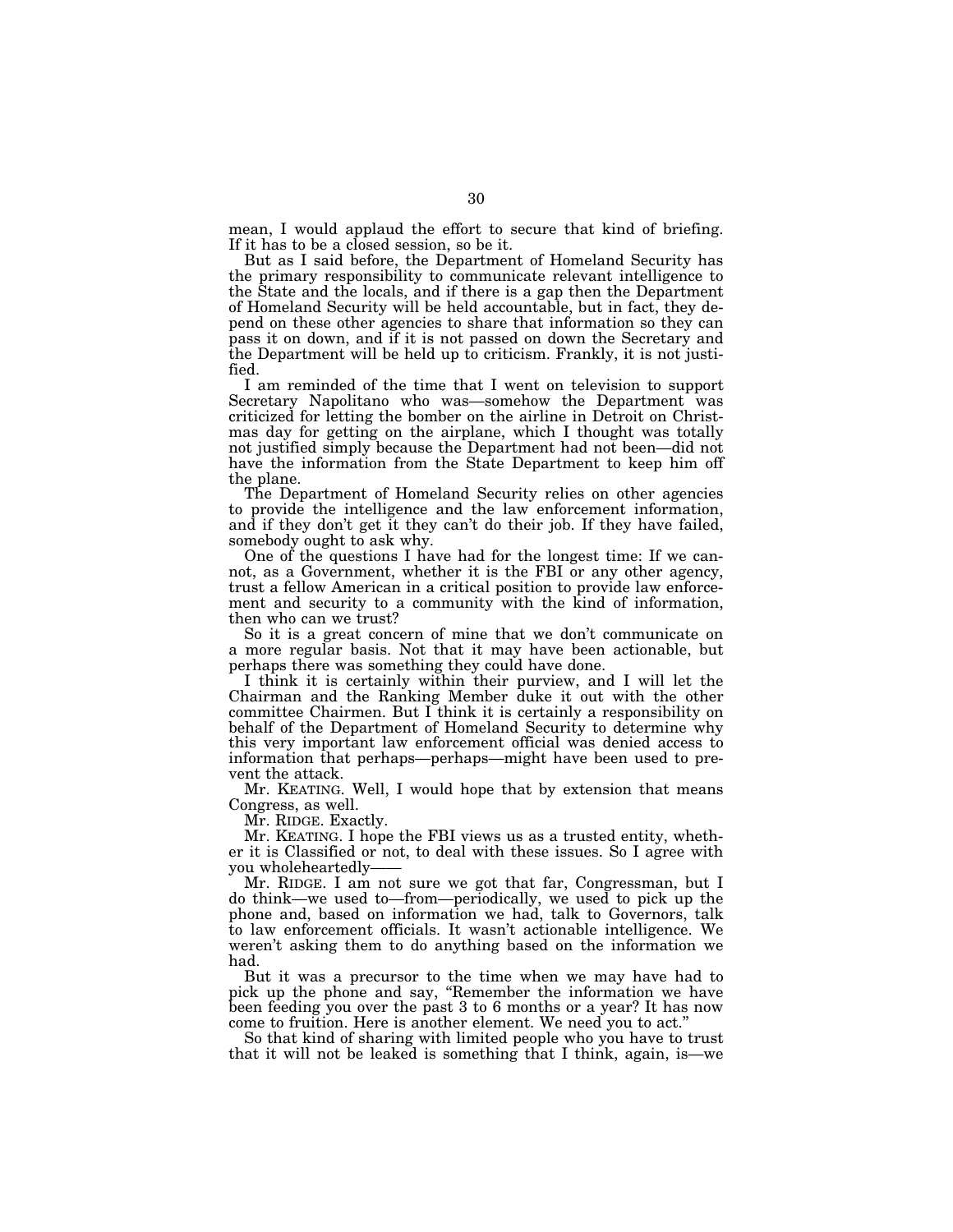mean, I would applaud the effort to secure that kind of briefing. If it has to be a closed session, so be it.

But as I said before, the Department of Homeland Security has the primary responsibility to communicate relevant intelligence to the State and the locals, and if there is a gap then the Department of Homeland Security will be held accountable, but in fact, they depend on these other agencies to share that information so they can pass it on down, and if it is not passed on down the Secretary and the Department will be held up to criticism. Frankly, it is not justified.

I am reminded of the time that I went on television to support Secretary Napolitano who was—somehow the Department was criticized for letting the bomber on the airline in Detroit on Christmas day for getting on the airplane, which I thought was totally not justified simply because the Department had not been—did not have the information from the State Department to keep him off the plane.

The Department of Homeland Security relies on other agencies to provide the intelligence and the law enforcement information, and if they don't get it they can't do their job. If they have failed, somebody ought to ask why.

One of the questions I have had for the longest time: If we cannot, as a Government, whether it is the FBI or any other agency, trust a fellow American in a critical position to provide law enforcement and security to a community with the kind of information, then who can we trust?

So it is a great concern of mine that we don't communicate on a more regular basis. Not that it may have been actionable, but perhaps there was something they could have done.

I think it is certainly within their purview, and I will let the Chairman and the Ranking Member duke it out with the other committee Chairmen. But I think it is certainly a responsibility on behalf of the Department of Homeland Security to determine why this very important law enforcement official was denied access to information that perhaps—perhaps—might have been used to prevent the attack.

Mr. KEATING. Well, I would hope that by extension that means Congress, as well.

Mr. RIDGE. Exactly.

Mr. KEATING. I hope the FBI views us as a trusted entity, whether it is Classified or not, to deal with these issues. So I agree with you wholeheartedly——

Mr. RIDGE. I am not sure we got that far, Congressman, but I do think—we used to—from—periodically, we used to pick up the phone and, based on information we had, talk to Governors, talk to law enforcement officials. It wasn't actionable intelligence. We weren't asking them to do anything based on the information we had.

But it was a precursor to the time when we may have had to pick up the phone and say, "Remember the information we have been feeding you over the past 3 to 6 months or a year? It has now come to fruition. Here is another element. We need you to act."

So that kind of sharing with limited people who you have to trust that it will not be leaked is something that I think, again, is—we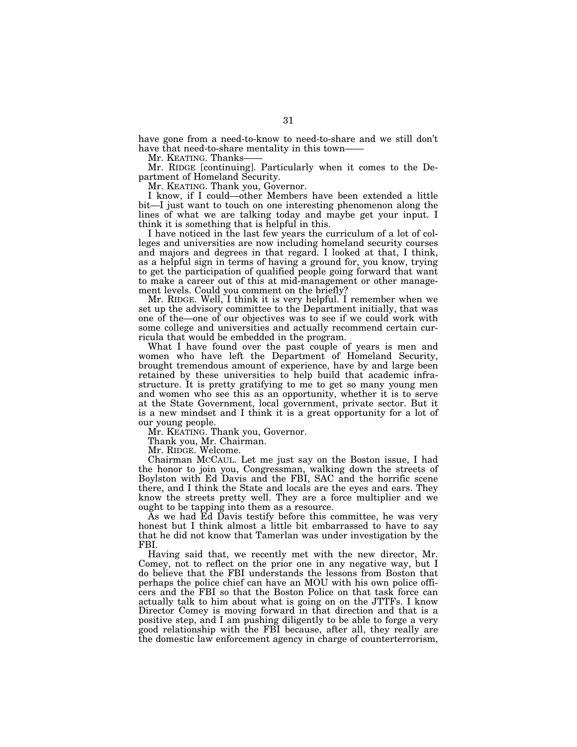have gone from a need-to-know to need-to-share and we still don't have that need-to-share mentality in this town——

Mr. KEATING. Thanks——

Mr. RIDGE [continuing]. Particularly when it comes to the Department of Homeland Security.

Mr. KEATING. Thank you, Governor.

I know, if I could—other Members have been extended a little bit—I just want to touch on one interesting phenomenon along the lines of what we are talking today and maybe get your input. I think it is something that is helpful in this.

I have noticed in the last few years the curriculum of a lot of colleges and universities are now including homeland security courses and majors and degrees in that regard. I looked at that, I think, as a helpful sign in terms of having a ground for, you know, trying to get the participation of qualified people going forward that want to make a career out of this at mid-management or other management levels. Could you comment on the briefly?

Mr. RIDGE. Well, I think it is very helpful. I remember when we set up the advisory committee to the Department initially, that was one of the—one of our objectives was to see if we could work with some college and universities and actually recommend certain curricula that would be embedded in the program.

What I have found over the past couple of years is men and women who have left the Department of Homeland Security, brought tremendous amount of experience, have by and large been retained by these universities to help build that academic infrastructure. It is pretty gratifying to me to get so many young men and women who see this as an opportunity, whether it is to serve at the State Government, local government, private sector. But it is a new mindset and I think it is a great opportunity for a lot of our young people.

Mr. KEATING. Thank you, Governor.

Thank you, Mr. Chairman.

Mr. RIDGE. Welcome.

Chairman MCCAUL. Let me just say on the Boston issue, I had the honor to join you, Congressman, walking down the streets of Boylston with Ed Davis and the FBI, SAC and the horrific scene there, and I think the State and locals are the eyes and ears. They know the streets pretty well. They are a force multiplier and we ought to be tapping into them as a resource.

As we had Ed Davis testify before this committee, he was very honest but I think almost a little bit embarrassed to have to say that he did not know that Tamerlan was under investigation by the FBI.

Having said that, we recently met with the new director, Mr. Comey, not to reflect on the prior one in any negative way, but I do believe that the FBI understands the lessons from Boston that perhaps the police chief can have an MOU with his own police officers and the FBI so that the Boston Police on that task force can actually talk to him about what is going on on the JTTFs. I know Director Comey is moving forward in that direction and that is a positive step, and I am pushing diligently to be able to forge a very good relationship with the FBI because, after all, they really are the domestic law enforcement agency in charge of counterterrorism,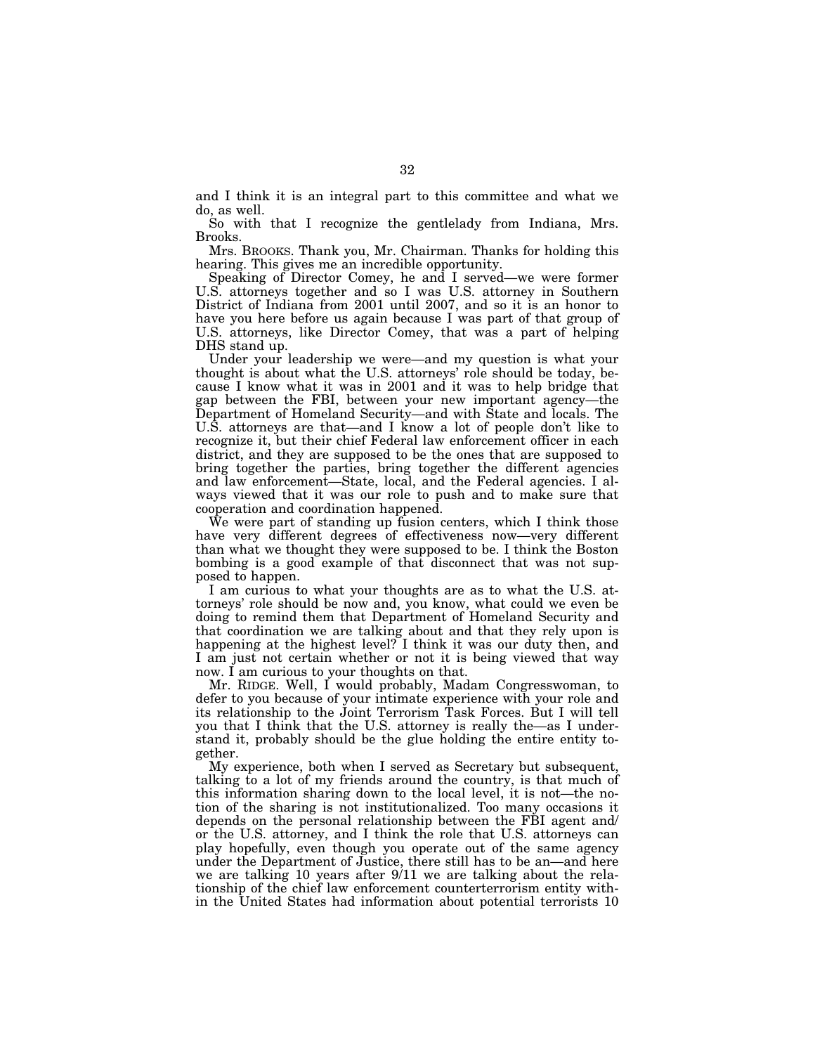and I think it is an integral part to this committee and what we do, as well.

So with that I recognize the gentlelady from Indiana, Mrs. Brooks.

Mrs. BROOKS. Thank you, Mr. Chairman. Thanks for holding this hearing. This gives me an incredible opportunity.

Speaking of Director Comey, he and I served—we were former U.S. attorneys together and so I was U.S. attorney in Southern District of Indiana from 2001 until 2007, and so it is an honor to have you here before us again because I was part of that group of U.S. attorneys, like Director Comey, that was a part of helping DHS stand up.

Under your leadership we were—and my question is what your thought is about what the U.S. attorneys' role should be today, because I know what it was in 2001 and it was to help bridge that gap between the FBI, between your new important agency—the Department of Homeland Security—and with State and locals. The U.S. attorneys are that—and I know a lot of people don't like to recognize it, but their chief Federal law enforcement officer in each district, and they are supposed to be the ones that are supposed to bring together the parties, bring together the different agencies and law enforcement—State, local, and the Federal agencies. I always viewed that it was our role to push and to make sure that cooperation and coordination happened.

We were part of standing up fusion centers, which I think those have very different degrees of effectiveness now—very different than what we thought they were supposed to be. I think the Boston bombing is a good example of that disconnect that was not supposed to happen.

I am curious to what your thoughts are as to what the U.S. attorneys' role should be now and, you know, what could we even be doing to remind them that Department of Homeland Security and that coordination we are talking about and that they rely upon is happening at the highest level? I think it was our duty then, and I am just not certain whether or not it is being viewed that way now. I am curious to your thoughts on that.

Mr. RIDGE. Well, I would probably, Madam Congresswoman, to defer to you because of your intimate experience with your role and its relationship to the Joint Terrorism Task Forces. But I will tell you that I think that the U.S. attorney is really the—as I understand it, probably should be the glue holding the entire entity together.

My experience, both when I served as Secretary but subsequent, talking to a lot of my friends around the country, is that much of this information sharing down to the local level, it is not—the notion of the sharing is not institutionalized. Too many occasions it depends on the personal relationship between the FBI agent and/or the U.S. attorney, and I think the role that U.S. attorneys can play hopefully, even though you operate out of the same agency under the Department of Justice, there still has to be an—and here we are talking 10 years after 9/11 we are talking about the relationship of the chief law enforcement counterterrorism entity within the United States had information about potential terrorists 10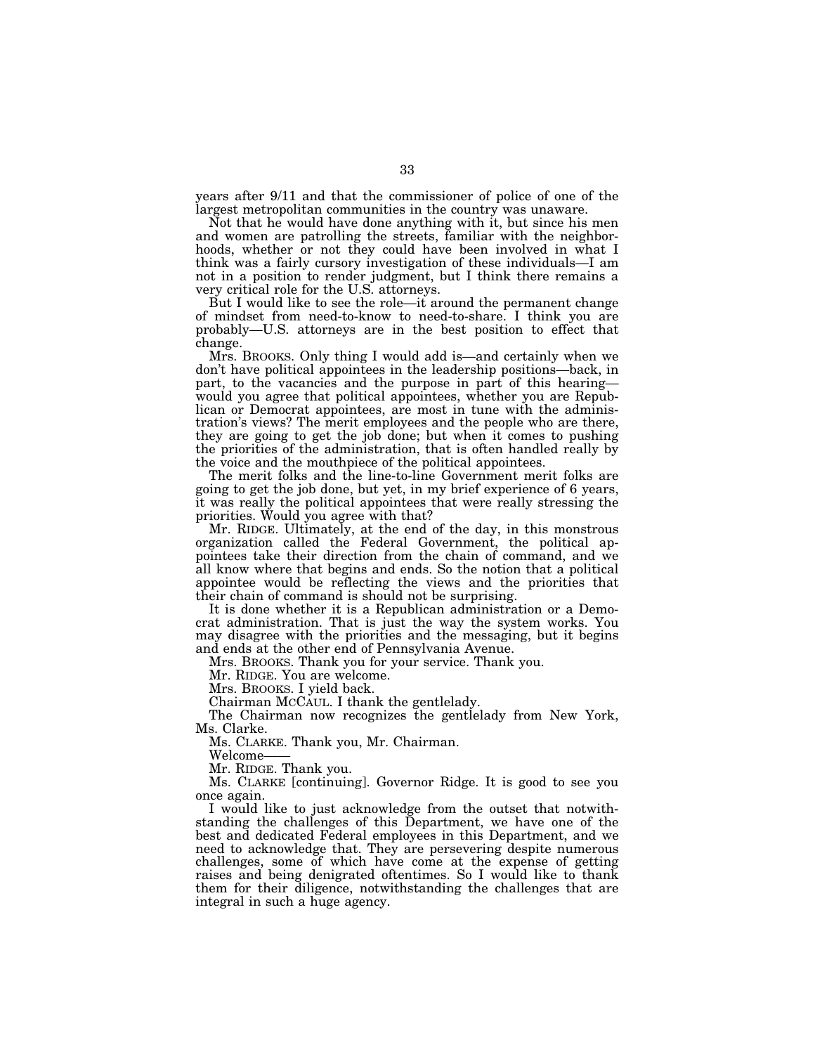years after 9/11 and that the commissioner of police of one of the largest metropolitan communities in the country was unaware.

Not that he would have done anything with it, but since his men and women are patrolling the streets, familiar with the neighborhoods, whether or not they could have been involved in what I think was a fairly cursory investigation of these individuals—I am not in a position to render judgment, but I think there remains a very critical role for the U.S. attorneys.

But I would like to see the role—it around the permanent change of mindset from need-to-know to need-to-share. I think you are probably—U.S. attorneys are in the best position to effect that change.

Mrs. BROOKS. Only thing I would add is—and certainly when we don't have political appointees in the leadership positions—back, in part, to the vacancies and the purpose in part of this hearing—would you agree that political appointees, whether you are Republican or Democrat appointees, are most in tune with the administration's views? The merit employees and the people who are there, they are going to get the job done; but when it comes to pushing the priorities of the administration, that is often handled really by the voice and the mouthpiece of the political appointees.

The merit folks and the line-to-line Government merit folks are going to get the job done, but yet, in my brief experience of 6 years, it was really the political appointees that were really stressing the priorities. Would you agree with that?

Mr. RIDGE. Ultimately, at the end of the day, in this monstrous organization called the Federal Government, the political appointees take their direction from the chain of command, and we all know where that begins and ends. So the notion that a political appointee would be reflecting the views and the priorities that their chain of command is should not be surprising.

It is done whether it is a Republican administration or a Democrat administration. That is just the way the system works. You may disagree with the priorities and the messaging, but it begins and ends at the other end of Pennsylvania Avenue.

Mrs. BROOKS. Thank you for your service. Thank you.

Mr. RIDGE. You are welcome.

Mrs. BROOKS. I yield back.

Chairman MCCAUL. I thank the gentlelady.

The Chairman now recognizes the gentlelady from New York, Ms. Clarke.

Ms. CLARKE. Thank you, Mr. Chairman.

Welcome——

Mr. RIDGE. Thank you.

Ms. CLARKE [continuing]. Governor Ridge. It is good to see you once again.

I would like to just acknowledge from the outset that notwithstanding the challenges of this Department, we have one of the best and dedicated Federal employees in this Department, and we need to acknowledge that. They are persevering despite numerous challenges, some of which have come at the expense of getting raises and being denigrated oftentimes. So I would like to thank them for their diligence, notwithstanding the challenges that are integral in such a huge agency.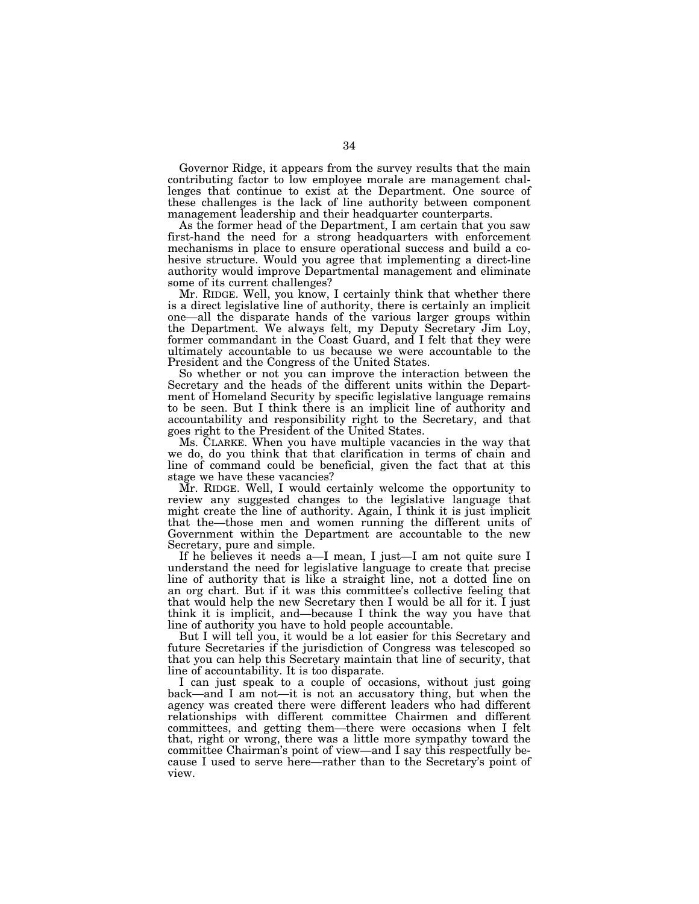Governor Ridge, it appears from the survey results that the main contributing factor to low employee morale are management challenges that continue to exist at the Department. One source of these challenges is the lack of line authority between component management leadership and their headquarter counterparts.

As the former head of the Department, I am certain that you saw first-hand the need for a strong headquarters with enforcement mechanisms in place to ensure operational success and build a cohesive structure. Would you agree that implementing a direct-line authority would improve Departmental management and eliminate some of its current challenges?

Mr. RIDGE. Well, you know, I certainly think that whether there is a direct legislative line of authority, there is certainly an implicit one—all the disparate hands of the various larger groups within the Department. We always felt, my Deputy Secretary Jim Loy, former commandant in the Coast Guard, and I felt that they were ultimately accountable to us because we were accountable to the President and the Congress of the United States.

So whether or not you can improve the interaction between the Secretary and the heads of the different units within the Department of Homeland Security by specific legislative language remains to be seen. But I think there is an implicit line of authority and accountability and responsibility right to the Secretary, and that goes right to the President of the United States.

Ms. CLARKE. When you have multiple vacancies in the way that we do, do you think that that clarification in terms of chain and line of command could be beneficial, given the fact that at this stage we have these vacancies?

Mr. RIDGE. Well, I would certainly welcome the opportunity to review any suggested changes to the legislative language that might create the line of authority. Again, I think it is just implicit that the—those men and women running the different units of Government within the Department are accountable to the new Secretary, pure and simple.

If he believes it needs a—I mean, I just—I am not quite sure I understand the need for legislative language to create that precise line of authority that is like a straight line, not a dotted line on an org chart. But if it was this committee's collective feeling that that would help the new Secretary then I would be all for it. I just think it is implicit, and—because I think the way you have that line of authority you have to hold people accountable.

But I will tell you, it would be a lot easier for this Secretary and future Secretaries if the jurisdiction of Congress was telescoped so that you can help this Secretary maintain that line of security, that line of accountability. It is too disparate.

I can just speak to a couple of occasions, without just going back—and I am not—it is not an accusatory thing, but when the agency was created there were different leaders who had different relationships with different committee Chairmen and different committees, and getting them—there were occasions when I felt that, right or wrong, there was a little more sympathy toward the committee Chairman's point of view—and I say this respectfully because I used to serve here—rather than to the Secretary's point of view.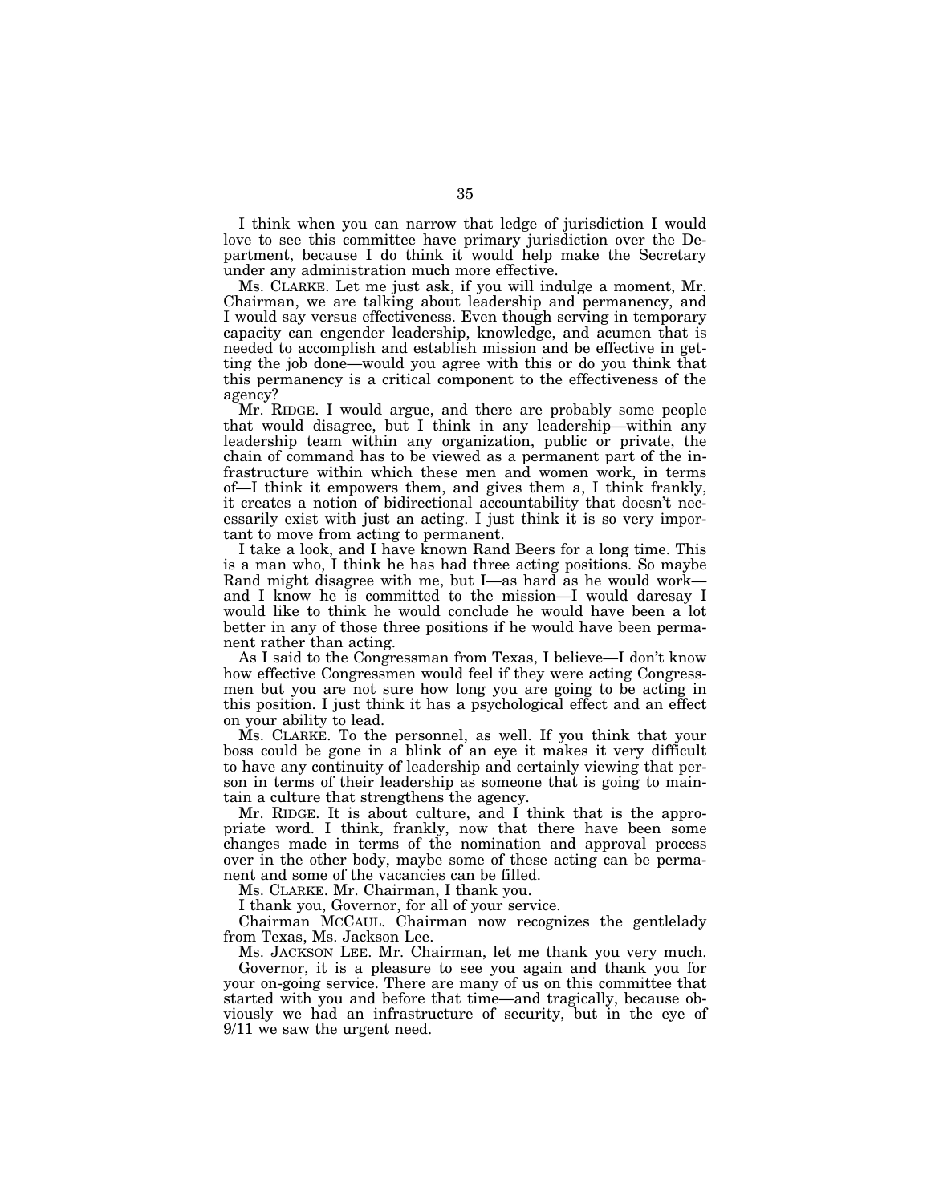I think when you can narrow that ledge of jurisdiction I would love to see this committee have primary jurisdiction over the Department, because I do think it would help make the Secretary under any administration much more effective.

Ms. CLARKE. Let me just ask, if you will indulge a moment, Mr. Chairman, we are talking about leadership and permanency, and I would say versus effectiveness. Even though serving in temporary capacity can engender leadership, knowledge, and acumen that is needed to accomplish and establish mission and be effective in getting the job done—would you agree with this or do you think that this permanency is a critical component to the effectiveness of the agency?

Mr. RIDGE. I would argue, and there are probably some people that would disagree, but I think in any leadership—within any leadership team within any organization, public or private, the chain of command has to be viewed as a permanent part of the infrastructure within which these men and women work, in terms of—I think it empowers them, and gives them a, I think frankly, it creates a notion of bidirectional accountability that doesn't necessarily exist with just an acting. I just think it is so very important to move from acting to permanent.

I take a look, and I have known Rand Beers for a long time. This is a man who, I think he has had three acting positions. So maybe Rand might disagree with me, but I—as hard as he would work—and I know he is committed to the mission—I would daresay I would like to think he would conclude he would have been a lot better in any of those three positions if he would have been permanent rather than acting.

As I said to the Congressman from Texas, I believe—I don't know how effective Congressmen would feel if they were acting Congressmen but you are not sure how long you are going to be acting in this position. I just think it has a psychological effect and an effect on your ability to lead.

Ms. CLARKE. To the personnel, as well. If you think that your boss could be gone in a blink of an eye it makes it very difficult to have any continuity of leadership and certainly viewing that person in terms of their leadership as someone that is going to maintain a culture that strengthens the agency.

Mr. RIDGE. It is about culture, and I think that is the appropriate word. I think, frankly, now that there have been some changes made in terms of the nomination and approval process over in the other body, maybe some of these acting can be permanent and some of the vacancies can be filled.

Ms. CLARKE. Mr. Chairman, I thank you.

I thank you, Governor, for all of your service.

Chairman MCCAUL. Chairman now recognizes the gentlelady from Texas, Ms. Jackson Lee.

Ms. JACKSON LEE. Mr. Chairman, let me thank you very much.

Governor, it is a pleasure to see you again and thank you for your on-going service. There are many of us on this committee that started with you and before that time—and tragically, because obviously we had an infrastructure of security, but in the eye of 9/11 we saw the urgent need.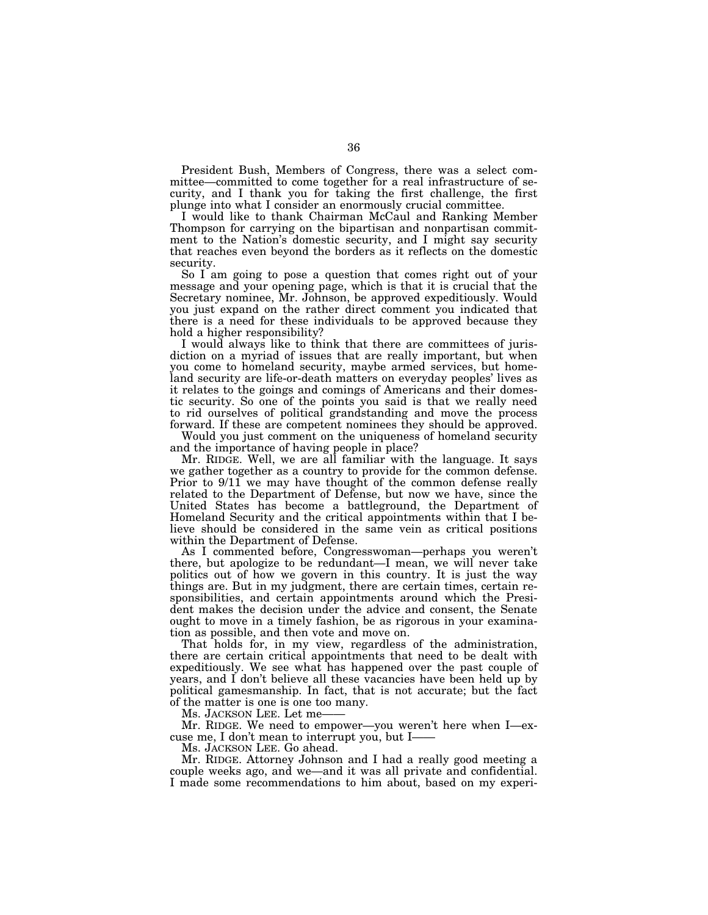President Bush, Members of Congress, there was a select committee—committed to come together for a real infrastructure of security, and I thank you for taking the first challenge, the first plunge into what I consider an enormously crucial committee.

I would like to thank Chairman McCaul and Ranking Member Thompson for carrying on the bipartisan and nonpartisan commitment to the Nation's domestic security, and I might say security that reaches even beyond the borders as it reflects on the domestic security.

So I am going to pose a question that comes right out of your message and your opening page, which is that it is crucial that the Secretary nominee, Mr. Johnson, be approved expeditiously. Would you just expand on the rather direct comment you indicated that there is a need for these individuals to be approved because they hold a higher responsibility?

I would always like to think that there are committees of jurisdiction on a myriad of issues that are really important, but when you come to homeland security, maybe armed services, but homeland security are life-or-death matters on everyday peoples' lives as it relates to the goings and comings of Americans and their domestic security. So one of the points you said is that we really need to rid ourselves of political grandstanding and move the process forward. If these are competent nominees they should be approved.

Would you just comment on the uniqueness of homeland security and the importance of having people in place?

Mr. RIDGE. Well, we are all familiar with the language. It says we gather together as a country to provide for the common defense. Prior to 9/11 we may have thought of the common defense really related to the Department of Defense, but now we have, since the United States has become a battleground, the Department of Homeland Security and the critical appointments within that I believe should be considered in the same vein as critical positions within the Department of Defense.

As I commented before, Congresswoman—perhaps you weren't there, but apologize to be redundant—I mean, we will never take politics out of how we govern in this country. It is just the way things are. But in my judgment, there are certain times, certain responsibilities, and certain appointments around which the President makes the decision under the advice and consent, the Senate ought to move in a timely fashion, be as rigorous in your examination as possible, and then vote and move on.

That holds for, in my view, regardless of the administration, there are certain critical appointments that need to be dealt with expeditiously. We see what has happened over the past couple of years, and I don't believe all these vacancies have been held up by political gamesmanship. In fact, that is not accurate; but the fact of the matter is one is one too many.

Ms. JACKSON LEE. Let me——

Mr. RIDGE. We need to empower—you weren't here when I—excuse me, I don't mean to interrupt you, but I——

Ms. JACKSON LEE. Go ahead.

Mr. RIDGE. Attorney Johnson and I had a really good meeting a couple weeks ago, and we—and it was all private and confidential. I made some recommendations to him about, based on my experi-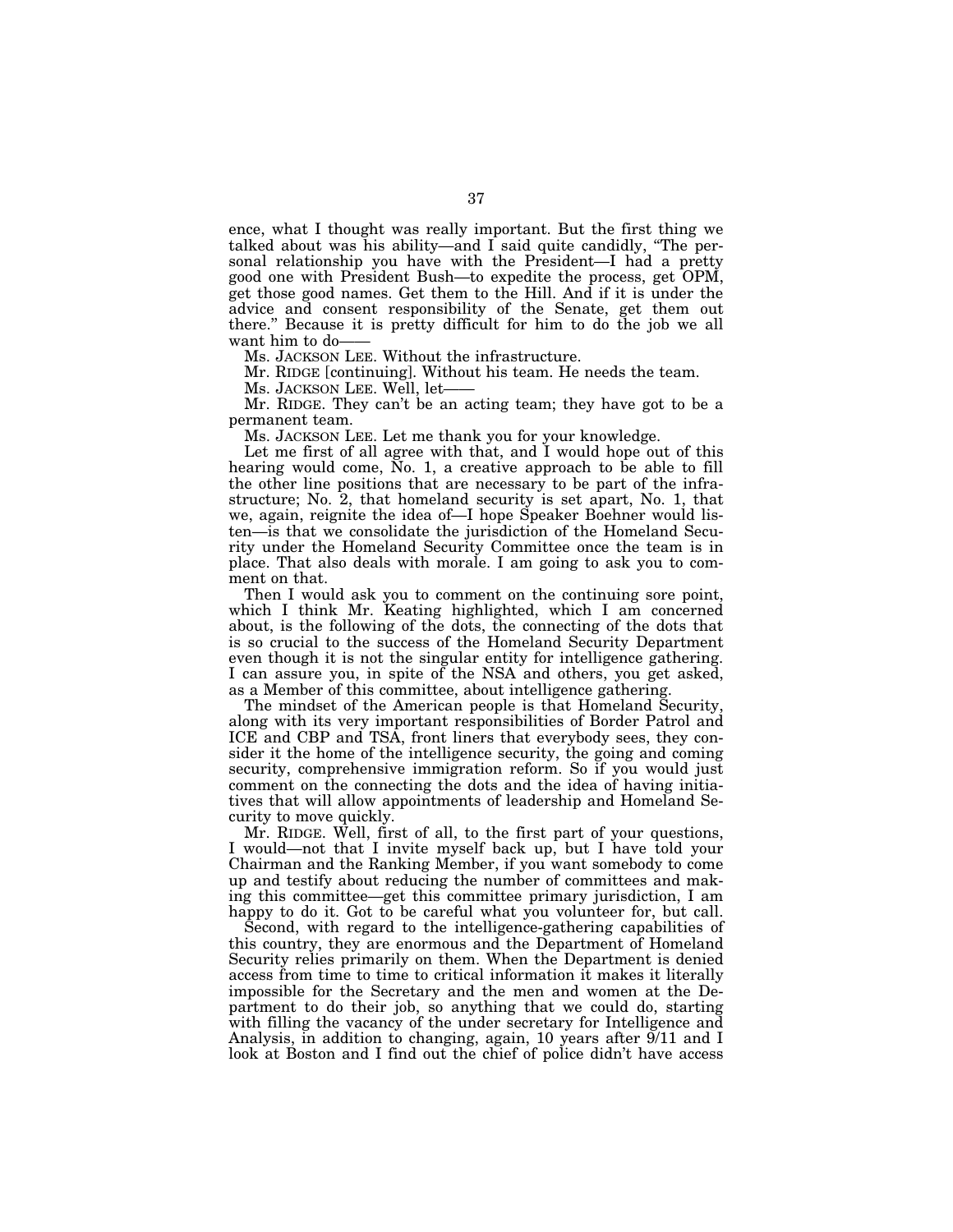ence, what I thought was really important. But the first thing we talked about was his ability—and I said quite candidly, "The personal relationship you have with the President—I had a pretty good one with President Bush—to expedite the process, get OPM, get those good names. Get them to the Hill. And if it is under the advice and consent responsibility of the Senate, get them out there." Because it is pretty difficult for him to do the job we all want him to do——

Ms. JACKSON LEE. Without the infrastructure.

Mr. RIDGE [continuing]. Without his team. He needs the team.

Ms. JACKSON LEE. Well, let——

Mr. RIDGE. They can't be an acting team; they have got to be a permanent team.

Ms. JACKSON LEE. Let me thank you for your knowledge.

Let me first of all agree with that, and I would hope out of this hearing would come, No. 1, a creative approach to be able to fill the other line positions that are necessary to be part of the infrastructure; No. 2, that homeland security is set apart, No. 1, that we, again, reignite the idea of—I hope Speaker Boehner would listen—is that we consolidate the jurisdiction of the Homeland Security under the Homeland Security Committee once the team is in place. That also deals with morale. I am going to ask you to comment on that.

Then I would ask you to comment on the continuing sore point, which I think Mr. Keating highlighted, which I am concerned about, is the following of the dots, the connecting of the dots that is so crucial to the success of the Homeland Security Department even though it is not the singular entity for intelligence gathering. I can assure you, in spite of the NSA and others, you get asked, as a Member of this committee, about intelligence gathering.

The mindset of the American people is that Homeland Security, along with its very important responsibilities of Border Patrol and ICE and CBP and TSA, front liners that everybody sees, they consider it the home of the intelligence security, the going and coming security, comprehensive immigration reform. So if you would just comment on the connecting the dots and the idea of having initiatives that will allow appointments of leadership and Homeland Security to move quickly.

Mr. RIDGE. Well, first of all, to the first part of your questions, I would—not that I invite myself back up, but I have told your Chairman and the Ranking Member, if you want somebody to come up and testify about reducing the number of committees and making this committee—get this committee primary jurisdiction, I am happy to do it. Got to be careful what you volunteer for, but call.

Second, with regard to the intelligence-gathering capabilities of this country, they are enormous and the Department of Homeland Security relies primarily on them. When the Department is denied access from time to time to critical information it makes it literally impossible for the Secretary and the men and women at the Department to do their job, so anything that we could do, starting with filling the vacancy of the under secretary for Intelligence and Analysis, in addition to changing, again, 10 years after 9/11 and I look at Boston and I find out the chief of police didn't have access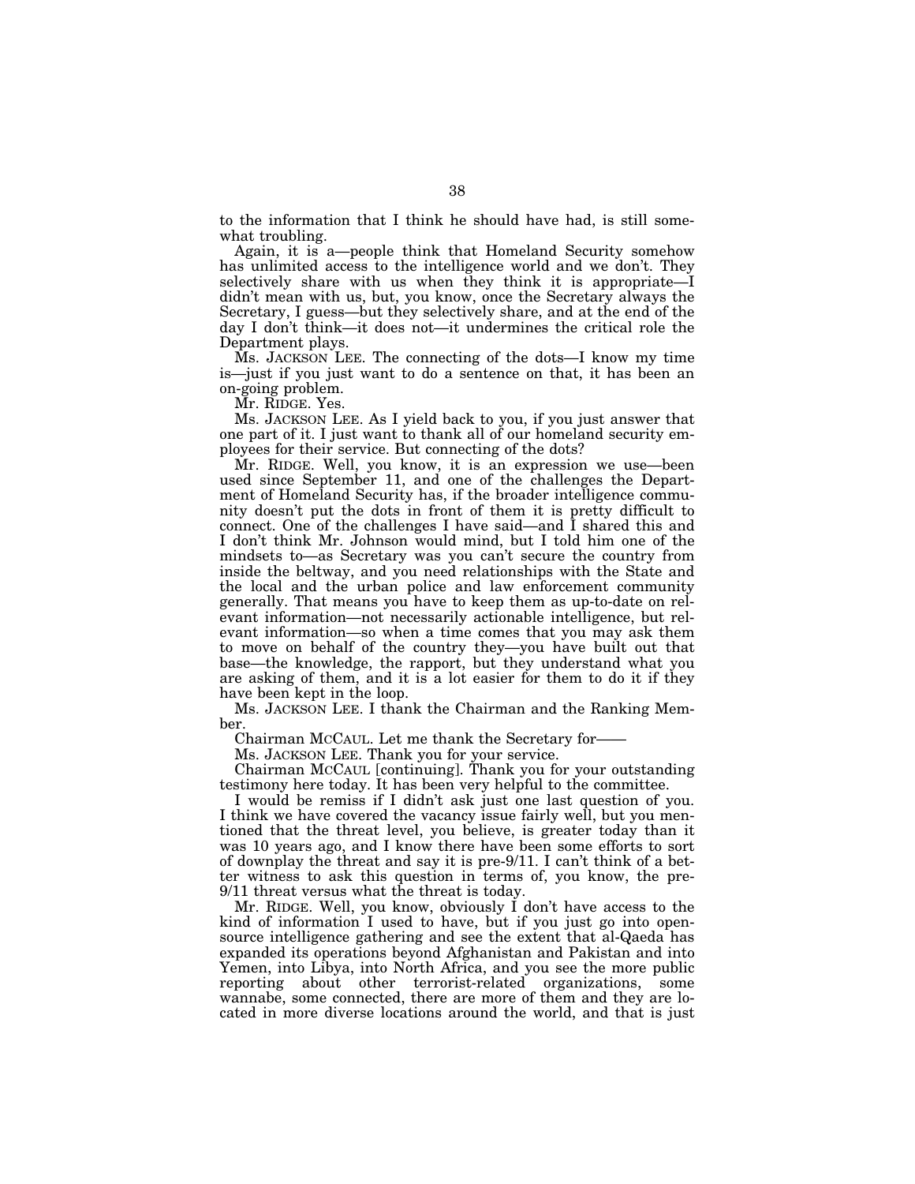to the information that I think he should have had, is still somewhat troubling.

Again, it is a—people think that Homeland Security somehow has unlimited access to the intelligence world and we don't. They selectively share with us when they think it is appropriate—I didn't mean with us, but, you know, once the Secretary always the Secretary, I guess—but they selectively share, and at the end of the day I don't think—it does not—it undermines the critical role the Department plays.

Ms. JACKSON LEE. The connecting of the dots—I know my time is—just if you just want to do a sentence on that, it has been an on-going problem.

Mr. RIDGE. Yes.

Ms. JACKSON LEE. As I yield back to you, if you just answer that one part of it. I just want to thank all of our homeland security employees for their service. But connecting of the dots?

Mr. RIDGE. Well, you know, it is an expression we use—been used since September 11, and one of the challenges the Department of Homeland Security has, if the broader intelligence community doesn't put the dots in front of them it is pretty difficult to connect. One of the challenges I have said—and I shared this and I don't think Mr. Johnson would mind, but I told him one of the mindsets to—as Secretary was you can't secure the country from inside the beltway, and you need relationships with the State and the local and the urban police and law enforcement community generally. That means you have to keep them as up-to-date on relevant information—not necessarily actionable intelligence, but relevant information—so when a time comes that you may ask them to move on behalf of the country they—you have built out that base—the knowledge, the rapport, but they understand what you are asking of them, and it is a lot easier for them to do it if they have been kept in the loop.

Ms. JACKSON LEE. I thank the Chairman and the Ranking Member.

Chairman MCCAUL. Let me thank the Secretary for——

Ms. JACKSON LEE. Thank you for your service.

Chairman MCCAUL [continuing]. Thank you for your outstanding testimony here today. It has been very helpful to the committee.

I would be remiss if I didn't ask just one last question of you. I think we have covered the vacancy issue fairly well, but you mentioned that the threat level, you believe, is greater today than it was 10 years ago, and I know there have been some efforts to sort of downplay the threat and say it is pre-9/11. I can't think of a better witness to ask this question in terms of, you know, the pre-9/11 threat versus what the threat is today.

Mr. RIDGE. Well, you know, obviously I don't have access to the kind of information I used to have, but if you just go into open-source intelligence gathering and see the extent that al-Qaeda has expanded its operations beyond Afghanistan and Pakistan and into Yemen, into Libya, into North Africa, and you see the more public reporting about other terrorist-related organizations, some wannabe, some connected, there are more of them and they are located in more diverse locations around the world, and that is just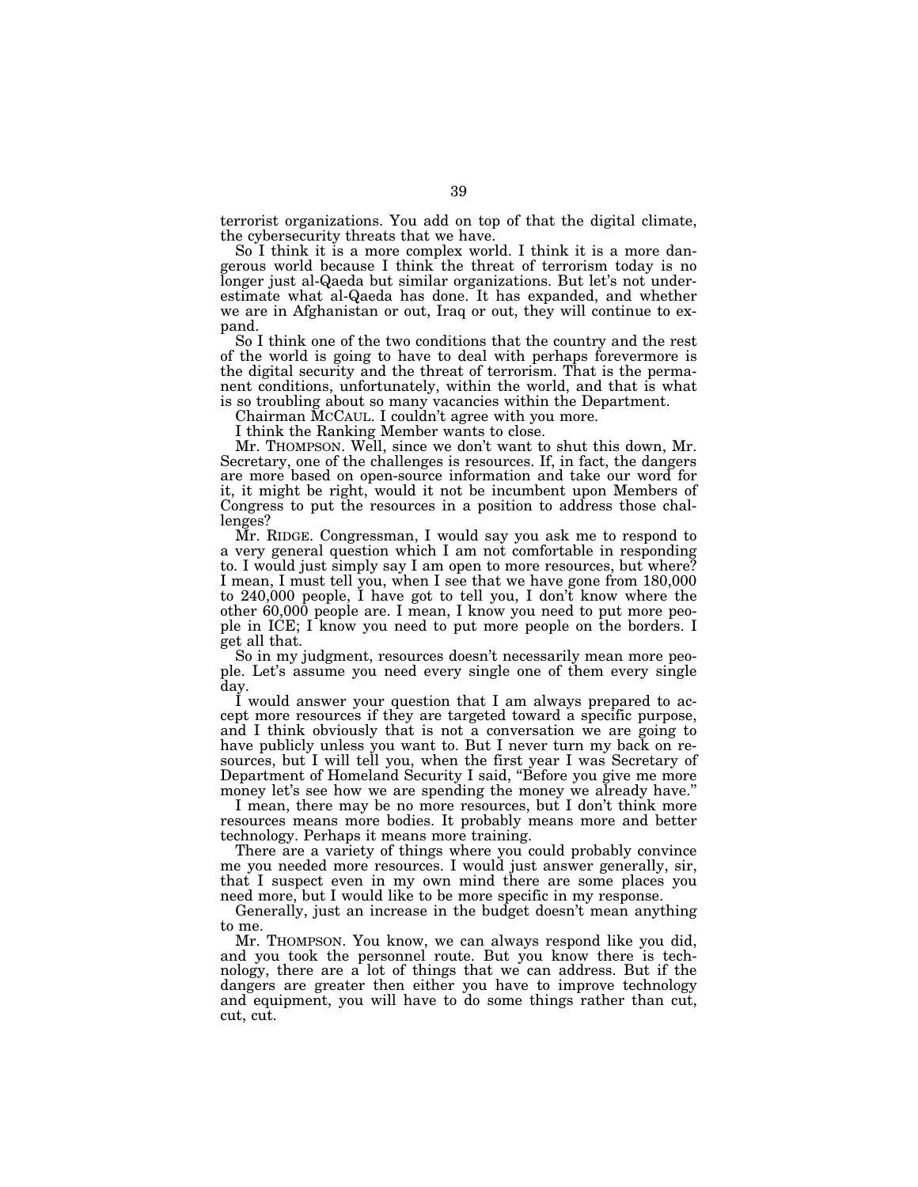terrorist organizations. You add on top of that the digital climate, the cybersecurity threats that we have.

So I think it is a more complex world. I think it is a more dangerous world because I think the threat of terrorism today is no longer just al-Qaeda but similar organizations. But let's not underestimate what al-Qaeda has done. It has expanded, and whether we are in Afghanistan or out, Iraq or out, they will continue to expand.

So I think one of the two conditions that the country and the rest of the world is going to have to deal with perhaps forevermore is the digital security and the threat of terrorism. That is the permanent conditions, unfortunately, within the world, and that is what is so troubling about so many vacancies within the Department.

Chairman MCCAUL. I couldn't agree with you more.

I think the Ranking Member wants to close.

Mr. THOMPSON. Well, since we don't want to shut this down, Mr. Secretary, one of the challenges is resources. If, in fact, the dangers are more based on open-source information and take our word for it, it might be right, would it not be incumbent upon Members of Congress to put the resources in a position to address those challenges?

Mr. RIDGE. Congressman, I would say you ask me to respond to a very general question which I am not comfortable in responding to. I would just simply say I am open to more resources, but where? I mean, I must tell you, when I see that we have gone from 180,000 to 240,000 people, I have got to tell you, I don't know where the other 60,000 people are. I mean, I know you need to put more people in ICE; I know you need to put more people on the borders. I get all that.

So in my judgment, resources doesn't necessarily mean more people. Let's assume you need every single one of them every single day.

I would answer your question that I am always prepared to accept more resources if they are targeted toward a specific purpose, and I think obviously that is not a conversation we are going to have publicly unless you want to. But I never turn my back on resources, but I will tell you, when the first year I was Secretary of Department of Homeland Security I said, "Before you give me more money let's see how we are spending the money we already have."

I mean, there may be no more resources, but I don't think more resources means more bodies. It probably means more and better technology. Perhaps it means more training.

There are a variety of things where you could probably convince me you needed more resources. I would just answer generally, sir, that I suspect even in my own mind there are some places you need more, but I would like to be more specific in my response.

Generally, just an increase in the budget doesn't mean anything to me.

Mr. THOMPSON. You know, we can always respond like you did, and you took the personnel route. But you know there is technology, there are a lot of things that we can address. But if the dangers are greater then either you have to improve technology and equipment, you will have to do some things rather than cut, cut, cut.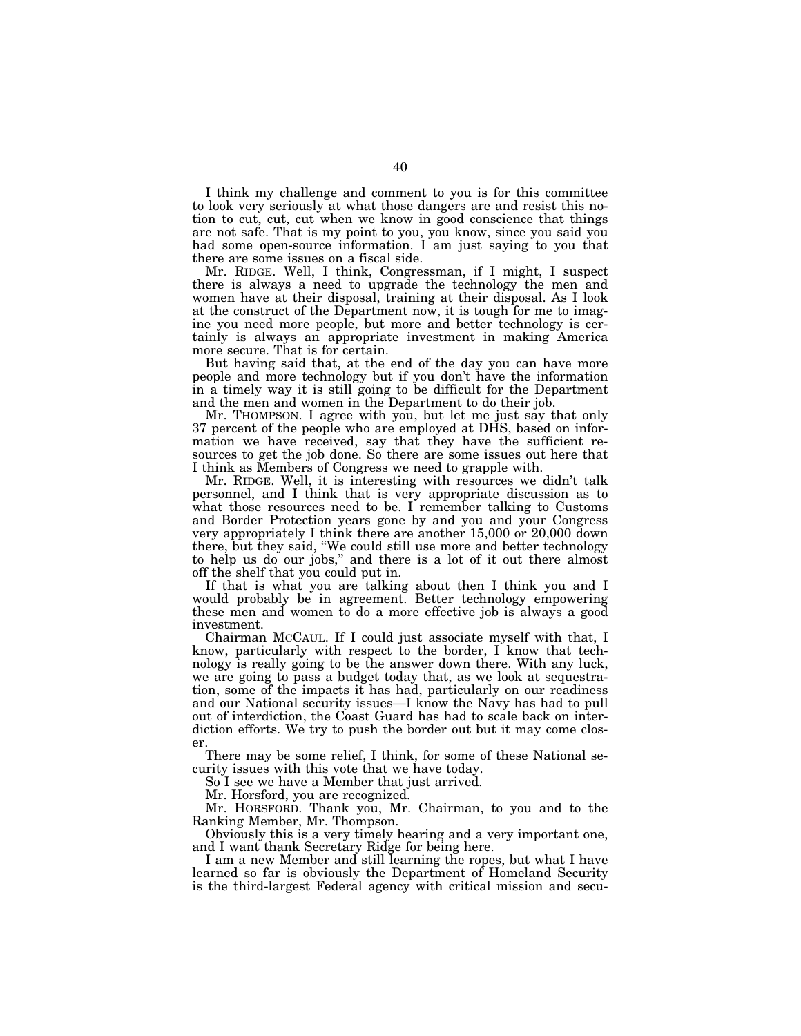I think my challenge and comment to you is for this committee to look very seriously at what those dangers are and resist this notion to cut, cut, cut when we know in good conscience that things are not safe. That is my point to you, you know, since you said you had some open-source information. I am just saying to you that there are some issues on a fiscal side.

Mr. RIDGE. Well, I think, Congressman, if I might, I suspect there is always a need to upgrade the technology the men and women have at their disposal, training at their disposal. As I look at the construct of the Department now, it is tough for me to imagine you need more people, but more and better technology is certainly is always an appropriate investment in making America more secure. That is for certain.

But having said that, at the end of the day you can have more people and more technology but if you don't have the information in a timely way it is still going to be difficult for the Department and the men and women in the Department to do their job.

Mr. THOMPSON. I agree with you, but let me just say that only 37 percent of the people who are employed at DHS, based on information we have received, say that they have the sufficient resources to get the job done. So there are some issues out here that I think as Members of Congress we need to grapple with.

Mr. RIDGE. Well, it is interesting with resources we didn't talk personnel, and I think that is very appropriate discussion as to what those resources need to be. I remember talking to Customs and Border Protection years gone by and you and your Congress very appropriately I think there are another 15,000 or 20,000 down there, but they said, "We could still use more and better technology to help us do our jobs," and there is a lot of it out there almost off the shelf that you could put in.

If that is what you are talking about then I think you and I would probably be in agreement. Better technology empowering these men and women to do a more effective job is always a good investment.

Chairman MCCAUL. If I could just associate myself with that, I know, particularly with respect to the border, I know that technology is really going to be the answer down there. With any luck, we are going to pass a budget today that, as we look at sequestration, some of the impacts it has had, particularly on our readiness and our National security issues—I know the Navy has had to pull out of interdiction, the Coast Guard has had to scale back on interdiction efforts. We try to push the border out but it may come closer.

There may be some relief, I think, for some of these National security issues with this vote that we have today.

So I see we have a Member that just arrived.

Mr. Horsford, you are recognized.

Mr. HORSFORD. Thank you, Mr. Chairman, to you and to the Ranking Member, Mr. Thompson.

Obviously this is a very timely hearing and a very important one, and I want thank Secretary Ridge for being here.

I am a new Member and still learning the ropes, but what I have learned so far is obviously the Department of Homeland Security is the third-largest Federal agency with critical mission and secu-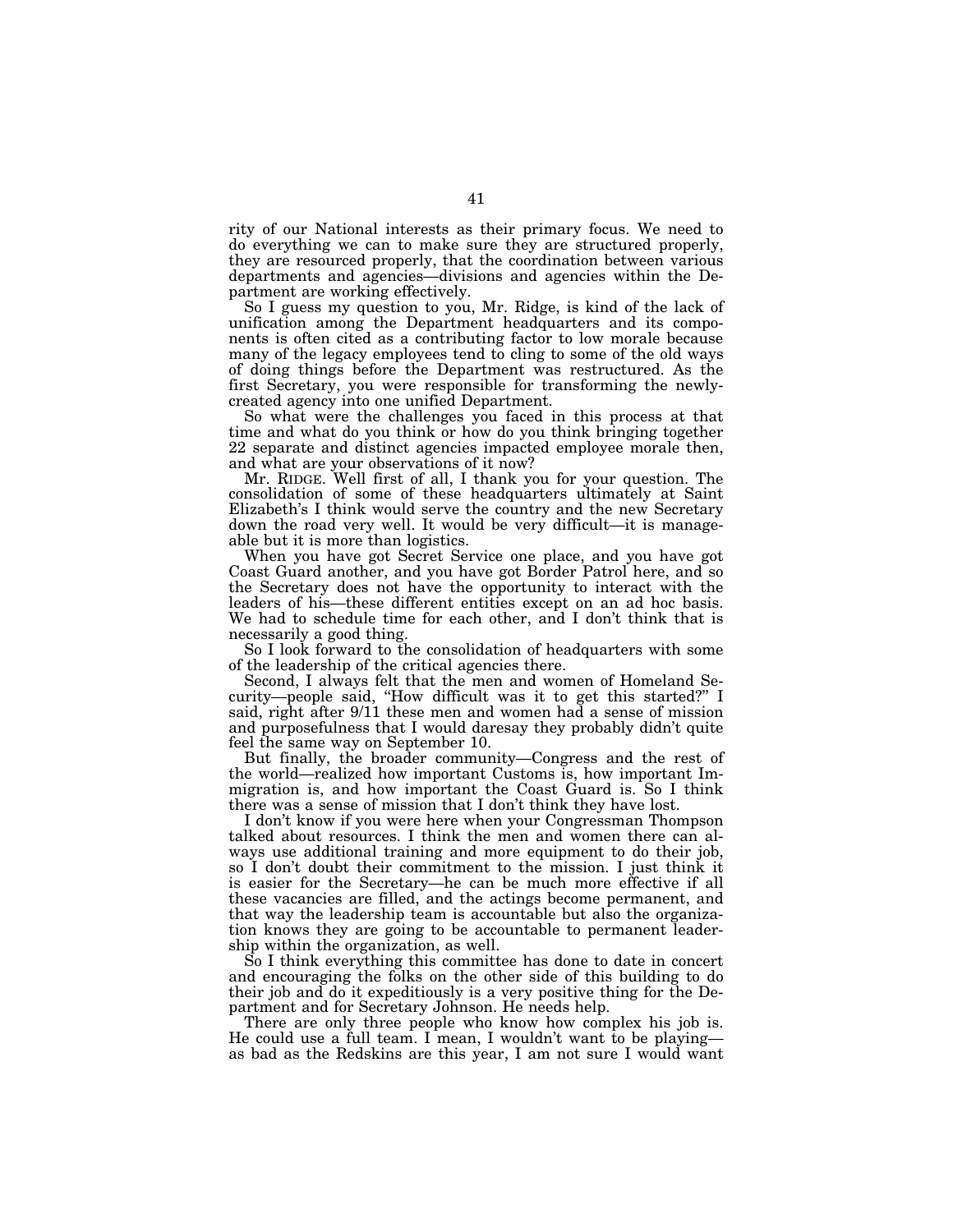rity of our National interests as their primary focus. We need to do everything we can to make sure they are structured properly, they are resourced properly, that the coordination between various departments and agencies—divisions and agencies within the Department are working effectively.

So I guess my question to you, Mr. Ridge, is kind of the lack of unification among the Department headquarters and its components is often cited as a contributing factor to low morale because many of the legacy employees tend to cling to some of the old ways of doing things before the Department was restructured. As the first Secretary, you were responsible for transforming the newly-created agency into one unified Department.

So what were the challenges you faced in this process at that time and what do you think or how do you think bringing together 22 separate and distinct agencies impacted employee morale then, and what are your observations of it now?

Mr. RIDGE. Well first of all, I thank you for your question. The consolidation of some of these headquarters ultimately at Saint Elizabeth's I think would serve the country and the new Secretary down the road very well. It would be very difficult—it is manageable but it is more than logistics.

When you have got Secret Service one place, and you have got Coast Guard another, and you have got Border Patrol here, and so the Secretary does not have the opportunity to interact with the leaders of his—these different entities except on an ad hoc basis. We had to schedule time for each other, and I don't think that is necessarily a good thing.

So I look forward to the consolidation of headquarters with some of the leadership of the critical agencies there.

Second, I always felt that the men and women of Homeland Security—people said, "How difficult was it to get this started?" I said, right after 9/11 these men and women had a sense of mission and purposefulness that I would daresay they probably didn't quite feel the same way on September 10.

But finally, the broader community—Congress and the rest of the world—realized how important Customs is, how important Immigration is, and how important the Coast Guard is. So I think there was a sense of mission that I don't think they have lost.

I don't know if you were here when your Congressman Thompson talked about resources. I think the men and women there can always use additional training and more equipment to do their job, so I don't doubt their commitment to the mission. I just think it is easier for the Secretary—he can be much more effective if all these vacancies are filled, and the actings become permanent, and that way the leadership team is accountable but also the organization knows they are going to be accountable to permanent leadership within the organization, as well.

So I think everything this committee has done to date in concert and encouraging the folks on the other side of this building to do their job and do it expeditiously is a very positive thing for the Department and for Secretary Johnson. He needs help.

There are only three people who know how complex his job is. He could use a full team. I mean, I wouldn't want to be playing—as bad as the Redskins are this year, I am not sure I would want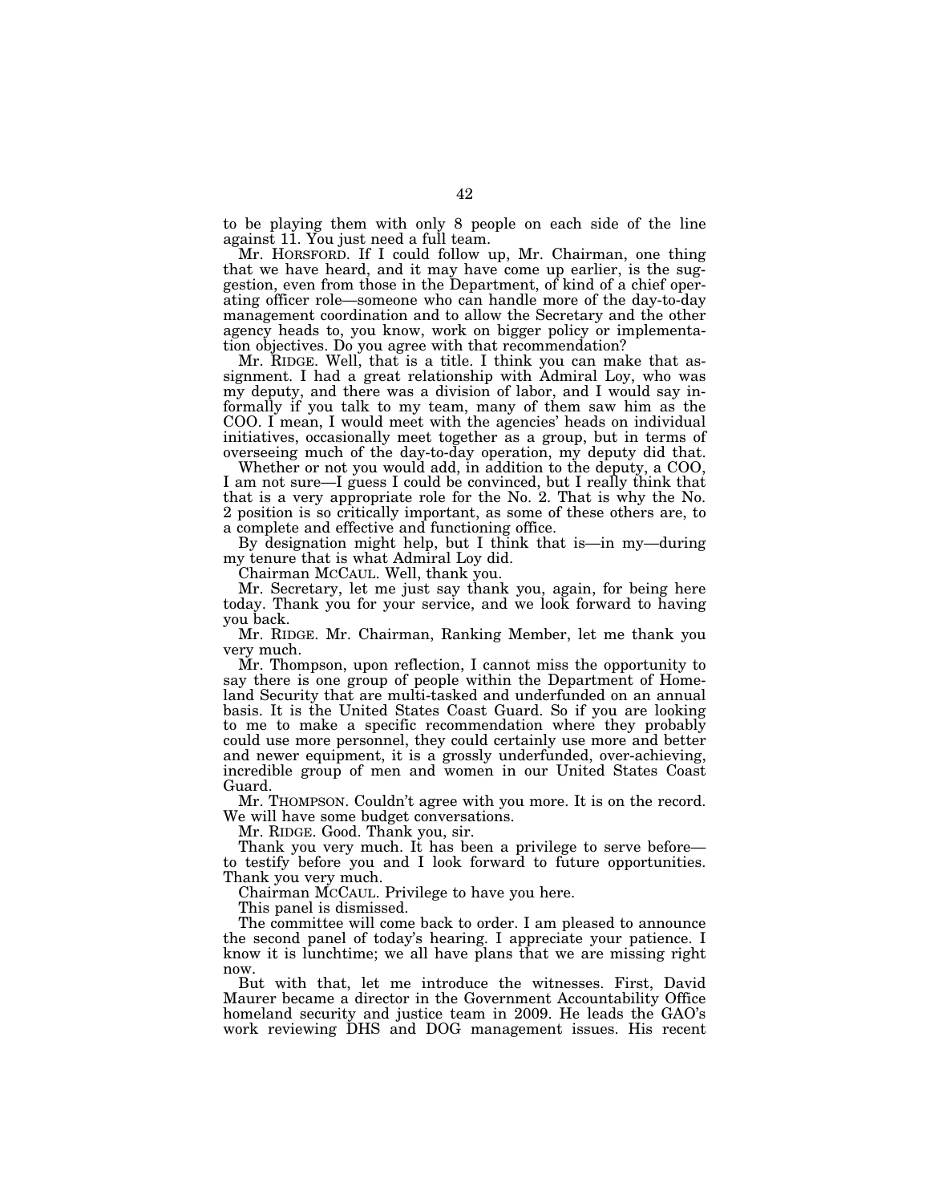to be playing them with only 8 people on each side of the line against 11. You just need a full team.

Mr. HORSFORD. If I could follow up, Mr. Chairman, one thing that we have heard, and it may have come up earlier, is the suggestion, even from those in the Department, of kind of a chief operating officer role—someone who can handle more of the day-to-day management coordination and to allow the Secretary and the other agency heads to, you know, work on bigger policy or implementation objectives. Do you agree with that recommendation?

Mr. RIDGE. Well, that is a title. I think you can make that assignment. I had a great relationship with Admiral Loy, who was my deputy, and there was a division of labor, and I would say informally if you talk to my team, many of them saw him as the COO. I mean, I would meet with the agencies' heads on individual initiatives, occasionally meet together as a group, but in terms of overseeing much of the day-to-day operation, my deputy did that.

Whether or not you would add, in addition to the deputy, a COO, I am not sure—I guess I could be convinced, but I really think that that is a very appropriate role for the No. 2. That is why the No. 2 position is so critically important, as some of these others are, to a complete and effective and functioning office.

By designation might help, but I think that is—in my—during my tenure that is what Admiral Loy did.

Chairman MCCAUL. Well, thank you.

Mr. Secretary, let me just say thank you, again, for being here today. Thank you for your service, and we look forward to having you back.

Mr. RIDGE. Mr. Chairman, Ranking Member, let me thank you very much.

Mr. Thompson, upon reflection, I cannot miss the opportunity to say there is one group of people within the Department of Homeland Security that are multi-tasked and underfunded on an annual basis. It is the United States Coast Guard. So if you are looking to me to make a specific recommendation where they probably could use more personnel, they could certainly use more and better and newer equipment, it is a grossly underfunded, over-achieving, incredible group of men and women in our United States Coast Guard.

Mr. THOMPSON. Couldn't agree with you more. It is on the record. We will have some budget conversations.

Mr. RIDGE. Good. Thank you, sir.

Thank you very much. It has been a privilege to serve before—to testify before you and I look forward to future opportunities. Thank you very much.

Chairman MCCAUL. Privilege to have you here.

This panel is dismissed.

The committee will come back to order. I am pleased to announce the second panel of today's hearing. I appreciate your patience. I know it is lunchtime; we all have plans that we are missing right now.

But with that, let me introduce the witnesses. First, David Maurer became a director in the Government Accountability Office homeland security and justice team in 2009. He leads the GAO's work reviewing DHS and DOG management issues. His recent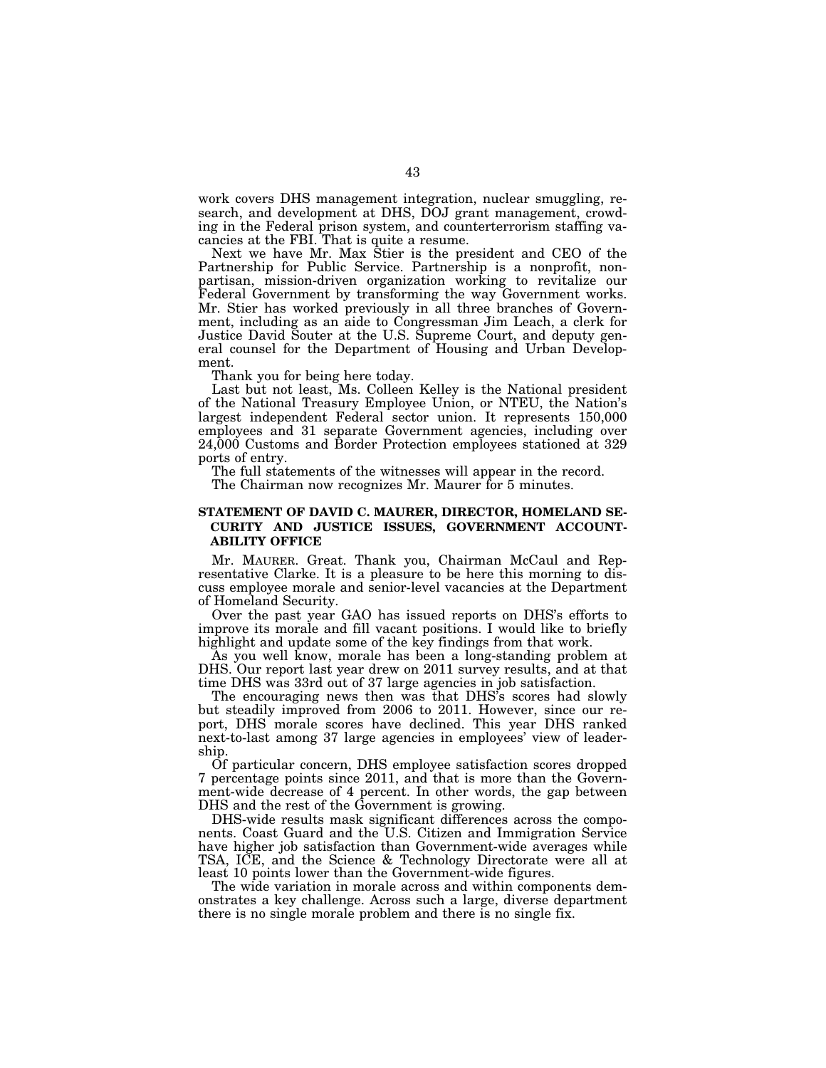work covers DHS management integration, nuclear smuggling, research, and development at DHS, DOJ grant management, crowding in the Federal prison system, and counterterrorism staffing vacancies at the FBI. That is quite a resume.

Next we have Mr. Max Stier is the president and CEO of the Partnership for Public Service. Partnership is a nonprofit, nonpartisan, mission-driven organization working to revitalize our Federal Government by transforming the way Government works. Mr. Stier has worked previously in all three branches of Government, including as an aide to Congressman Jim Leach, a clerk for Justice David Souter at the U.S. Supreme Court, and deputy general counsel for the Department of Housing and Urban Development.

Thank you for being here today.

Last but not least, Ms. Colleen Kelley is the National president of the National Treasury Employee Union, or NTEU, the Nation's largest independent Federal sector union. It represents 150,000 employees and 31 separate Government agencies, including over 24,000 Customs and Border Protection employees stationed at 329 ports of entry.

The full statements of the witnesses will appear in the record.

The Chairman now recognizes Mr. Maurer for 5 minutes.

### STATEMENT OF DAVID C. MAURER, DIRECTOR, HOMELAND SECURITY AND JUSTICE ISSUES, GOVERNMENT ACCOUNTABILITY OFFICE

Mr. MAURER. Great. Thank you, Chairman McCaul and Representative Clarke. It is a pleasure to be here this morning to discuss employee morale and senior-level vacancies at the Department of Homeland Security.

Over the past year GAO has issued reports on DHS's efforts to improve its morale and fill vacant positions. I would like to briefly highlight and update some of the key findings from that work.

As you well know, morale has been a long-standing problem at DHS. Our report last year drew on 2011 survey results, and at that time DHS was 33rd out of 37 large agencies in job satisfaction.

The encouraging news then was that DHS's scores had slowly but steadily improved from 2006 to 2011. However, since our report, DHS morale scores have declined. This year DHS ranked next-to-last among 37 large agencies in employees' view of leadership.

Of particular concern, DHS employee satisfaction scores dropped 7 percentage points since 2011, and that is more than the Government-wide decrease of 4 percent. In other words, the gap between DHS and the rest of the Government is growing.

DHS-wide results mask significant differences across the components. Coast Guard and the U.S. Citizen and Immigration Service have higher job satisfaction than Government-wide averages while TSA, ICE, and the Science & Technology Directorate were all at least 10 points lower than the Government-wide figures.

The wide variation in morale across and within components demonstrates a key challenge. Across such a large, diverse department there is no single morale problem and there is no single fix.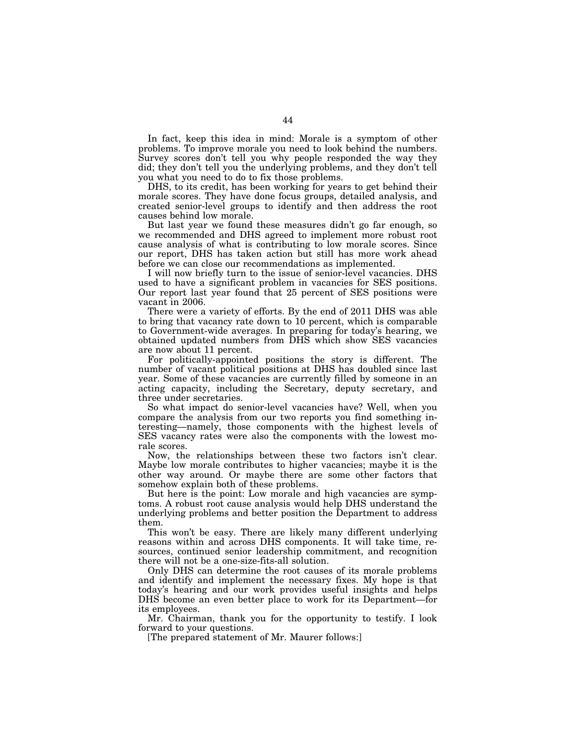In fact, keep this idea in mind: Morale is a symptom of other problems. To improve morale you need to look behind the numbers. Survey scores don't tell you why people responded the way they did; they don't tell you the underlying problems, and they don't tell you what you need to do to fix those problems.

DHS, to its credit, has been working for years to get behind their morale scores. They have done focus groups, detailed analysis, and created senior-level groups to identify and then address the root causes behind low morale.

But last year we found these measures didn't go far enough, so we recommended and DHS agreed to implement more robust root cause analysis of what is contributing to low morale scores. Since our report, DHS has taken action but still has more work ahead before we can close our recommendations as implemented.

I will now briefly turn to the issue of senior-level vacancies. DHS used to have a significant problem in vacancies for SES positions. Our report last year found that 25 percent of SES positions were vacant in 2006.

There were a variety of efforts. By the end of 2011 DHS was able to bring that vacancy rate down to 10 percent, which is comparable to Government-wide averages. In preparing for today's hearing, we obtained updated numbers from DHS which show SES vacancies are now about 11 percent.

For politically-appointed positions the story is different. The number of vacant political positions at DHS has doubled since last year. Some of these vacancies are currently filled by someone in an acting capacity, including the Secretary, deputy secretary, and three under secretaries.

So what impact do senior-level vacancies have? Well, when you compare the analysis from our two reports you find something interesting—namely, those components with the highest levels of SES vacancy rates were also the components with the lowest morale scores.

Now, the relationships between these two factors isn't clear. Maybe low morale contributes to higher vacancies; maybe it is the other way around. Or maybe there are some other factors that somehow explain both of these problems.

But here is the point: Low morale and high vacancies are symptoms. A robust root cause analysis would help DHS understand the underlying problems and better position the Department to address them.

This won't be easy. There are likely many different underlying reasons within and across DHS components. It will take time, resources, continued senior leadership commitment, and recognition there will not be a one-size-fits-all solution.

Only DHS can determine the root causes of its morale problems and identify and implement the necessary fixes. My hope is that today's hearing and our work provides useful insights and helps DHS become an even better place to work for its Department—for its employees.

Mr. Chairman, thank you for the opportunity to testify. I look forward to your questions.

[The prepared statement of Mr. Maurer follows:]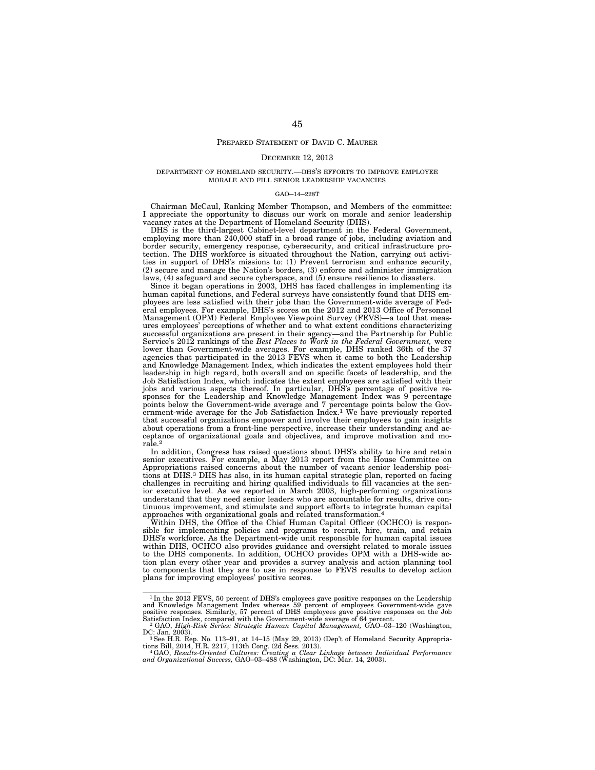## PREPARED STATEMENT OF DAVID C. MAURER

DECEMBER 12, 2013

DEPARTMENT OF HOMELAND SECURITY.—DHS'S EFFORTS TO IMPROVE EMPLOYEE MORALE AND FILL SENIOR LEADERSHIP VACANCIES

GAO–14–228T

Chairman McCaul, Ranking Member Thompson, and Members of the committee: I appreciate the opportunity to discuss our work on morale and senior leadership vacancy rates at the Department of Homeland Security (DHS).

DHS is the third-largest Cabinet-level department in the Federal Government, employing more than 240,000 staff in a broad range of jobs, including aviation and border security, emergency response, cybersecurity, and critical infrastructure protection. The DHS workforce is situated throughout the Nation, carrying out activities in support of DHS's missions to: (1) Prevent terrorism and enhance security, (2) secure and manage the Nation's borders, (3) enforce and administer immigration laws, (4) safeguard and secure cyberspace, and (5) ensure resilience to disasters.

Since it began operations in 2003, DHS has faced challenges in implementing its human capital functions, and Federal surveys have consistently found that DHS employees are less satisfied with their jobs than the Government-wide average of Federal employees. For example, DHS's scores on the 2012 and 2013 Office of Personnel Management (OPM) Federal Employee Viewpoint Survey (FEVS)—a tool that measures employees' perceptions of whether and to what extent conditions characterizing successful organizations are present in their agency—and the Partnership for Public Service's 2012 rankings of the *Best Places to Work in the Federal Government,* were lower than Government-wide averages. For example, DHS ranked 36th of the 37 agencies that participated in the 2013 FEVS when it came to both the Leadership and Knowledge Management Index, which indicates the extent employees hold their leadership in high regard, both overall and on specific facets of leadership, and the Job Satisfaction Index, which indicates the extent employees are satisfied with their jobs and various aspects thereof. In particular, DHS's percentage of positive responses for the Leadership and Knowledge Management Index was 9 percentage points below the Government-wide average and 7 percentage points below the Government-wide average for the Job Satisfaction Index.[1] We have previously reported that successful organizations empower and involve their employees to gain insights about operations from a front-line perspective, increase their understanding and acceptance of organizational goals and objectives, and improve motivation and morale.[2]

In addition, Congress has raised questions about DHS's ability to hire and retain senior executives. For example, a May 2013 report from the House Committee on Appropriations raised concerns about the number of vacant senior leadership positions at DHS.[3] DHS has also, in its human capital strategic plan, reported on facing challenges in recruiting and hiring qualified individuals to fill vacancies at the senior executive level. As we reported in March 2003, high-performing organizations understand that they need senior leaders who are accountable for results, drive continuous improvement, and stimulate and support efforts to integrate human capital approaches with organizational goals and related transformation.[4]

Within DHS, the Office of the Chief Human Capital Officer (OCHCO) is responsible for implementing policies and programs to recruit, hire, train, and retain DHS's workforce. As the Department-wide unit responsible for human capital issues within DHS, OCHCO also provides guidance and oversight related to morale issues to the DHS components. In addition, OCHCO provides OPM with a DHS-wide action plan every other year and provides a survey analysis and action planning tool to components that they are to use in response to FEVS results to develop action plans for improving employees' positive scores.

---

[1] In the 2013 FEVS, 50 percent of DHS's employees gave positive responses on the Leadership and Knowledge Management Index whereas 59 percent of employees Government-wide gave positive responses. Similarly, 57 percent of DHS employees gave positive responses on the Job Satisfaction Index, compared with the Government-wide average of 64 percent.

[2] GAO, *High-Risk Series: Strategic Human Capital Management,* GAO–03–120 (Washington, DC: Jan. 2003).

[3] See H.R. Rep. No. 113–91, at 14–15 (May 29, 2013) (Dep't of Homeland Security Appropriations Bill, 2014, H.R. 2217, 113th Cong. (2d Sess. 2013).

[4] GAO, *Results-Oriented Cultures: Creating a Clear Linkage between Individual Performance and Organizational Success,* GAO–03–488 (Washington, DC: Mar. 14, 2003).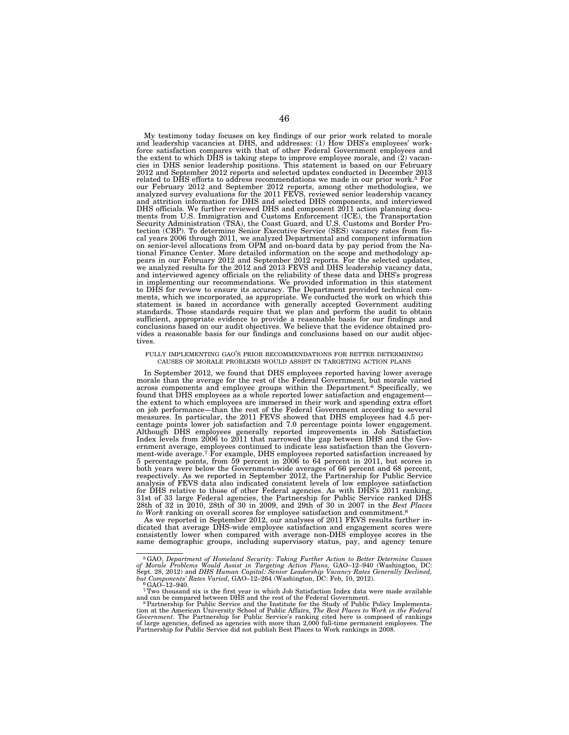My testimony today focuses on key findings of our prior work related to morale and leadership vacancies at DHS, and addresses: (1) How DHS's employees' workforce satisfaction compares with that of other Federal Government employees and the extent to which DHS is taking steps to improve employee morale, and (2) vacancies in DHS senior leadership positions. This statement is based on our February 2012 and September 2012 reports and selected updates conducted in December 2013 related to DHS efforts to address recommendations we made in our prior work.[5] For our February 2012 and September 2012 reports, among other methodologies, we analyzed survey evaluations for the 2011 FEVS, reviewed senior leadership vacancy and attrition information for DHS and selected DHS components, and interviewed DHS officials. We further reviewed DHS and component 2011 action planning documents from U.S. Immigration and Customs Enforcement (ICE), the Transportation Security Administration (TSA), the Coast Guard, and U.S. Customs and Border Protection (CBP). To determine Senior Executive Service (SES) vacancy rates from fiscal years 2006 through 2011, we analyzed Departmental and component information on senior-level allocations from OPM and on-board data by pay period from the National Finance Center. More detailed information on the scope and methodology appears in our February 2012 and September 2012 reports. For the selected updates, we analyzed results for the 2012 and 2013 FEVS and DHS leadership vacancy data, and interviewed agency officials on the reliability of these data and DHS's progress in implementing our recommendations. We provided information in this statement to DHS for review to ensure its accuracy. The Department provided technical comments, which we incorporated, as appropriate. We conducted the work on which this statement is based in accordance with generally accepted Government auditing standards. Those standards require that we plan and perform the audit to obtain sufficient, appropriate evidence to provide a reasonable basis for our findings and conclusions based on our audit objectives. We believe that the evidence obtained provides a reasonable basis for our findings and conclusions based on our audit objectives.

## FULLY IMPLEMENTING GAO'S PRIOR RECOMMENDATIONS FOR BETTER DETERMINING CAUSES OF MORALE PROBLEMS WOULD ASSIST IN TARGETING ACTION PLANS

In September 2012, we found that DHS employees reported having lower average morale than the average for the rest of the Federal Government, but morale varied across components and employee groups within the Department.[6] Specifically, we found that DHS employees as a whole reported lower satisfaction and engagement—the extent to which employees are immersed in their work and spending extra effort on job performance—than the rest of the Federal Government according to several measures. In particular, the 2011 FEVS showed that DHS employees had 4.5 percentage points lower job satisfaction and 7.0 percentage points lower engagement. Although DHS employees generally reported improvements in Job Satisfaction Index levels from 2006 to 2011 that narrowed the gap between DHS and the Government average, employees continued to indicate less satisfaction than the Government-wide average.[7] For example, DHS employees reported satisfaction increased by 5 percentage points, from 59 percent in 2006 to 64 percent in 2011, but scores in both years were below the Government-wide averages of 66 percent and 68 percent, respectively. As we reported in September 2012, the Partnership for Public Service analysis of FEVS data also indicated consistent levels of low employee satisfaction for DHS relative to those of other Federal agencies. As with DHS's 2011 ranking, 31st of 33 large Federal agencies, the Partnership for Public Service ranked DHS 28th of 32 in 2010, 28th of 30 in 2009, and 29th of 30 in 2007 in the *Best Places to Work* ranking on overall scores for employee satisfaction and commitment.[8]

As we reported in September 2012, our analyses of 2011 FEVS results further indicated that average DHS-wide employee satisfaction and engagement scores were consistently lower when compared with average non-DHS employee scores in the same demographic groups, including supervisory status, pay, and agency tenure

---

[5] GAO, *Department of Homeland Security: Taking Further Action to Better Determine Causes of Morale Problems Would Assist in Targeting Action Plans,* GAO–12–940 (Washington, DC: Sept. 28, 2012) and *DHS Human Capital: Senior Leadership Vacancy Rates Generally Declined, but Components' Rates Varied,* GAO–12–264 (Washington, DC: Feb, 10, 2012).

[6] GAO–12–940.

[7] Two thousand six is the first year in which Job Satisfaction Index data were made available and can be compared between DHS and the rest of the Federal Government.

[8] Partnership for Public Service and the Institute for the Study of Public Policy Implementation at the American University School of Public Affairs, *The Best Places to Work in the Federal Government.* The Partnership for Public Service's ranking cited here is composed of rankings of large agencies, defined as agencies with more than 2,000 full-time permanent employees. The Partnership for Public Service did not publish Best Places to Work rankings in 2008.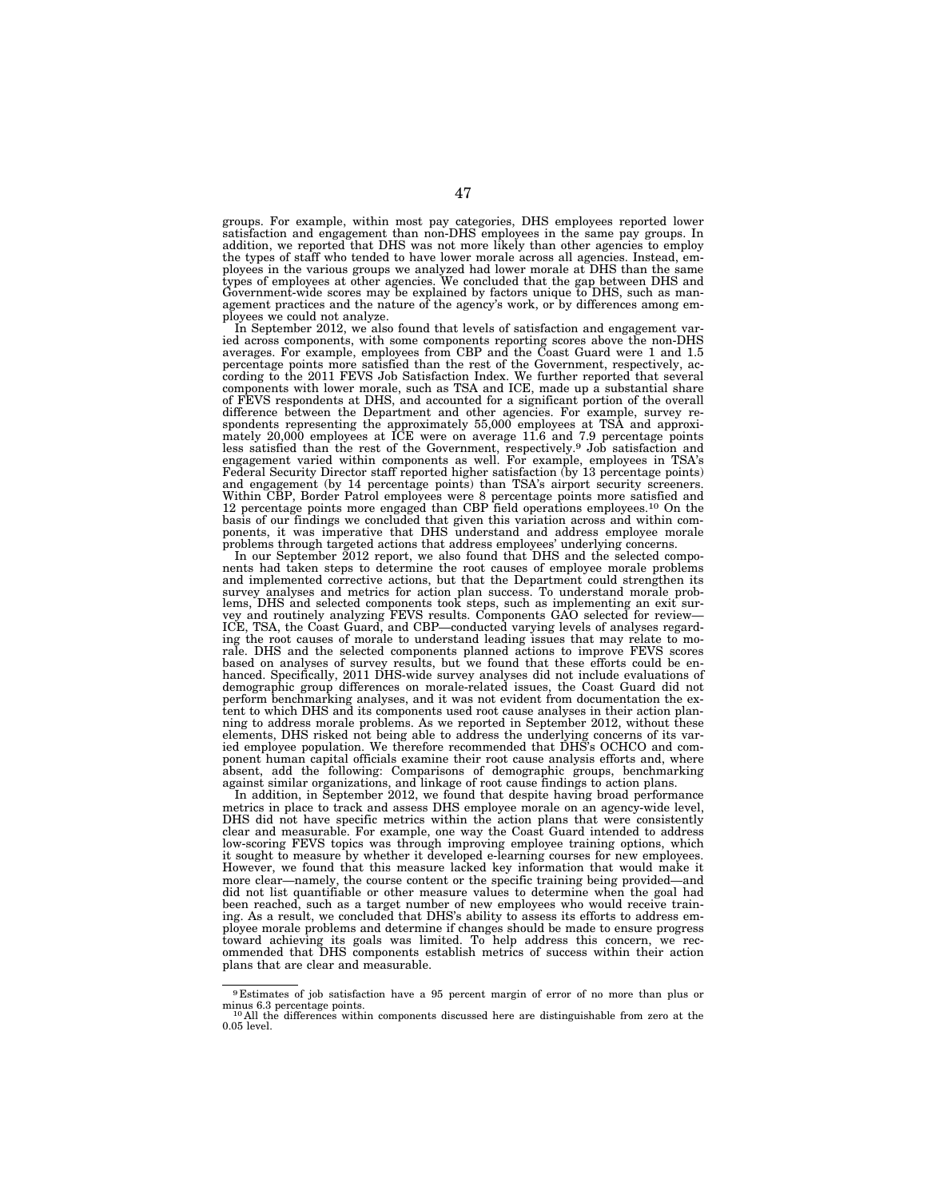groups. For example, within most pay categories, DHS employees reported lower satisfaction and engagement than non-DHS employees in the same pay groups. In addition, we reported that DHS was not more likely than other agencies to employ the types of staff who tended to have lower morale across all agencies. Instead, employees in the various groups we analyzed had lower morale at DHS than the same types of employees at other agencies. We concluded that the gap between DHS and Government-wide scores may be explained by factors unique to DHS, such as management practices and the nature of the agency's work, or by differences among employees we could not analyze.

In September 2012, we also found that levels of satisfaction and engagement varied across components, with some components reporting scores above the non-DHS averages. For example, employees from CBP and the Coast Guard were 1 and 1.5 percentage points more satisfied than the rest of the Government, respectively, according to the 2011 FEVS Job Satisfaction Index. We further reported that several components with lower morale, such as TSA and ICE, made up a substantial share of FEVS respondents at DHS, and accounted for a significant portion of the overall difference between the Department and other agencies. For example, survey respondents representing the approximately 55,000 employees at TSA and approximately 20,000 employees at ICE were on average 11.6 and 7.9 percentage points less satisfied than the rest of the Government, respectively.[9] Job satisfaction and engagement varied within components as well. For example, employees in TSA's Federal Security Director staff reported higher satisfaction (by 13 percentage points) and engagement (by 14 percentage points) than TSA's airport security screeners. Within CBP, Border Patrol employees were 8 percentage points more satisfied and 12 percentage points more engaged than CBP field operations employees.[10] On the basis of our findings we concluded that given this variation across and within components, it was imperative that DHS understand and address employee morale problems through targeted actions that address employees' underlying concerns.

In our September 2012 report, we also found that DHS and the selected components had taken steps to determine the root causes of employee morale problems and implemented corrective actions, but that the Department could strengthen its survey analyses and metrics for action plan success. To understand morale problems, DHS and selected components took steps, such as implementing an exit survey and routinely analyzing FEVS results. Components GAO selected for review—ICE, TSA, the Coast Guard, and CBP—conducted varying levels of analyses regarding the root causes of morale to understand leading issues that may relate to morale. DHS and the selected components planned actions to improve FEVS scores based on analyses of survey results, but we found that these efforts could be enhanced. Specifically, 2011 DHS-wide survey analyses did not include evaluations of demographic group differences on morale-related issues, the Coast Guard did not perform benchmarking analyses, and it was not evident from documentation the extent to which DHS and its components used root cause analyses in their action planning to address morale problems. As we reported in September 2012, without these elements, DHS risked not being able to address the underlying concerns of its varied employee population. We therefore recommended that DHS's OCHCO and component human capital officials examine their root cause analysis efforts and, where absent, add the following: Comparisons of demographic groups, benchmarking against similar organizations, and linkage of root cause findings to action plans.

In addition, in September 2012, we found that despite having broad performance metrics in place to track and assess DHS employee morale on an agency-wide level, DHS did not have specific metrics within the action plans that were consistently clear and measurable. For example, one way the Coast Guard intended to address low-scoring FEVS topics was through improving employee training options, which it sought to measure by whether it developed e-learning courses for new employees. However, we found that this measure lacked key information that would make it more clear—namely, the course content or the specific training being provided—and did not list quantifiable or other measure values to determine when the goal had been reached, such as a target number of new employees who would receive training. As a result, we concluded that DHS's ability to assess its efforts to address employee morale problems and determine if changes should be made to ensure progress toward achieving its goals was limited. To help address this concern, we recommended that DHS components establish metrics of success within their action plans that are clear and measurable.

---

[9] Estimates of job satisfaction have a 95 percent margin of error of no more than plus or minus 6.3 percentage points.

[10] All the differences within components discussed here are distinguishable from zero at the 0.05 level.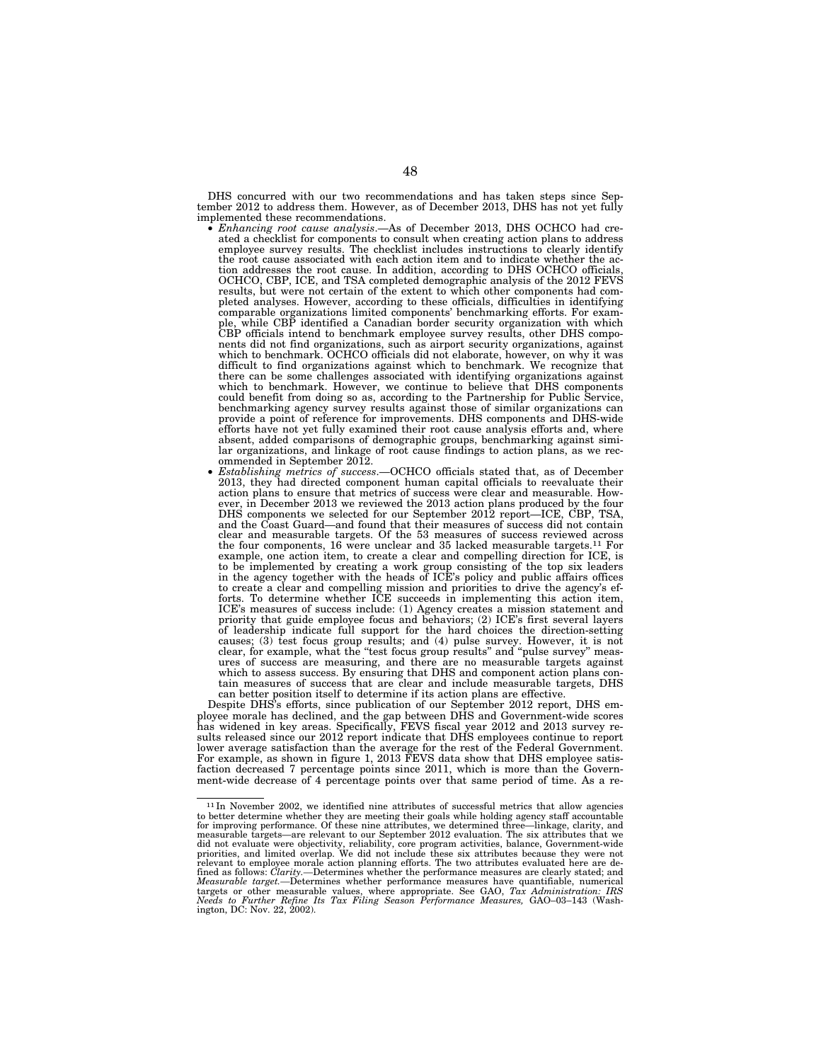DHS concurred with our two recommendations and has taken steps since September 2012 to address them. However, as of December 2013, DHS has not yet fully implemented these recommendations.

- *Enhancing root cause analysis*.—As of December 2013, DHS OCHCO had created a checklist for components to consult when creating action plans to address employee survey results. The checklist includes instructions to clearly identify the root cause associated with each action item and to indicate whether the action addresses the root cause. In addition, according to DHS OCHCO officials, OCHCO, CBP, ICE, and TSA completed demographic analysis of the 2012 FEVS results, but were not certain of the extent to which other components had completed analyses. However, according to these officials, difficulties in identifying comparable organizations limited components' benchmarking efforts. For example, while CBP identified a Canadian border security organization with which CBP officials intend to benchmark employee survey results, other DHS components did not find organizations, such as airport security organizations, against which to benchmark. OCHCO officials did not elaborate, however, on why it was difficult to find organizations against which to benchmark. We recognize that there can be some challenges associated with identifying organizations against which to benchmark. However, we continue to believe that DHS components could benefit from doing so as, according to the Partnership for Public Service, benchmarking agency survey results against those of similar organizations can provide a point of reference for improvements. DHS components and DHS-wide efforts have not yet fully examined their root cause analysis efforts and, where absent, added comparisons of demographic groups, benchmarking against similar organizations, and linkage of root cause findings to action plans, as we recommended in September 2012.
- *Establishing metrics of success*.—OCHCO officials stated that, as of December 2013, they had directed component human capital officials to reevaluate their action plans to ensure that metrics of success were clear and measurable. However, in December 2013 we reviewed the 2013 action plans produced by the four DHS components we selected for our September 2012 report—ICE, CBP, TSA, and the Coast Guard—and found that their measures of success did not contain clear and measurable targets. Of the 53 measures of success reviewed across the four components, 16 were unclear and 35 lacked measurable targets.[11] For example, one action item, to create a clear and compelling direction for ICE, is to be implemented by creating a work group consisting of the top six leaders in the agency together with the heads of ICE's policy and public affairs offices to create a clear and compelling mission and priorities to drive the agency's efforts. To determine whether ICE succeeds in implementing this action item, ICE's measures of success include: (1) Agency creates a mission statement and priority that guide employee focus and behaviors; (2) ICE's first several layers of leadership indicate full support for the hard choices the direction-setting causes; (3) test focus group results; and (4) pulse survey. However, it is not clear, for example, what the "test focus group results" and "pulse survey" measures of success are measuring, and there are no measurable targets against which to assess success. By ensuring that DHS and component action plans contain measures of success that are clear and include measurable targets, DHS can better position itself to determine if its action plans are effective.

Despite DHS's efforts, since publication of our September 2012 report, DHS employee morale has declined, and the gap between DHS and Government-wide scores has widened in key areas. Specifically, FEVS fiscal year 2012 and 2013 survey results released since our 2012 report indicate that DHS employees continue to report lower average satisfaction than the average for the rest of the Federal Government. For example, as shown in figure 1, 2013 FEVS data show that DHS employee satisfaction decreased 7 percentage points since 2011, which is more than the Government-wide decrease of 4 percentage points over that same period of time. As a re-

---

[11] In November 2002, we identified nine attributes of successful metrics that allow agencies to better determine whether they are meeting their goals while holding agency staff accountable for improving performance. Of these nine attributes, we determined three—linkage, clarity, and measurable targets—are relevant to our September 2012 evaluation. The six attributes that we did not evaluate were objectivity, reliability, core program activities, balance, Government-wide priorities, and limited overlap. We did not include these six attributes because they were not relevant to employee morale action planning efforts. The two attributes evaluated here are defined as follows: *Clarity*.—Determines whether the performance measures are clearly stated; and *Measurable target*.—Determines whether performance measures have quantifiable, numerical targets or other measurable values, where appropriate. See GAO, *Tax Administration: IRS Needs to Further Refine Its Tax Filing Season Performance Measures,* GAO–03–143 (Washington, DC: Nov. 22, 2002).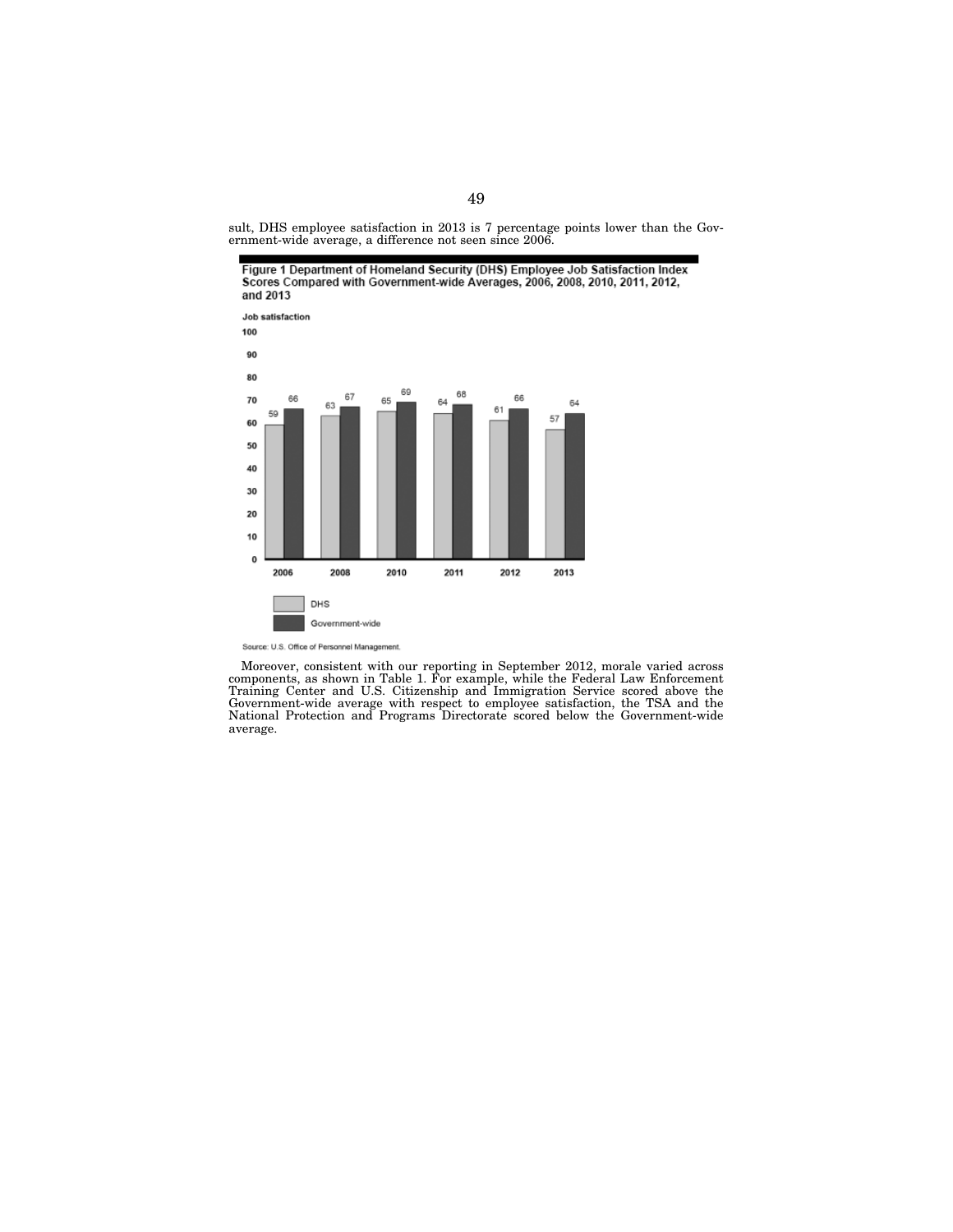sult, DHS employee satisfaction in 2013 is 7 percentage points lower than the Government-wide average, a difference not seen since 2006.

**Figure 1 Department of Homeland Security (DHS) Employee Job Satisfaction Index Scores Compared with Government-wide Averages, 2006, 2008, 2010, 2011, 2012, and 2013**

| Year | DHS | Government-wide |
|---|---|---|
| 2006 | 59 | 66 |
| 2008 | 63 | 67 |
| 2010 | 65 | 69 |
| 2011 | 64 | 68 |
| 2012 | 61 | 66 |
| 2013 | 57 | 64 |

Source: U.S. Office of Personnel Management.

Moreover, consistent with our reporting in September 2012, morale varied across components, as shown in Table 1. For example, while the Federal Law Enforcement Training Center and U.S. Citizenship and Immigration Service scored above the Government-wide average with respect to employee satisfaction, the TSA and the National Protection and Programs Directorate scored below the Government-wide average.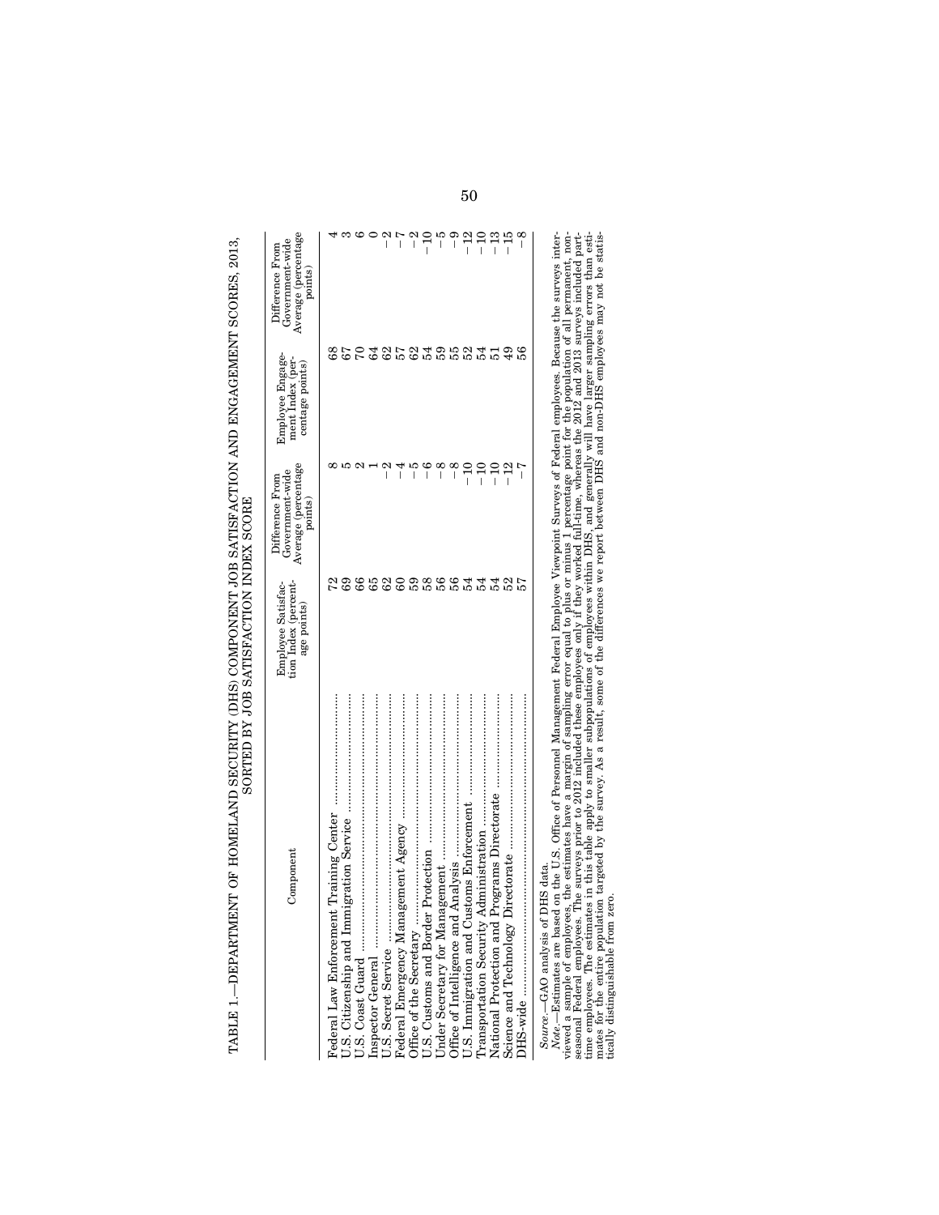TABLE 1.—DEPARTMENT OF HOMELAND SECURITY (DHS) COMPONENT JOB SATISFACTION AND ENGAGEMENT SCORES, 2013, SORTED BY JOB SATISFACTION INDEX SCORE

| Component | Employee Satisfaction Index (percentage points) | Difference From Government-wide Average (percentage points) | Employee Engagement Index (percentage points) | Difference From Government-wide Average (percentage points) |
|---|---|---|---|---|
| Federal Law Enforcement Training Center | 72 | 8 | 68 | 4 |
| U.S. Citizenship and Immigration Service | 69 | 5 | 67 | 3 |
| U.S. Coast Guard | 66 | 2 | 70 | 6 |
| Inspector General | 65 | 1 | 64 | 0 |
| U.S. Secret Service | 62 | −2 | 62 | −2 |
| Federal Emergency Management Agency | 60 | −4 | 57 | −7 |
| Office of the Secretary | 59 | −5 | 62 | −2 |
| U.S. Customs and Border Protection | 58 | −6 | 54 | −10 |
| Under Secretary for Management | 56 | −8 | 59 | −5 |
| Office of Intelligence and Analysis | 56 | −8 | 55 | −9 |
| U.S. Immigration and Customs Enforcement | 54 | −10 | 52 | −12 |
| Transportation Security Administration | 54 | −10 | 54 | −10 |
| National Protection and Programs Directorate | 54 | −10 | 51 | −13 |
| Science and Technology Directorate | 52 | −12 | 49 | −15 |
| DHS-wide | 57 | −7 | 56 | −8 |

*Source.*—GAO analysis of DHS data.

*Note.*—Estimates are based on the U.S. Office of Personnel Management Federal Employee Viewpoint Surveys of Federal employees. Because the surveys interviewed a sample of employees, the estimates have a margin of sampling error equal to plus or minus 1 percentage point for the population of all permanent, nonseasonal Federal employees. The surveys prior to 2012 included these employees only if they worked full-time, whereas the 2012 and 2013 surveys included part-time employees. The estimates in this table apply to smaller subpopulations of employees within DHS, and generally will have larger sampling errors than estimates for the entire population targeted by the survey. As a result, some of the differences we report between DHS and non-DHS employees may not be statistically distinguishable from zero.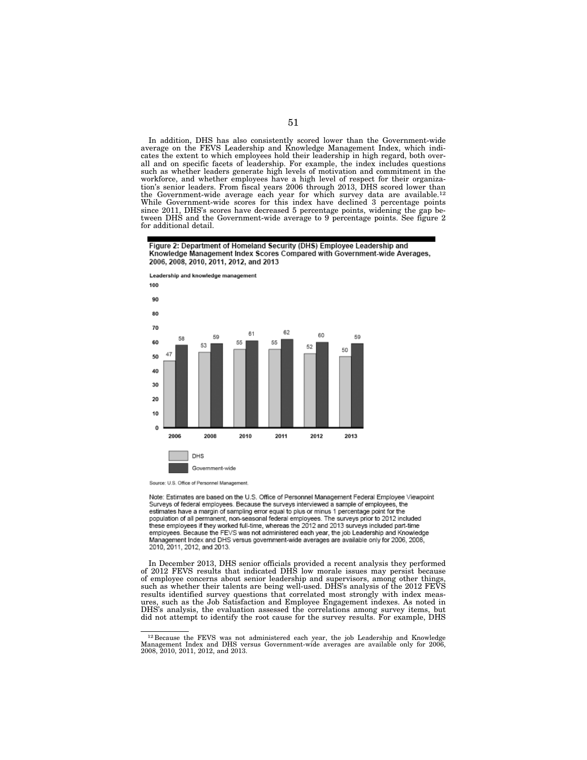In addition, DHS has also consistently scored lower than the Government-wide average on the FEVS Leadership and Knowledge Management Index, which indicates the extent to which employees hold their leadership in high regard, both overall and on specific facets of leadership. For example, the index includes questions such as whether leaders generate high levels of motivation and commitment in the workforce, and whether employees have a high level of respect for their organization's senior leaders. From fiscal years 2006 through 2013, DHS scored lower than the Government-wide average each year for which survey data are available.[12] While Government-wide scores for this index have declined 3 percentage points since 2011, DHS's scores have decreased 5 percentage points, widening the gap between DHS and the Government-wide average to 9 percentage points. See figure 2 for additional detail.

**Figure 2: Department of Homeland Security (DHS) Employee Leadership and Knowledge Management Index Scores Compared with Government-wide Averages, 2006, 2008, 2010, 2011, 2012, and 2013**

Leadership and knowledge management

| Year | DHS | Government-wide |
|---|---|---|
| 2006 | 47 | 58 |
| 2008 | 53 | 59 |
| 2010 | 55 | 61 |
| 2011 | 55 | 62 |
| 2012 | 52 | 60 |
| 2013 | 50 | 59 |

Source: U.S. Office of Personnel Management.

Note: Estimates are based on the U.S. Office of Personnel Management Federal Employee Viewpoint Surveys of federal employees. Because the surveys interviewed a sample of employees, the estimates have a margin of sampling error equal to plus or minus 1 percentage point for the population of all permanent, non-seasonal federal employees. The surveys prior to 2012 included these employees if they worked full-time, whereas the 2012 and 2013 surveys included part-time employees. Because the FEVS was not administered each year, the job Leadership and Knowledge Management Index and DHS versus government-wide averages are available only for 2006, 2008, 2010, 2011, 2012, and 2013.

In December 2013, DHS senior officials provided a recent analysis they performed of 2012 FEVS results that indicated DHS low morale issues may persist because of employee concerns about senior leadership and supervisors, among other things, such as whether their talents are being well-used. DHS's analysis of the 2012 FEVS results identified survey questions that correlated most strongly with index measures, such as the Job Satisfaction and Employee Engagement indexes. As noted in DHS's analysis, the evaluation assessed the correlations among survey items, but did not attempt to identify the root cause for the survey results. For example, DHS

---

[12] Because the FEVS was not administered each year, the job Leadership and Knowledge Management Index and DHS versus Government-wide averages are available only for 2006, 2008, 2010, 2011, 2012, and 2013.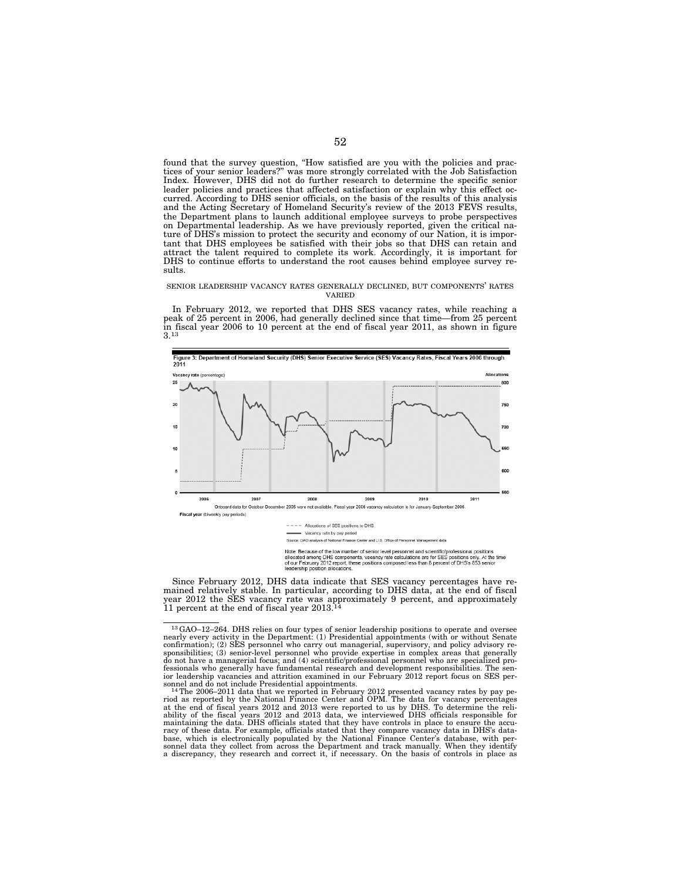found that the survey question, "How satisfied are you with the policies and practices of your senior leaders?" was more strongly correlated with the Job Satisfaction Index. However, DHS did not do further research to determine the specific senior leader policies and practices that affected satisfaction or explain why this effect occurred. According to DHS senior officials, on the basis of the results of this analysis and the Acting Secretary of Homeland Security's review of the 2013 FEVS results, the Department plans to launch additional employee surveys to probe perspectives on Departmental leadership. As we have previously reported, given the critical nature of DHS's mission to protect the security and economy of our Nation, it is important that DHS employees be satisfied with their jobs so that DHS can retain and attract the talent required to complete its work. Accordingly, it is important for DHS to continue efforts to understand the root causes behind employee survey results.

SENIOR LEADERSHIP VACANCY RATES GENERALLY DECLINED, BUT COMPONENTS' RATES VARIED

In February 2012, we reported that DHS SES vacancy rates, while reaching a peak of 25 percent in 2006, had generally declined since that time—from 25 percent in fiscal year 2006 to 10 percent at the end of fiscal year 2011, as shown in figure 3.[13]

**Figure 3: Department of Homeland Security (DHS) Senior Executive Service (SES) Vacancy Rates, Fiscal Years 2006 through 2011**

Vacancy rate (percentage) — Allocations

Onboard data for October-December 2005 were not available. Fiscal year 2006 vacancy calculation is for January-September 2006.

Fiscal year (biweekly pay periods)

---- Allocations of SES positions to DHS

—— Vacancy rate by pay period

Source: GAO analysis of National Finance Center and U.S. Office of Personnel Management data

Note: Because of the low number of senior level personnel and scientific/professional positions allocated among DHS components, vacancy rate calculations are for SES positions only. At the time of our February 2012 report, these positions composed less than 6 percent of DHS's 853 senior leadership position allocations.

Since February 2012, DHS data indicate that SES vacancy percentages have remained relatively stable. In particular, according to DHS data, at the end of fiscal year 2012 the SES vacancy rate was approximately 9 percent, and approximately 11 percent at the end of fiscal year 2013.[14]

---

[13] GAO–12–264. DHS relies on four types of senior leadership positions to operate and oversee nearly every activity in the Department: (1) Presidential appointments (with or without Senate confirmation); (2) SES personnel who carry out managerial, supervisory, and policy advisory responsibilities; (3) senior-level personnel who provide expertise in complex areas that generally do not have a managerial focus; and (4) scientific/professional personnel who are specialized professionals who generally have fundamental research and development responsibilities. The senior leadership vacancies and attrition examined in our February 2012 report focus on SES personnel and do not include Presidential appointments.

[14] The 2006–2011 data that we reported in February 2012 presented vacancy rates by pay period as reported by the National Finance Center and OPM. The data for vacancy percentages at the end of fiscal years 2012 and 2013 were reported to us by DHS. To determine the reliability of the fiscal years 2012 and 2013 data, we interviewed DHS officials responsible for maintaining the data. DHS officials stated that they have controls in place to ensure the accuracy of these data. For example, officials stated that they compare vacancy data in DHS's database, which is electronically populated by the National Finance Center's database, with personnel data they collect from across the Department and track manually. When they identify a discrepancy, they research and correct it, if necessary. On the basis of controls in place as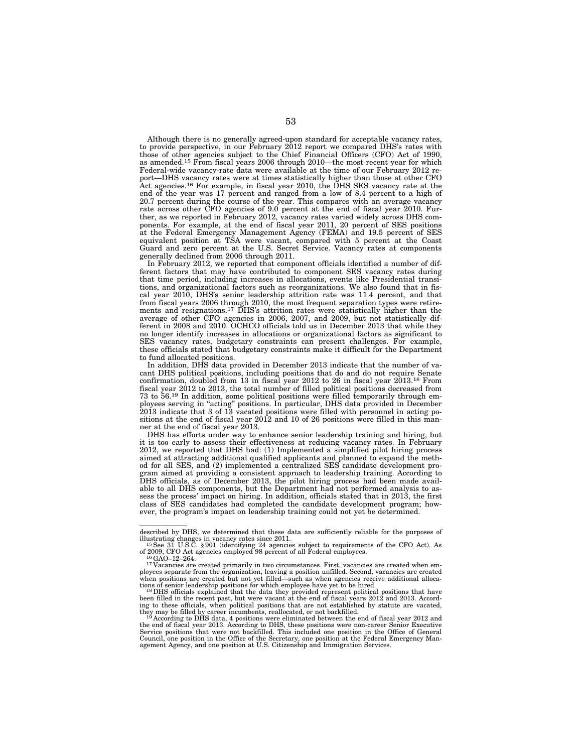Although there is no generally agreed-upon standard for acceptable vacancy rates, to provide perspective, in our February 2012 report we compared DHS's rates with those of other agencies subject to the Chief Financial Officers (CFO) Act of 1990, as amended.[15] From fiscal years 2006 through 2010—the most recent year for which Federal-wide vacancy-rate data were available at the time of our February 2012 report—DHS vacancy rates were at times statistically higher than those at other CFO Act agencies.[16] For example, in fiscal year 2010, the DHS SES vacancy rate at the end of the year was 17 percent and ranged from a low of 8.4 percent to a high of 20.7 percent during the course of the year. This compares with an average vacancy rate across other CFO agencies of 9.0 percent at the end of fiscal year 2010. Further, as we reported in February 2012, vacancy rates varied widely across DHS components. For example, at the end of fiscal year 2011, 20 percent of SES positions at the Federal Emergency Management Agency (FEMA) and 19.5 percent of SES equivalent position at TSA were vacant, compared with 5 percent at the Coast Guard and zero percent at the U.S. Secret Service. Vacancy rates at components generally declined from 2006 through 2011.

In February 2012, we reported that component officials identified a number of different factors that may have contributed to component SES vacancy rates during that time period, including increases in allocations, events like Presidential transitions, and organizational factors such as reorganizations. We also found that in fiscal year 2010, DHS's senior leadership attrition rate was 11.4 percent, and that from fiscal years 2006 through 2010, the most frequent separation types were retirements and resignations.[17] DHS's attrition rates were statistically higher than the average of other CFO agencies in 2006, 2007, and 2009, but not statistically different in 2008 and 2010. OCHCO officials told us in December 2013 that while they no longer identify increases in allocations or organizational factors as significant to SES vacancy rates, budgetary constraints can present challenges. For example, these officials stated that budgetary constraints make it difficult for the Department to fund allocated positions.

In addition, DHS data provided in December 2013 indicate that the number of vacant DHS political positions, including positions that do and do not require Senate confirmation, doubled from 13 in fiscal year 2012 to 26 in fiscal year 2013.[18] From fiscal year 2012 to 2013, the total number of filled political positions decreased from 73 to 56.[19] In addition, some political positions were filled temporarily through employees serving in "acting" positions. In particular, DHS data provided in December 2013 indicate that 3 of 13 vacated positions were filled with personnel in acting positions at the end of fiscal year 2012 and 10 of 26 positions were filled in this manner at the end of fiscal year 2013.

DHS has efforts under way to enhance senior leadership training and hiring, but it is too early to assess their effectiveness at reducing vacancy rates. In February 2012, we reported that DHS had: (1) Implemented a simplified pilot hiring process aimed at attracting additional qualified applicants and planned to expand the method for all SES, and (2) implemented a centralized SES candidate development program aimed at providing a consistent approach to leadership training. According to DHS officials, as of December 2013, the pilot hiring process had been made available to all DHS components, but the Department had not performed analysis to assess the process' impact on hiring. In addition, officials stated that in 2013, the first class of SES candidates had completed the candidate development program; however, the program's impact on leadership training could not yet be determined.

---

described by DHS, we determined that these data are sufficiently reliable for the purposes of illustrating changes in vacancy rates since 2011.

[15] See 31 U.S.C. § 901 (identifying 24 agencies subject to requirements of the CFO Act). As of 2009, CFO Act agencies employed 98 percent of all Federal employees.

[16] GAO–12–264.

[17] Vacancies are created primarily in two circumstances. First, vacancies are created when employees separate from the organization, leaving a position unfilled. Second, vacancies are created when positions are created but not yet filled—such as when agencies receive additional allocations of senior leadership positions for which employee have yet to be hired.

[18] DHS officials explained that the data they provided represent political positions that have been filled in the recent past, but were vacant at the end of fiscal years 2012 and 2013. According to these officials, when political positions that are not established by statute are vacated, they may be filled by career incumbents, reallocated, or not backfilled.

[19] According to DHS data, 4 positions were eliminated between the end of fiscal year 2012 and the end of fiscal year 2013. According to DHS, these positions were non-career Senior Executive Service positions that were not backfilled. This included one position in the Office of General Council, one position in the Office of the Secretary, one position at the Federal Emergency Management Agency, and one position at U.S. Citizenship and Immigration Services.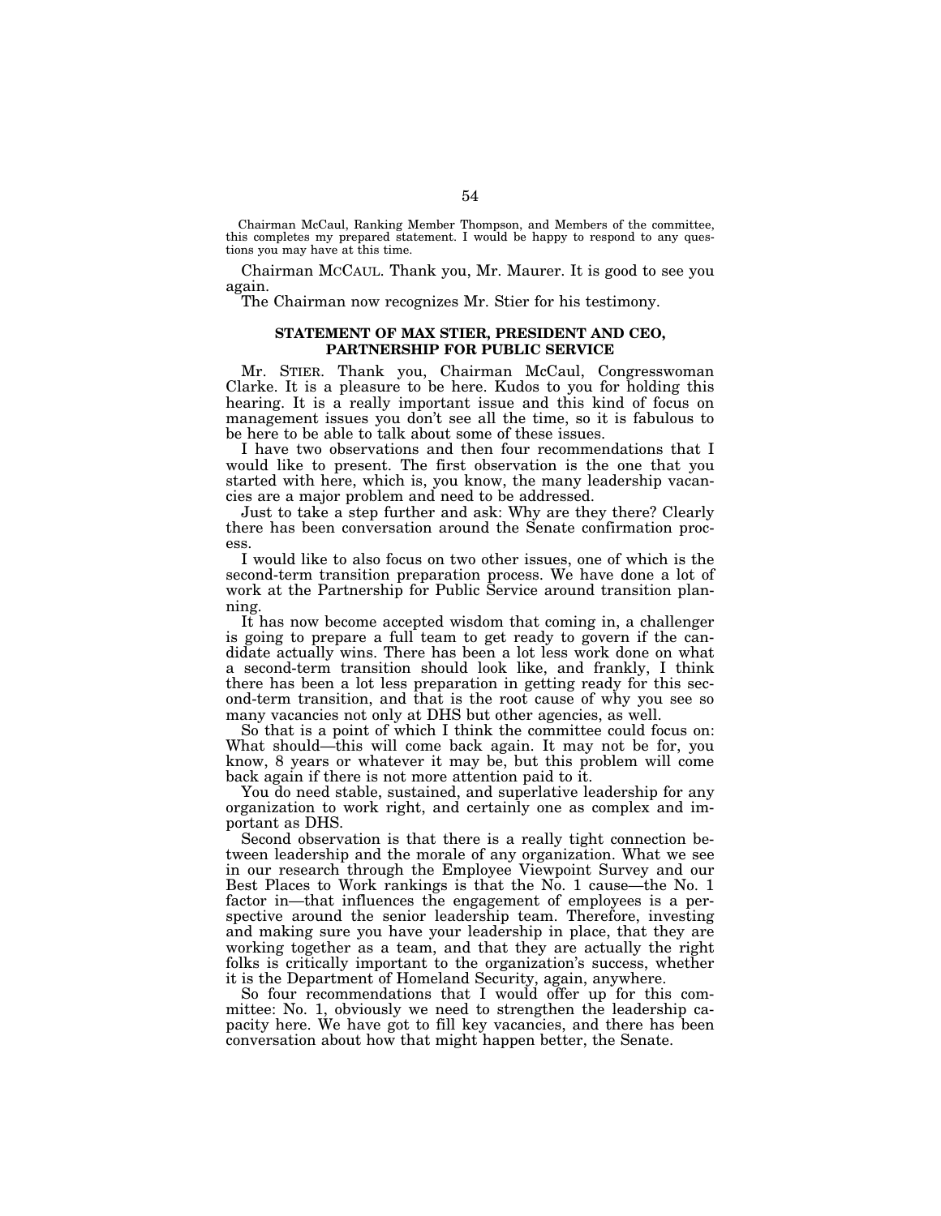Chairman McCaul, Ranking Member Thompson, and Members of the committee, this completes my prepared statement. I would be happy to respond to any questions you may have at this time.

Chairman McCAUL. Thank you, Mr. Maurer. It is good to see you again.

The Chairman now recognizes Mr. Stier for his testimony.

### STATEMENT OF MAX STIER, PRESIDENT AND CEO, PARTNERSHIP FOR PUBLIC SERVICE

Mr. STIER. Thank you, Chairman McCaul, Congresswoman Clarke. It is a pleasure to be here. Kudos to you for holding this hearing. It is a really important issue and this kind of focus on management issues you don't see all the time, so it is fabulous to be here to be able to talk about some of these issues.

I have two observations and then four recommendations that I would like to present. The first observation is the one that you started with here, which is, you know, the many leadership vacancies are a major problem and need to be addressed.

Just to take a step further and ask: Why are they there? Clearly there has been conversation around the Senate confirmation process.

I would like to also focus on two other issues, one of which is the second-term transition preparation process. We have done a lot of work at the Partnership for Public Service around transition planning.

It has now become accepted wisdom that coming in, a challenger is going to prepare a full team to get ready to govern if the candidate actually wins. There has been a lot less work done on what a second-term transition should look like, and frankly, I think there has been a lot less preparation in getting ready for this second-term transition, and that is the root cause of why you see so many vacancies not only at DHS but other agencies, as well.

So that is a point of which I think the committee could focus on: What should—this will come back again. It may not be for, you know, 8 years or whatever it may be, but this problem will come back again if there is not more attention paid to it.

You do need stable, sustained, and superlative leadership for any organization to work right, and certainly one as complex and important as DHS.

Second observation is that there is a really tight connection between leadership and the morale of any organization. What we see in our research through the Employee Viewpoint Survey and our Best Places to Work rankings is that the No. 1 cause—the No. 1 factor in—that influences the engagement of employees is a perspective around the senior leadership team. Therefore, investing and making sure you have your leadership in place, that they are working together as a team, and that they are actually the right folks is critically important to the organization's success, whether it is the Department of Homeland Security, again, anywhere.

So four recommendations that I would offer up for this committee: No. 1, obviously we need to strengthen the leadership capacity here. We have got to fill key vacancies, and there has been conversation about how that might happen better, the Senate.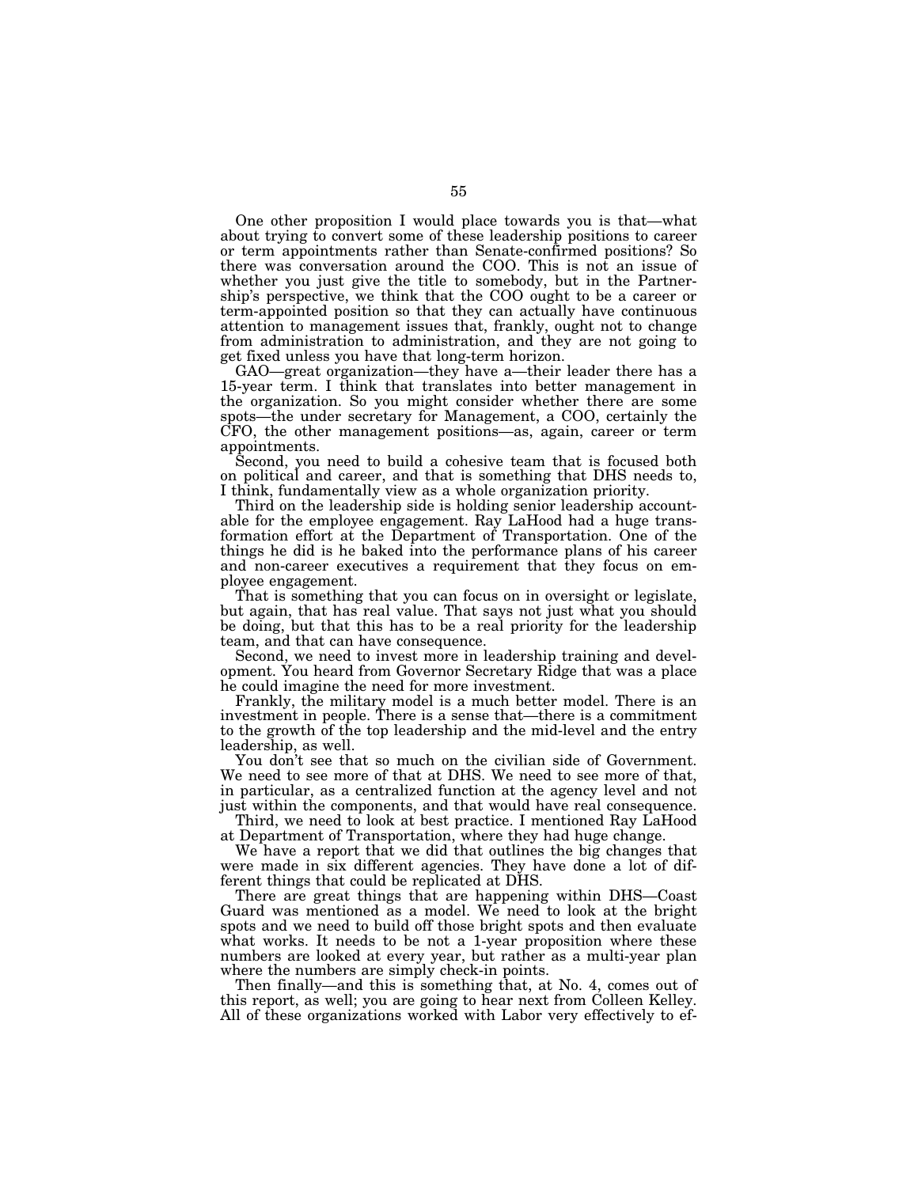One other proposition I would place towards you is that—what about trying to convert some of these leadership positions to career or term appointments rather than Senate-confirmed positions? So there was conversation around the COO. This is not an issue of whether you just give the title to somebody, but in the Partnership's perspective, we think that the COO ought to be a career or term-appointed position so that they can actually have continuous attention to management issues that, frankly, ought not to change from administration to administration, and they are not going to get fixed unless you have that long-term horizon.

GAO—great organization—they have a—their leader there has a 15-year term. I think that translates into better management in the organization. So you might consider whether there are some spots—the under secretary for Management, a COO, certainly the CFO, the other management positions—as, again, career or term appointments.

Second, you need to build a cohesive team that is focused both on political and career, and that is something that DHS needs to, I think, fundamentally view as a whole organization priority.

Third on the leadership side is holding senior leadership accountable for the employee engagement. Ray LaHood had a huge transformation effort at the Department of Transportation. One of the things he did is he baked into the performance plans of his career and non-career executives a requirement that they focus on employee engagement.

That is something that you can focus on in oversight or legislate, but again, that has real value. That says not just what you should be doing, but that this has to be a real priority for the leadership team, and that can have consequence.

Second, we need to invest more in leadership training and development. You heard from Governor Secretary Ridge that was a place he could imagine the need for more investment.

Frankly, the military model is a much better model. There is an investment in people. There is a sense that—there is a commitment to the growth of the top leadership and the mid-level and the entry leadership, as well.

You don't see that so much on the civilian side of Government. We need to see more of that at DHS. We need to see more of that, in particular, as a centralized function at the agency level and not just within the components, and that would have real consequence.

Third, we need to look at best practice. I mentioned Ray LaHood at Department of Transportation, where they had huge change.

We have a report that we did that outlines the big changes that were made in six different agencies. They have done a lot of different things that could be replicated at DHS.

There are great things that are happening within DHS—Coast Guard was mentioned as a model. We need to look at the bright spots and we need to build off those bright spots and then evaluate what works. It needs to be not a 1-year proposition where these numbers are looked at every year, but rather as a multi-year plan where the numbers are simply check-in points.

Then finally—and this is something that, at No. 4, comes out of this report, as well; you are going to hear next from Colleen Kelley. All of these organizations worked with Labor very effectively to ef-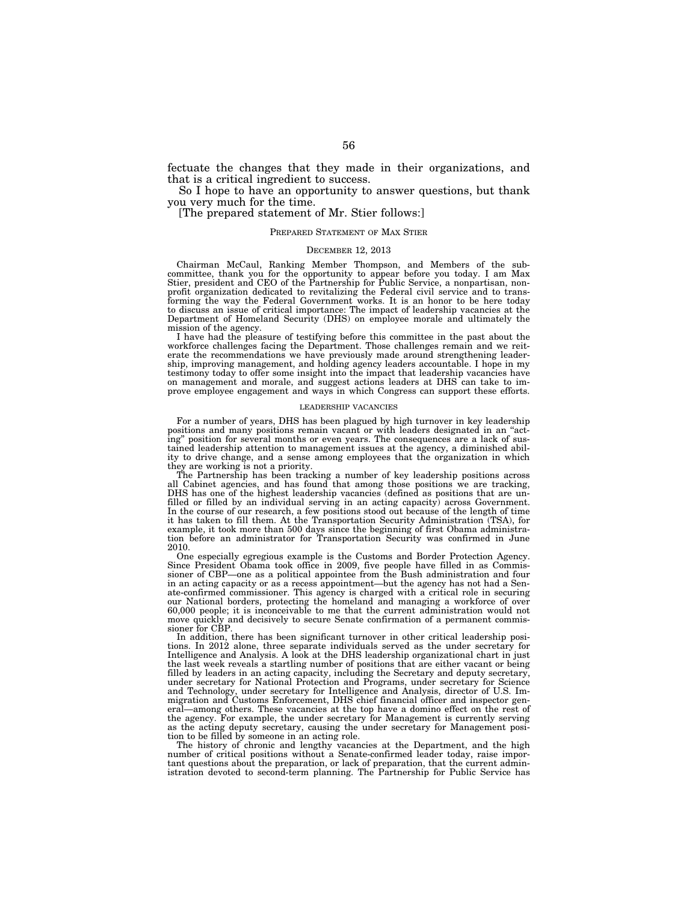fectuate the changes that they made in their organizations, and that is a critical ingredient to success.

So I hope to have an opportunity to answer questions, but thank you very much for the time.

[The prepared statement of Mr. Stier follows:]

PREPARED STATEMENT OF MAX STIER

DECEMBER 12, 2013

Chairman McCaul, Ranking Member Thompson, and Members of the subcommittee, thank you for the opportunity to appear before you today. I am Max Stier, president and CEO of the Partnership for Public Service, a nonpartisan, nonprofit organization dedicated to revitalizing the Federal civil service and to transforming the way the Federal Government works. It is an honor to be here today to discuss an issue of critical importance: The impact of leadership vacancies at the Department of Homeland Security (DHS) on employee morale and ultimately the mission of the agency.

I have had the pleasure of testifying before this committee in the past about the workforce challenges facing the Department. Those challenges remain and we reiterate the recommendations we have previously made around strengthening leadership, improving management, and holding agency leaders accountable. I hope in my testimony today to offer some insight into the impact that leadership vacancies have on management and morale, and suggest actions leaders at DHS can take to improve employee engagement and ways in which Congress can support these efforts.

LEADERSHIP VACANCIES

For a number of years, DHS has been plagued by high turnover in key leadership positions and many positions remain vacant or with leaders designated in an "acting" position for several months or even years. The consequences are a lack of sustained leadership attention to management issues at the agency, a diminished ability to drive change, and a sense among employees that the organization in which they are working is not a priority.

The Partnership has been tracking a number of key leadership positions across all Cabinet agencies, and has found that among those positions we are tracking, DHS has one of the highest leadership vacancies (defined as positions that are unfilled or filled by an individual serving in an acting capacity) across Government. In the course of our research, a few positions stood out because of the length of time it has taken to fill them. At the Transportation Security Administration (TSA), for example, it took more than 500 days since the beginning of first Obama administration before an administrator for Transportation Security was confirmed in June 2010.

One especially egregious example is the Customs and Border Protection Agency. Since President Obama took office in 2009, five people have filled in as Commissioner of CBP—one as a political appointee from the Bush administration and four in an acting capacity or as a recess appointment—but the agency has not had a Senate-confirmed commissioner. This agency is charged with a critical role in securing our National borders, protecting the homeland and managing a workforce of over 60,000 people; it is inconceivable to me that the current administration would not move quickly and decisively to secure Senate confirmation of a permanent commissioner for CBP.

In addition, there has been significant turnover in other critical leadership positions. In 2012 alone, three separate individuals served as the under secretary for Intelligence and Analysis. A look at the DHS leadership organizational chart in just the last week reveals a startling number of positions that are either vacant or being filled by leaders in an acting capacity, including the Secretary and deputy secretary, under secretary for National Protection and Programs, under secretary for Science and Technology, under secretary for Intelligence and Analysis, director of U.S. Immigration and Customs Enforcement, DHS chief financial officer and inspector general—among others. These vacancies at the top have a domino effect on the rest of the agency. For example, the under secretary for Management is currently serving as the acting deputy secretary, causing the under secretary for Management position to be filled by someone in an acting role.

The history of chronic and lengthy vacancies at the Department, and the high number of critical positions without a Senate-confirmed leader today, raise important questions about the preparation, or lack of preparation, that the current administration devoted to second-term planning. The Partnership for Public Service has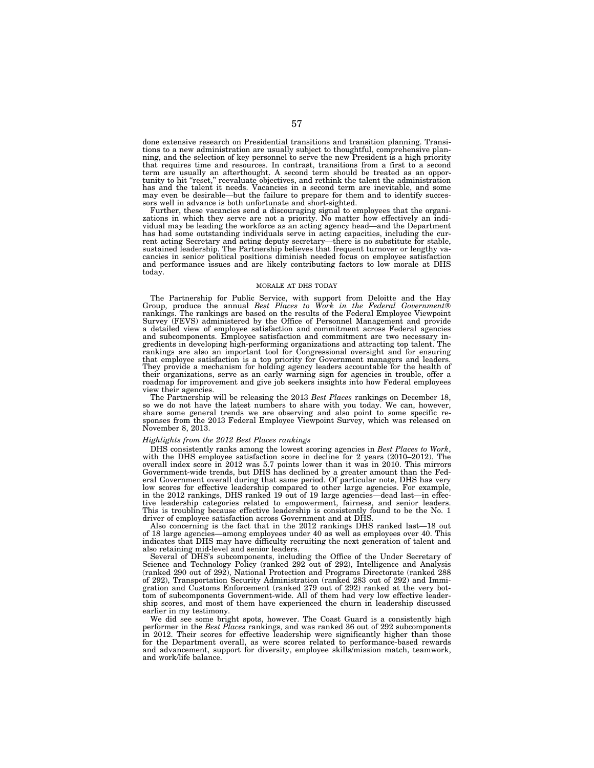done extensive research on Presidential transitions and transition planning. Transitions to a new administration are usually subject to thoughtful, comprehensive planning, and the selection of key personnel to serve the new President is a high priority that requires time and resources. In contrast, transitions from a first to a second term are usually an afterthought. A second term should be treated as an opportunity to hit "reset," reevaluate objectives, and rethink the talent the administration has and the talent it needs. Vacancies in a second term are inevitable, and some may even be desirable—but the failure to prepare for them and to identify successors well in advance is both unfortunate and short-sighted.

Further, these vacancies send a discouraging signal to employees that the organizations in which they serve are not a priority. No matter how effectively an individual may be leading the workforce as an acting agency head—and the Department has had some outstanding individuals serve in acting capacities, including the current acting Secretary and acting deputy secretary—there is no substitute for stable, sustained leadership. The Partnership believes that frequent turnover or lengthy vacancies in senior political positions diminish needed focus on employee satisfaction and performance issues and are likely contributing factors to low morale at DHS today.

## MORALE AT DHS TODAY

The Partnership for Public Service, with support from Deloitte and the Hay Group, produce the annual *Best Places to Work in the Federal Government®* rankings. The rankings are based on the results of the Federal Employee Viewpoint Survey (FEVS) administered by the Office of Personnel Management and provide a detailed view of employee satisfaction and commitment across Federal agencies and subcomponents. Employee satisfaction and commitment are two necessary ingredients in developing high-performing organizations and attracting top talent. The rankings are also an important tool for Congressional oversight and for ensuring that employee satisfaction is a top priority for Government managers and leaders. They provide a mechanism for holding agency leaders accountable for the health of their organizations, serve as an early warning sign for agencies in trouble, offer a roadmap for improvement and give job seekers insights into how Federal employees view their agencies.

The Partnership will be releasing the 2013 *Best Places* rankings on December 18, so we do not have the latest numbers to share with you today. We can, however, share some general trends we are observing and also point to some specific responses from the 2013 Federal Employee Viewpoint Survey, which was released on November 8, 2013.

### *Highlights from the 2012 Best Places rankings*

DHS consistently ranks among the lowest scoring agencies in *Best Places to Work*, with the DHS employee satisfaction score in decline for 2 years (2010–2012). The overall index score in 2012 was 5.7 points lower than it was in 2010. This mirrors Government-wide trends, but DHS has declined by a greater amount than the Federal Government overall during that same period. Of particular note, DHS has very low scores for effective leadership compared to other large agencies. For example, in the 2012 rankings, DHS ranked 19 out of 19 large agencies—dead last—in effective leadership categories related to empowerment, fairness, and senior leaders. This is troubling because effective leadership is consistently found to be the No. 1 driver of employee satisfaction across Government and at DHS.

Also concerning is the fact that in the 2012 rankings DHS ranked last—18 out of 18 large agencies—among employees under 40 as well as employees over 40. This indicates that DHS may have difficulty recruiting the next generation of talent and also retaining mid-level and senior leaders.

Several of DHS's subcomponents, including the Office of the Under Secretary of Science and Technology Policy (ranked 292 out of 292), Intelligence and Analysis (ranked 290 out of 292), National Protection and Programs Directorate (ranked 288 of 292), Transportation Security Administration (ranked 283 out of 292) and Immigration and Customs Enforcement (ranked 279 out of 292) ranked at the very bottom of subcomponents Government-wide. All of them had very low effective leadership scores, and most of them have experienced the churn in leadership discussed earlier in my testimony.

We did see some bright spots, however. The Coast Guard is a consistently high performer in the *Best Places* rankings, and was ranked 36 out of 292 subcomponents in 2012. Their scores for effective leadership were significantly higher than those for the Department overall, as were scores related to performance-based rewards and advancement, support for diversity, employee skills/mission match, teamwork, and work/life balance.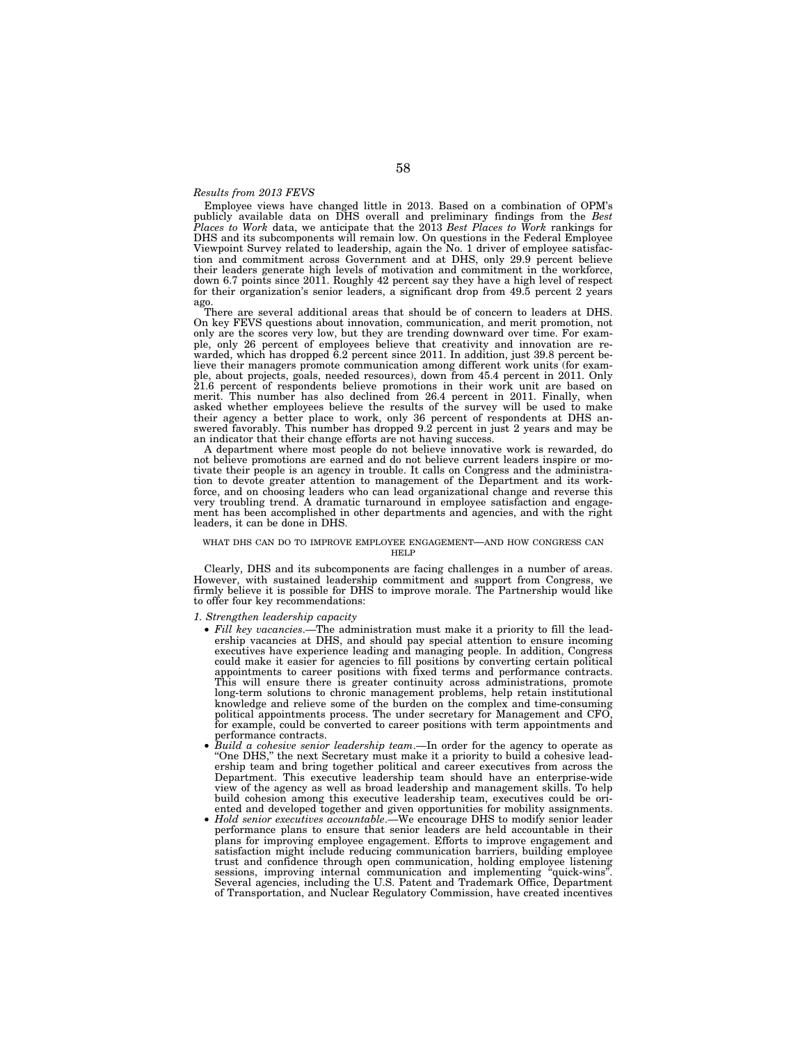*Results from 2013 FEVS*

Employee views have changed little in 2013. Based on a combination of OPM's publicly available data on DHS overall and preliminary findings from the *Best Places to Work* data, we anticipate that the 2013 *Best Places to Work* rankings for DHS and its subcomponents will remain low. On questions in the Federal Employee Viewpoint Survey related to leadership, again the No. 1 driver of employee satisfaction and commitment across Government and at DHS, only 29.9 percent believe their leaders generate high levels of motivation and commitment in the workforce, down 6.7 points since 2011. Roughly 42 percent say they have a high level of respect for their organization's senior leaders, a significant drop from 49.5 percent 2 years ago.

There are several additional areas that should be of concern to leaders at DHS. On key FEVS questions about innovation, communication, and merit promotion, not only are the scores very low, but they are trending downward over time. For example, only 26 percent of employees believe that creativity and innovation are rewarded, which has dropped 6.2 percent since 2011. In addition, just 39.8 percent believe their managers promote communication among different work units (for example, about projects, goals, needed resources), down from 45.4 percent in 2011. Only 21.6 percent of respondents believe promotions in their work unit are based on merit. This number has also declined from 26.4 percent in 2011. Finally, when asked whether employees believe the results of the survey will be used to make their agency a better place to work, only 36 percent of respondents at DHS answered favorably. This number has dropped 9.2 percent in just 2 years and may be an indicator that their change efforts are not having success.

A department where most people do not believe innovative work is rewarded, do not believe promotions are earned and do not believe current leaders inspire or motivate their people is an agency in trouble. It calls on Congress and the administration to devote greater attention to management of the Department and its workforce, and on choosing leaders who can lead organizational change and reverse this very troubling trend. A dramatic turnaround in employee satisfaction and engagement has been accomplished in other departments and agencies, and with the right leaders, it can be done in DHS.

## WHAT DHS CAN DO TO IMPROVE EMPLOYEE ENGAGEMENT—AND HOW CONGRESS CAN HELP

Clearly, DHS and its subcomponents are facing challenges in a number of areas. However, with sustained leadership commitment and support from Congress, we firmly believe it is possible for DHS to improve morale. The Partnership would like to offer four key recommendations:

*1. Strengthen leadership capacity*

- *Fill key vacancies*.—The administration must make it a priority to fill the leadership vacancies at DHS, and should pay special attention to ensure incoming executives have experience leading and managing people. In addition, Congress could make it easier for agencies to fill positions by converting certain political appointments to career positions with fixed terms and performance contracts. This will ensure there is greater continuity across administrations, promote long-term solutions to chronic management problems, help retain institutional knowledge and relieve some of the burden on the complex and time-consuming political appointments process. The under secretary for Management and CFO, for example, could be converted to career positions with term appointments and performance contracts.
- *Build a cohesive senior leadership team*.—In order for the agency to operate as "One DHS," the next Secretary must make it a priority to build a cohesive leadership team and bring together political and career executives from across the Department. This executive leadership team should have an enterprise-wide view of the agency as well as broad leadership and management skills. To help build cohesion among this executive leadership team, executives could be oriented and developed together and given opportunities for mobility assignments.
- *Hold senior executives accountable*.—We encourage DHS to modify senior leader performance plans to ensure that senior leaders are held accountable in their plans for improving employee engagement. Efforts to improve engagement and satisfaction might include reducing communication barriers, building employee trust and confidence through open communication, holding employee listening sessions, improving internal communication and implementing "quick-wins". Several agencies, including the U.S. Patent and Trademark Office, Department of Transportation, and Nuclear Regulatory Commission, have created incentives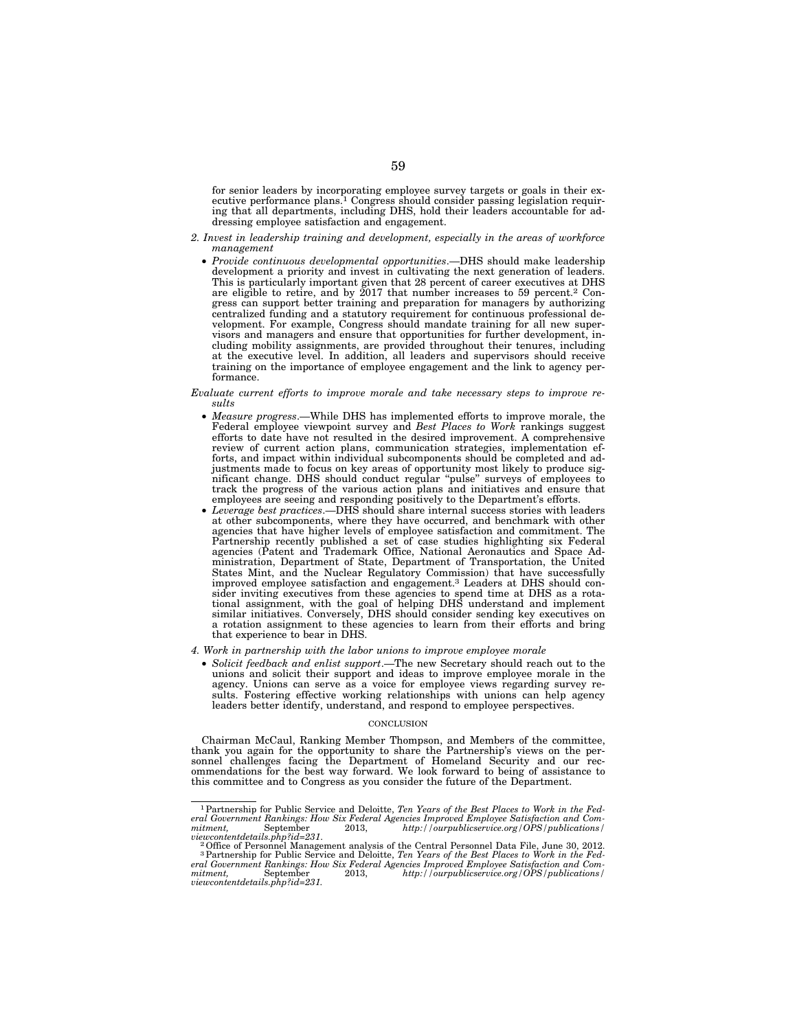for senior leaders by incorporating employee survey targets or goals in their executive performance plans.[1] Congress should consider passing legislation requiring that all departments, including DHS, hold their leaders accountable for addressing employee satisfaction and engagement.

*2. Invest in leadership training and development, especially in the areas of workforce management*

- *Provide continuous developmental opportunities*.—DHS should make leadership development a priority and invest in cultivating the next generation of leaders. This is particularly important given that 28 percent of career executives at DHS are eligible to retire, and by 2017 that number increases to 59 percent.[2] Congress can support better training and preparation for managers by authorizing centralized funding and a statutory requirement for continuous professional development. For example, Congress should mandate training for all new supervisors and managers and ensure that opportunities for further development, including mobility assignments, are provided throughout their tenures, including at the executive level. In addition, all leaders and supervisors should receive training on the importance of employee engagement and the link to agency performance.

*Evaluate current efforts to improve morale and take necessary steps to improve results*

- *Measure progress*.—While DHS has implemented efforts to improve morale, the Federal employee viewpoint survey and *Best Places to Work* rankings suggest efforts to date have not resulted in the desired improvement. A comprehensive review of current action plans, communication strategies, implementation efforts, and impact within individual subcomponents should be completed and adjustments made to focus on key areas of opportunity most likely to produce significant change. DHS should conduct regular "pulse" surveys of employees to track the progress of the various action plans and initiatives and ensure that employees are seeing and responding positively to the Department's efforts.
- *Leverage best practices*.—DHS should share internal success stories with leaders at other subcomponents, where they have occurred, and benchmark with other agencies that have higher levels of employee satisfaction and commitment. The Partnership recently published a set of case studies highlighting six Federal agencies (Patent and Trademark Office, National Aeronautics and Space Administration, Department of State, Department of Transportation, the United States Mint, and the Nuclear Regulatory Commission) that have successfully improved employee satisfaction and engagement.[3] Leaders at DHS should consider inviting executives from these agencies to spend time at DHS as a rotational assignment, with the goal of helping DHS understand and implement similar initiatives. Conversely, DHS should consider sending key executives on a rotation assignment to these agencies to learn from their efforts and bring that experience to bear in DHS.

*4. Work in partnership with the labor unions to improve employee morale*

- *Solicit feedback and enlist support*.—The new Secretary should reach out to the unions and solicit their support and ideas to improve employee morale in the agency. Unions can serve as a voice for employee views regarding survey results. Fostering effective working relationships with unions can help agency leaders better identify, understand, and respond to employee perspectives.

## CONCLUSION

Chairman McCaul, Ranking Member Thompson, and Members of the committee, thank you again for the opportunity to share the Partnership's views on the personnel challenges facing the Department of Homeland Security and our recommendations for the best way forward. We look forward to being of assistance to this committee and to Congress as you consider the future of the Department.

---

[1] Partnership for Public Service and Deloitte, *Ten Years of the Best Places to Work in the Federal Government Rankings: How Six Federal Agencies Improved Employee Satisfaction and Commitment,* September 2013, *http://ourpublicservice.org/OPS/publications/viewcontentdetails.php?id=231.*

[2] Office of Personnel Management analysis of the Central Personnel Data File, June 30, 2012.

[3] Partnership for Public Service and Deloitte, *Ten Years of the Best Places to Work in the Federal Government Rankings: How Six Federal Agencies Improved Employee Satisfaction and Commitment,* September 2013, *http://ourpublicservice.org/OPS/publications/viewcontentdetails.php?id=231.*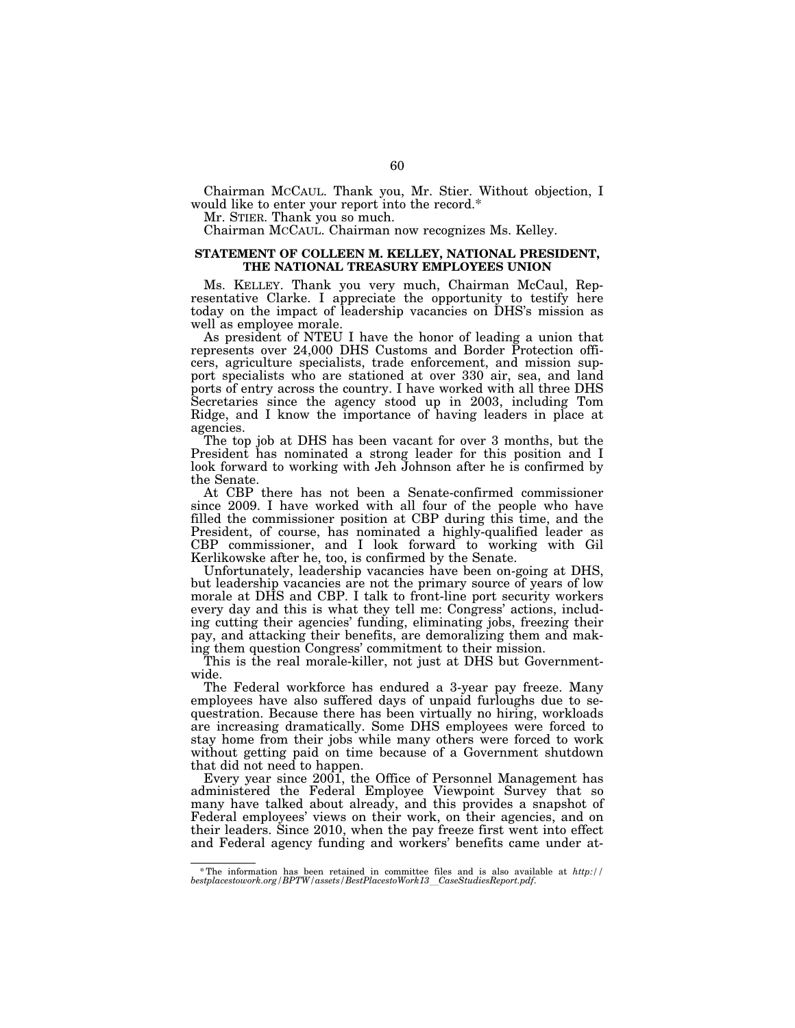Chairman MCCAUL. Thank you, Mr. Stier. Without objection, I would like to enter your report into the record.*

Mr. STIER. Thank you so much.

Chairman MCCAUL. Chairman now recognizes Ms. Kelley.

## STATEMENT OF COLLEEN M. KELLEY, NATIONAL PRESIDENT, THE NATIONAL TREASURY EMPLOYEES UNION

Ms. KELLEY. Thank you very much, Chairman McCaul, Representative Clarke. I appreciate the opportunity to testify here today on the impact of leadership vacancies on DHS's mission as well as employee morale.

As president of NTEU I have the honor of leading a union that represents over 24,000 DHS Customs and Border Protection officers, agriculture specialists, trade enforcement, and mission support specialists who are stationed at over 330 air, sea, and land ports of entry across the country. I have worked with all three DHS Secretaries since the agency stood up in 2003, including Tom Ridge, and I know the importance of having leaders in place at agencies.

The top job at DHS has been vacant for over 3 months, but the President has nominated a strong leader for this position and I look forward to working with Jeh Johnson after he is confirmed by the Senate.

At CBP there has not been a Senate-confirmed commissioner since 2009. I have worked with all four of the people who have filled the commissioner position at CBP during this time, and the President, of course, has nominated a highly-qualified leader as CBP commissioner, and I look forward to working with Gil Kerlikowske after he, too, is confirmed by the Senate.

Unfortunately, leadership vacancies have been on-going at DHS, but leadership vacancies are not the primary source of years of low morale at DHS and CBP. I talk to front-line port security workers every day and this is what they tell me: Congress' actions, including cutting their agencies' funding, eliminating jobs, freezing their pay, and attacking their benefits, are demoralizing them and making them question Congress' commitment to their mission.

This is the real morale-killer, not just at DHS but Government-wide.

The Federal workforce has endured a 3-year pay freeze. Many employees have also suffered days of unpaid furloughs due to sequestration. Because there has been virtually no hiring, workloads are increasing dramatically. Some DHS employees were forced to stay home from their jobs while many others were forced to work without getting paid on time because of a Government shutdown that did not need to happen.

Every year since 2001, the Office of Personnel Management has administered the Federal Employee Viewpoint Survey that so many have talked about already, and this provides a snapshot of Federal employees' views on their work, on their agencies, and on their leaders. Since 2010, when the pay freeze first went into effect and Federal agency funding and workers' benefits came under at-

---

*The information has been retained in committee files and is also available at *http://bestplacestowork.org/BPTW/assets/BestPlacestoWork13_CaseStudiesReport.pdf*.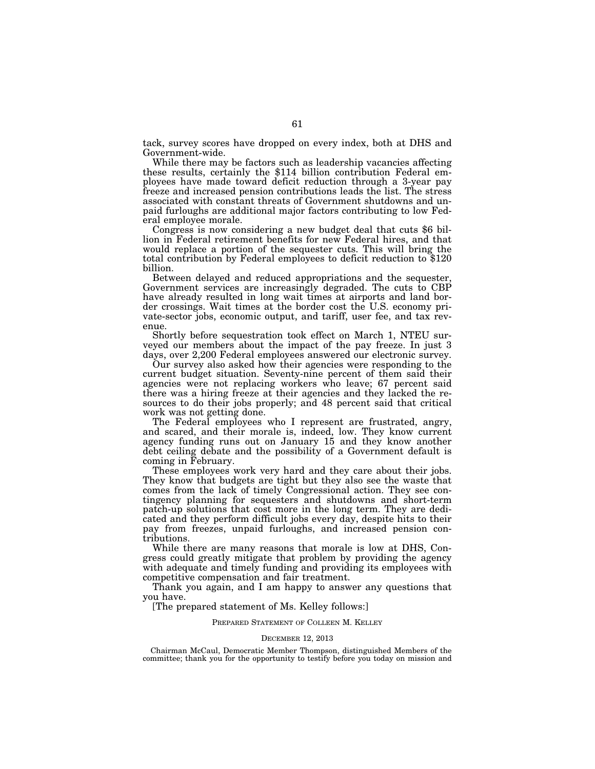tack, survey scores have dropped on every index, both at DHS and Government-wide.

While there may be factors such as leadership vacancies affecting these results, certainly the $114 billion contribution Federal employees have made toward deficit reduction through a 3-year pay freeze and increased pension contributions leads the list. The stress associated with constant threats of Government shutdowns and unpaid furloughs are additional major factors contributing to low Federal employee morale.

Congress is now considering a new budget deal that cuts $6 billion in Federal retirement benefits for new Federal hires, and that would replace a portion of the sequester cuts. This will bring the total contribution by Federal employees to deficit reduction to $120 billion.

Between delayed and reduced appropriations and the sequester, Government services are increasingly degraded. The cuts to CBP have already resulted in long wait times at airports and land border crossings. Wait times at the border cost the U.S. economy private-sector jobs, economic output, and tariff, user fee, and tax revenue.

Shortly before sequestration took effect on March 1, NTEU surveyed our members about the impact of the pay freeze. In just 3 days, over 2,200 Federal employees answered our electronic survey.

Our survey also asked how their agencies were responding to the current budget situation. Seventy-nine percent of them said their agencies were not replacing workers who leave; 67 percent said there was a hiring freeze at their agencies and they lacked the resources to do their jobs properly; and 48 percent said that critical work was not getting done.

The Federal employees who I represent are frustrated, angry, and scared, and their morale is, indeed, low. They know current agency funding runs out on January 15 and they know another debt ceiling debate and the possibility of a Government default is coming in February.

These employees work very hard and they care about their jobs. They know that budgets are tight but they also see the waste that comes from the lack of timely Congressional action. They see contingency planning for sequesters and shutdowns and short-term patch-up solutions that cost more in the long term. They are dedicated and they perform difficult jobs every day, despite hits to their pay from freezes, unpaid furloughs, and increased pension contributions.

While there are many reasons that morale is low at DHS, Congress could greatly mitigate that problem by providing the agency with adequate and timely funding and providing its employees with competitive compensation and fair treatment.

Thank you again, and I am happy to answer any questions that you have.

[The prepared statement of Ms. Kelley follows:]

PREPARED STATEMENT OF COLLEEN M. KELLEY

DECEMBER 12, 2013

Chairman McCaul, Democratic Member Thompson, distinguished Members of the committee; thank you for the opportunity to testify before you today on mission and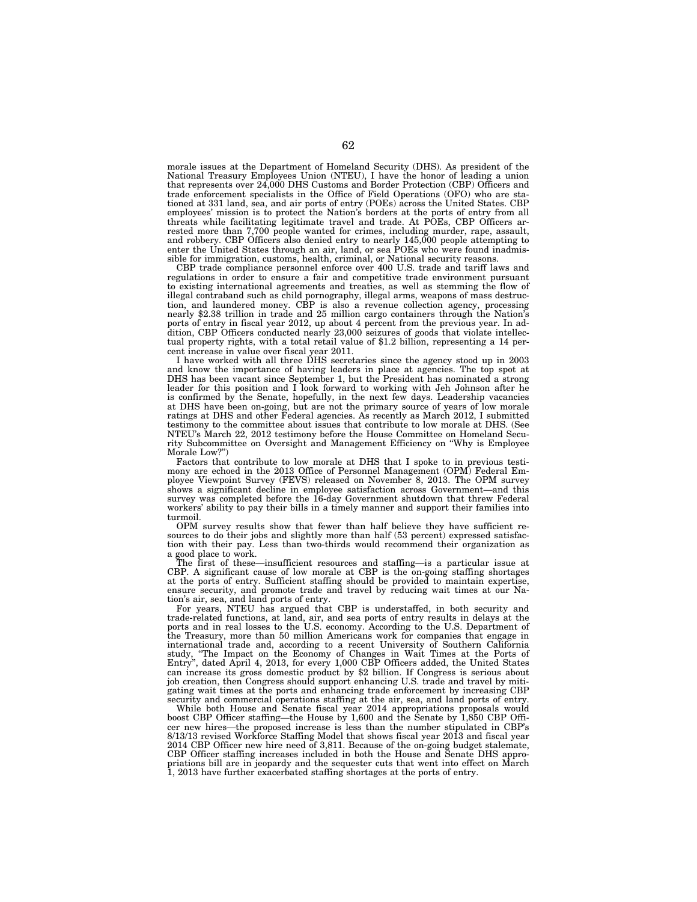morale issues at the Department of Homeland Security (DHS). As president of the National Treasury Employees Union (NTEU), I have the honor of leading a union that represents over 24,000 DHS Customs and Border Protection (CBP) Officers and trade enforcement specialists in the Office of Field Operations (OFO) who are stationed at 331 land, sea, and air ports of entry (POEs) across the United States. CBP employees' mission is to protect the Nation's borders at the ports of entry from all threats while facilitating legitimate travel and trade. At POEs, CBP Officers arrested more than 7,700 people wanted for crimes, including murder, rape, assault, and robbery. CBP Officers also denied entry to nearly 145,000 people attempting to enter the United States through an air, land, or sea POEs who were found inadmissible for immigration, customs, health, criminal, or National security reasons.

CBP trade compliance personnel enforce over 400 U.S. trade and tariff laws and regulations in order to ensure a fair and competitive trade environment pursuant to existing international agreements and treaties, as well as stemming the flow of illegal contraband such as child pornography, illegal arms, weapons of mass destruction, and laundered money. CBP is also a revenue collection agency, processing nearly $2.38 trillion in trade and 25 million cargo containers through the Nation's ports of entry in fiscal year 2012, up about 4 percent from the previous year. In addition, CBP Officers conducted nearly 23,000 seizures of goods that violate intellectual property rights, with a total retail value of $1.2 billion, representing a 14 percent increase in value over fiscal year 2011.

I have worked with all three DHS secretaries since the agency stood up in 2003 and know the importance of having leaders in place at agencies. The top spot at DHS has been vacant since September 1, but the President has nominated a strong leader for this position and I look forward to working with Jeh Johnson after he is confirmed by the Senate, hopefully, in the next few days. Leadership vacancies at DHS have been on-going, but are not the primary source of years of low morale ratings at DHS and other Federal agencies. As recently as March 2012, I submitted testimony to the committee about issues that contribute to low morale at DHS. (See NTEU's March 22, 2012 testimony before the House Committee on Homeland Security Subcommittee on Oversight and Management Efficiency on "Why is Employee Morale Low?")

Factors that contribute to low morale at DHS that I spoke to in previous testimony are echoed in the 2013 Office of Personnel Management (OPM) Federal Employee Viewpoint Survey (FEVS) released on November 8, 2013. The OPM survey shows a significant decline in employee satisfaction across Government—and this survey was completed before the 16-day Government shutdown that threw Federal workers' ability to pay their bills in a timely manner and support their families into turmoil.

OPM survey results show that fewer than half believe they have sufficient resources to do their jobs and slightly more than half (53 percent) expressed satisfaction with their pay. Less than two-thirds would recommend their organization as a good place to work.

The first of these—insufficient resources and staffing—is a particular issue at CBP. A significant cause of low morale at CBP is the on-going staffing shortages at the ports of entry. Sufficient staffing should be provided to maintain expertise, ensure security, and promote trade and travel by reducing wait times at our Nation's air, sea, and land ports of entry.

For years, NTEU has argued that CBP is understaffed, in both security and trade-related functions, at land, air, and sea ports of entry results in delays at the ports and in real losses to the U.S. economy. According to the U.S. Department of the Treasury, more than 50 million Americans work for companies that engage in international trade and, according to a recent University of Southern California study, "The Impact on the Economy of Changes in Wait Times at the Ports of Entry", dated April 4, 2013, for every 1,000 CBP Officers added, the United States can increase its gross domestic product by $2 billion. If Congress is serious about job creation, then Congress should support enhancing U.S. trade and travel by mitigating wait times at the ports and enhancing trade enforcement by increasing CBP security and commercial operations staffing at the air, sea, and land ports of entry.

While both House and Senate fiscal year 2014 appropriations proposals would boost CBP Officer staffing—the House by 1,600 and the Senate by 1,850 CBP Officer new hires—the proposed increase is less than the number stipulated in CBP's 8/13/13 revised Workforce Staffing Model that shows fiscal year 2013 and fiscal year 2014 CBP Officer new hire need of 3,811. Because of the on-going budget stalemate, CBP Officer staffing increases included in both the House and Senate DHS appropriations bill are in jeopardy and the sequester cuts that went into effect on March 1, 2013 have further exacerbated staffing shortages at the ports of entry.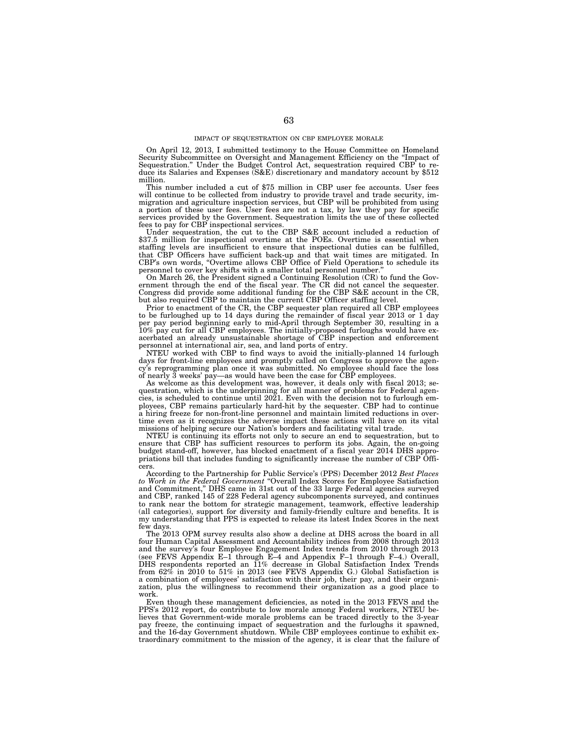## IMPACT OF SEQUESTRATION ON CBP EMPLOYEE MORALE

On April 12, 2013, I submitted testimony to the House Committee on Homeland Security Subcommittee on Oversight and Management Efficiency on the "Impact of Sequestration." Under the Budget Control Act, sequestration required CBP to reduce its Salaries and Expenses (S&E) discretionary and mandatory account by $512 million.

This number included a cut of $75 million in CBP user fee accounts. User fees will continue to be collected from industry to provide travel and trade security, immigration and agriculture inspection services, but CBP will be prohibited from using a portion of these user fees. User fees are not a tax, by law they pay for specific services provided by the Government. Sequestration limits the use of these collected fees to pay for CBP inspectional services.

Under sequestration, the cut to the CBP S&E account included a reduction of $37.5 million for inspectional overtime at the POEs. Overtime is essential when staffing levels are insufficient to ensure that inspectional duties can be fulfilled, that CBP Officers have sufficient back-up and that wait times are mitigated. In CBP's own words, "Overtime allows CBP Office of Field Operations to schedule its personnel to cover key shifts with a smaller total personnel number."

On March 26, the President signed a Continuing Resolution (CR) to fund the Government through the end of the fiscal year. The CR did not cancel the sequester. Congress did provide some additional funding for the CBP S&E account in the CR, but also required CBP to maintain the current CBP Officer staffing level.

Prior to enactment of the CR, the CBP sequester plan required all CBP employees to be furloughed up to 14 days during the remainder of fiscal year 2013 or 1 day per pay period beginning early to mid-April through September 30, resulting in a 10% pay cut for all CBP employees. The initially-proposed furloughs would have exacerbated an already unsustainable shortage of CBP inspection and enforcement personnel at international air, sea, and land ports of entry.

NTEU worked with CBP to find ways to avoid the initially-planned 14 furlough days for front-line employees and promptly called on Congress to approve the agency's reprogramming plan once it was submitted. No employee should face the loss of nearly 3 weeks' pay—as would have been the case for CBP employees.

As welcome as this development was, however, it deals only with fiscal 2013; sequestration, which is the underpinning for all manner of problems for Federal agencies, is scheduled to continue until 2021. Even with the decision not to furlough employees, CBP remains particularly hard-hit by the sequester. CBP had to continue a hiring freeze for non-front-line personnel and maintain limited reductions in overtime even as it recognizes the adverse impact these actions will have on its vital missions of helping secure our Nation's borders and facilitating vital trade.

NTEU is continuing its efforts not only to secure an end to sequestration, but to ensure that CBP has sufficient resources to perform its jobs. Again, the on-going budget stand-off, however, has blocked enactment of a fiscal year 2014 DHS appropriations bill that includes funding to significantly increase the number of CBP Officers.

According to the Partnership for Public Service's (PPS) December 2012 *Best Places to Work in the Federal Government* "Overall Index Scores for Employee Satisfaction and Commitment," DHS came in 31st out of the 33 large Federal agencies surveyed and CBP, ranked 145 of 228 Federal agency subcomponents surveyed, and continues to rank near the bottom for strategic management, teamwork, effective leadership (all categories), support for diversity and family-friendly culture and benefits. It is my understanding that PPS is expected to release its latest Index Scores in the next few days.

The 2013 OPM survey results also show a decline at DHS across the board in all four Human Capital Assessment and Accountability indices from 2008 through 2013 and the survey's four Employee Engagement Index trends from 2010 through 2013 (see FEVS Appendix E–1 through E–4 and Appendix F–1 through F–4.) Overall, DHS respondents reported an 11% decrease in Global Satisfaction Index Trends from 62% in 2010 to 51% in 2013 (see FEVS Appendix G.) Global Satisfaction is a combination of employees' satisfaction with their job, their pay, and their organization, plus the willingness to recommend their organization as a good place to work.

Even though these management deficiencies, as noted in the 2013 FEVS and the PPS's 2012 report, do contribute to low morale among Federal workers, NTEU believes that Government-wide morale problems can be traced directly to the 3-year pay freeze, the continuing impact of sequestration and the furloughs it spawned, and the 16-day Government shutdown. While CBP employees continue to exhibit extraordinary commitment to the mission of the agency, it is clear that the failure of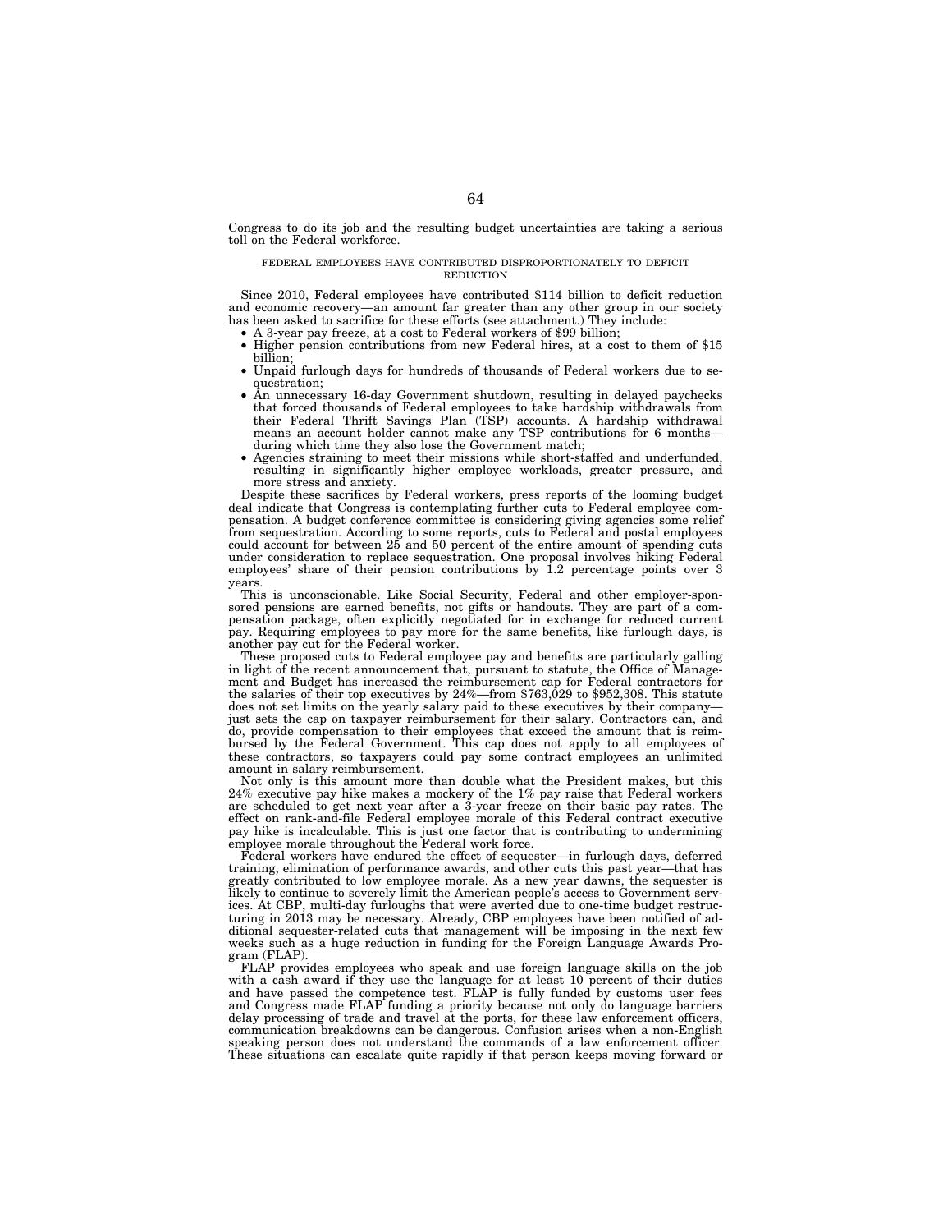Congress to do its job and the resulting budget uncertainties are taking a serious toll on the Federal workforce.

## FEDERAL EMPLOYEES HAVE CONTRIBUTED DISPROPORTIONATELY TO DEFICIT REDUCTION

Since 2010, Federal employees have contributed $114 billion to deficit reduction and economic recovery—an amount far greater than any other group in our society has been asked to sacrifice for these efforts (see attachment.) They include:

- A 3-year pay freeze, at a cost to Federal workers of $99 billion;
- Higher pension contributions from new Federal hires, at a cost to them of $15 billion;
- Unpaid furlough days for hundreds of thousands of Federal workers due to sequestration;
- An unnecessary 16-day Government shutdown, resulting in delayed paychecks that forced thousands of Federal employees to take hardship withdrawals from their Federal Thrift Savings Plan (TSP) accounts. A hardship withdrawal means an account holder cannot make any TSP contributions for 6 months—during which time they also lose the Government match;
- Agencies straining to meet their missions while short-staffed and underfunded, resulting in significantly higher employee workloads, greater pressure, and more stress and anxiety.

Despite these sacrifices by Federal workers, press reports of the looming budget deal indicate that Congress is contemplating further cuts to Federal employee compensation. A budget conference committee is considering giving agencies some relief from sequestration. According to some reports, cuts to Federal and postal employees could account for between 25 and 50 percent of the entire amount of spending cuts under consideration to replace sequestration. One proposal involves hiking Federal employees' share of their pension contributions by 1.2 percentage points over 3 years.

This is unconscionable. Like Social Security, Federal and other employer-sponsored pensions are earned benefits, not gifts or handouts. They are part of a compensation package, often explicitly negotiated for in exchange for reduced current pay. Requiring employees to pay more for the same benefits, like furlough days, is another pay cut for the Federal worker.

These proposed cuts to Federal employee pay and benefits are particularly galling in light of the recent announcement that, pursuant to statute, the Office of Management and Budget has increased the reimbursement cap for Federal contractors for the salaries of their top executives by 24%—from $763,029 to $952,308. This statute does not set limits on the yearly salary paid to these executives by their company—just sets the cap on taxpayer reimbursement for their salary. Contractors can, and do, provide compensation to their employees that exceed the amount that is reimbursed by the Federal Government. This cap does not apply to all employees of these contractors, so taxpayers could pay some contract employees an unlimited amount in salary reimbursement.

Not only is this amount more than double what the President makes, but this 24% executive pay hike makes a mockery of the 1% pay raise that Federal workers are scheduled to get next year after a 3-year freeze on their basic pay rates. The effect on rank-and-file Federal employee morale of this Federal contract executive pay hike is incalculable. This is just one factor that is contributing to undermining employee morale throughout the Federal work force.

Federal workers have endured the effect of sequester—in furlough days, deferred training, elimination of performance awards, and other cuts this past year—that has greatly contributed to low employee morale. As a new year dawns, the sequester is likely to continue to severely limit the American people's access to Government services. At CBP, multi-day furloughs that were averted due to one-time budget restructuring in 2013 may be necessary. Already, CBP employees have been notified of additional sequester-related cuts that management will be imposing in the next few weeks such as a huge reduction in funding for the Foreign Language Awards Program (FLAP).

FLAP provides employees who speak and use foreign language skills on the job with a cash award if they use the language for at least 10 percent of their duties and have passed the competence test. FLAP is fully funded by customs user fees and Congress made FLAP funding a priority because not only do language barriers delay processing of trade and travel at the ports, for these law enforcement officers, communication breakdowns can be dangerous. Confusion arises when a non-English speaking person does not understand the commands of a law enforcement officer. These situations can escalate quite rapidly if that person keeps moving forward or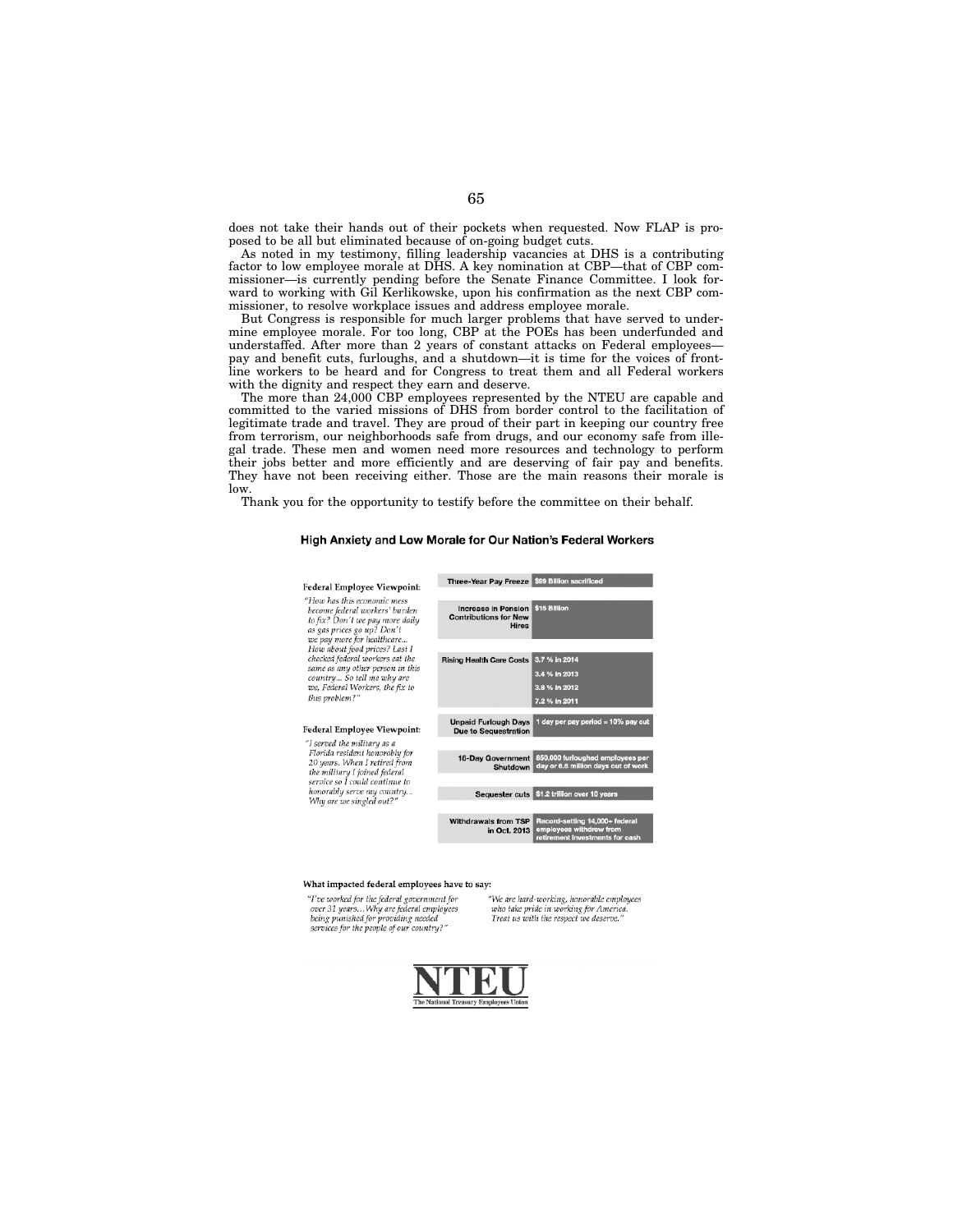does not take their hands out of their pockets when requested. Now FLAP is proposed to be all but eliminated because of on-going budget cuts.

As noted in my testimony, filling leadership vacancies at DHS is a contributing factor to low employee morale at DHS. A key nomination at CBP—that of CBP commissioner—is currently pending before the Senate Finance Committee. I look forward to working with Gil Kerlikowske, upon his confirmation as the next CBP commissioner, to resolve workplace issues and address employee morale.

But Congress is responsible for much larger problems that have served to undermine employee morale. For too long, CBP at the POEs has been underfunded and understaffed. After more than 2 years of constant attacks on Federal employees—pay and benefit cuts, furloughs, and a shutdown—it is time for the voices of frontline workers to be heard and for Congress to treat them and all Federal workers with the dignity and respect they earn and deserve.

The more than 24,000 CBP employees represented by the NTEU are capable and committed to the varied missions of DHS from border control to the facilitation of legitimate trade and travel. They are proud of their part in keeping our country free from terrorism, our neighborhoods safe from drugs, and our economy safe from illegal trade. These men and women need more resources and technology to perform their jobs better and more efficiently and are deserving of fair pay and benefits. They have not been receiving either. Those are the main reasons their morale is low.

Thank you for the opportunity to testify before the committee on their behalf.

### High Anxiety and Low Morale for Our Nation's Federal Workers

**Federal Employee Viewpoint:**

*"How has this economic mess become federal workers' burden to fix? Don't we pay more daily as gas prices go up? Don't we pay more for healthcare... How about food prices? Last I checked federal workers eat the same as any other person in this country... So tell me why are we, Federal Workers, the fix to this problem?"*

**Federal Employee Viewpoint:**

*"I served the military as a Florida resident honorably for 20 years. When I retired from the military I joined federal service so I could continue to honorably serve my country... Why are we singled out?"*

| | |
|---|---|
| Three-Year Pay Freeze | $99 Billion sacrificed |
| Increase in Pension Contributions for New Hires | $15 Billion |
| Rising Health Care Costs | 3.7 % in 2014<br>3.4 % in 2013<br>3.8 % in 2012<br>7.2 % in 2011 |
| Unpaid Furlough Days Due to Sequestration | 1 day per pay period = 10% pay cut |
| 16-Day Government Shutdown | 850,000 furloughed employees per day or 6.6 million days out of work |
| Sequester cuts | $1.2 trillion over 10 years |
| Withdrawals from TSP in Oct. 2013 | Record-setting 14,000+ federal employees withdrew from retirement investments for cash |

**What impacted federal employees have to say:**

*"I've worked for the federal government for over 31 years... Why are federal employees being punished for providing needed services for the people of our country?"*

*"We are hard-working, honorable employees who take pride in working for America. Treat us with the respect we deserve."*

**NTEU**
The National Treasury Employees Union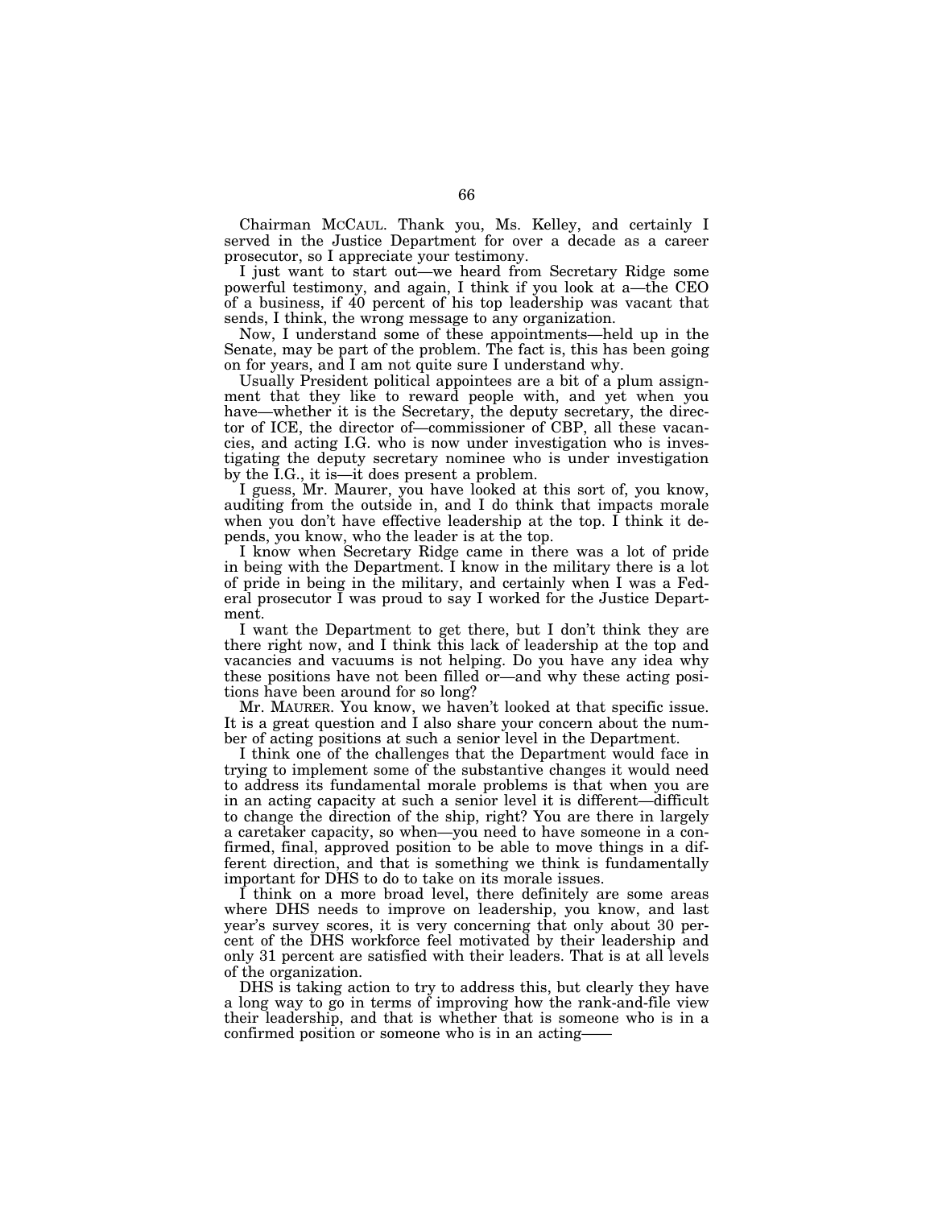Chairman MCCAUL. Thank you, Ms. Kelley, and certainly I served in the Justice Department for over a decade as a career prosecutor, so I appreciate your testimony.

I just want to start out—we heard from Secretary Ridge some powerful testimony, and again, I think if you look at a—the CEO of a business, if 40 percent of his top leadership was vacant that sends, I think, the wrong message to any organization.

Now, I understand some of these appointments—held up in the Senate, may be part of the problem. The fact is, this has been going on for years, and I am not quite sure I understand why.

Usually President political appointees are a bit of a plum assignment that they like to reward people with, and yet when you have—whether it is the Secretary, the deputy secretary, the director of ICE, the director of—commissioner of CBP, all these vacancies, and acting I.G. who is now under investigation who is investigating the deputy secretary nominee who is under investigation by the I.G., it is—it does present a problem.

I guess, Mr. Maurer, you have looked at this sort of, you know, auditing from the outside in, and I do think that impacts morale when you don't have effective leadership at the top. I think it depends, you know, who the leader is at the top.

I know when Secretary Ridge came in there was a lot of pride in being with the Department. I know in the military there is a lot of pride in being in the military, and certainly when I was a Federal prosecutor I was proud to say I worked for the Justice Department.

I want the Department to get there, but I don't think they are there right now, and I think this lack of leadership at the top and vacancies and vacuums is not helping. Do you have any idea why these positions have not been filled or—and why these acting positions have been around for so long?

Mr. MAURER. You know, we haven't looked at that specific issue. It is a great question and I also share your concern about the number of acting positions at such a senior level in the Department.

I think one of the challenges that the Department would face in trying to implement some of the substantive changes it would need to address its fundamental morale problems is that when you are in an acting capacity at such a senior level it is different—difficult to change the direction of the ship, right? You are there in largely a caretaker capacity, so when—you need to have someone in a confirmed, final, approved position to be able to move things in a different direction, and that is something we think is fundamentally important for DHS to do to take on its morale issues.

I think on a more broad level, there definitely are some areas where DHS needs to improve on leadership, you know, and last year's survey scores, it is very concerning that only about 30 percent of the DHS workforce feel motivated by their leadership and only 31 percent are satisfied with their leaders. That is at all levels of the organization.

DHS is taking action to try to address this, but clearly they have a long way to go in terms of improving how the rank-and-file view their leadership, and that is whether that is someone who is in a confirmed position or someone who is in an acting——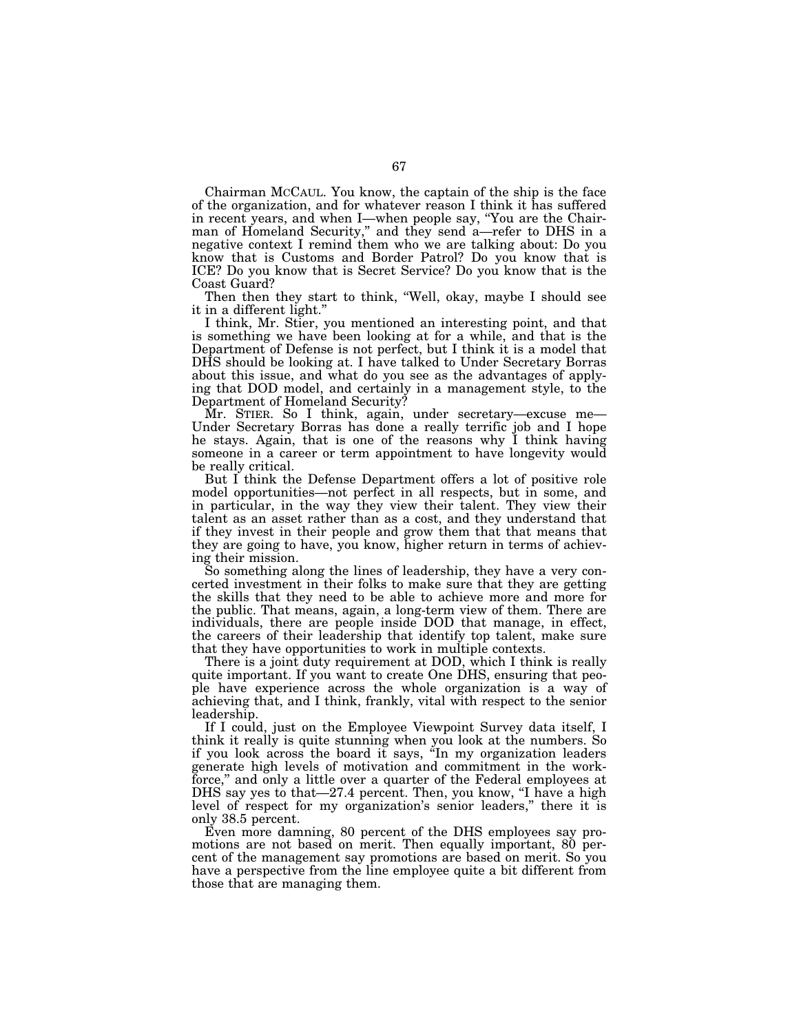Chairman MCCAUL. You know, the captain of the ship is the face of the organization, and for whatever reason I think it has suffered in recent years, and when I—when people say, "You are the Chairman of Homeland Security," and they send a—refer to DHS in a negative context I remind them who we are talking about: Do you know that is Customs and Border Patrol? Do you know that is ICE? Do you know that is Secret Service? Do you know that is the Coast Guard?

Then then they start to think, "Well, okay, maybe I should see it in a different light."

I think, Mr. Stier, you mentioned an interesting point, and that is something we have been looking at for a while, and that is the Department of Defense is not perfect, but I think it is a model that DHS should be looking at. I have talked to Under Secretary Borras about this issue, and what do you see as the advantages of applying that DOD model, and certainly in a management style, to the Department of Homeland Security?

Mr. STIER. So I think, again, under secretary—excuse me—Under Secretary Borras has done a really terrific job and I hope he stays. Again, that is one of the reasons why I think having someone in a career or term appointment to have longevity would be really critical.

But I think the Defense Department offers a lot of positive role model opportunities—not perfect in all respects, but in some, and in particular, in the way they view their talent. They view their talent as an asset rather than as a cost, and they understand that if they invest in their people and grow them that that means that they are going to have, you know, higher return in terms of achieving their mission.

So something along the lines of leadership, they have a very concerted investment in their folks to make sure that they are getting the skills that they need to be able to achieve more and more for the public. That means, again, a long-term view of them. There are individuals, there are people inside DOD that manage, in effect, the careers of their leadership that identify top talent, make sure that they have opportunities to work in multiple contexts.

There is a joint duty requirement at DOD, which I think is really quite important. If you want to create One DHS, ensuring that people have experience across the whole organization is a way of achieving that, and I think, frankly, vital with respect to the senior leadership.

If I could, just on the Employee Viewpoint Survey data itself, I think it really is quite stunning when you look at the numbers. So if you look across the board it says, "In my organization leaders generate high levels of motivation and commitment in the workforce," and only a little over a quarter of the Federal employees at DHS say yes to that—27.4 percent. Then, you know, "I have a high level of respect for my organization's senior leaders," there it is only 38.5 percent.

Even more damning, 80 percent of the DHS employees say promotions are not based on merit. Then equally important, 80 percent of the management say promotions are based on merit. So you have a perspective from the line employee quite a bit different from those that are managing them.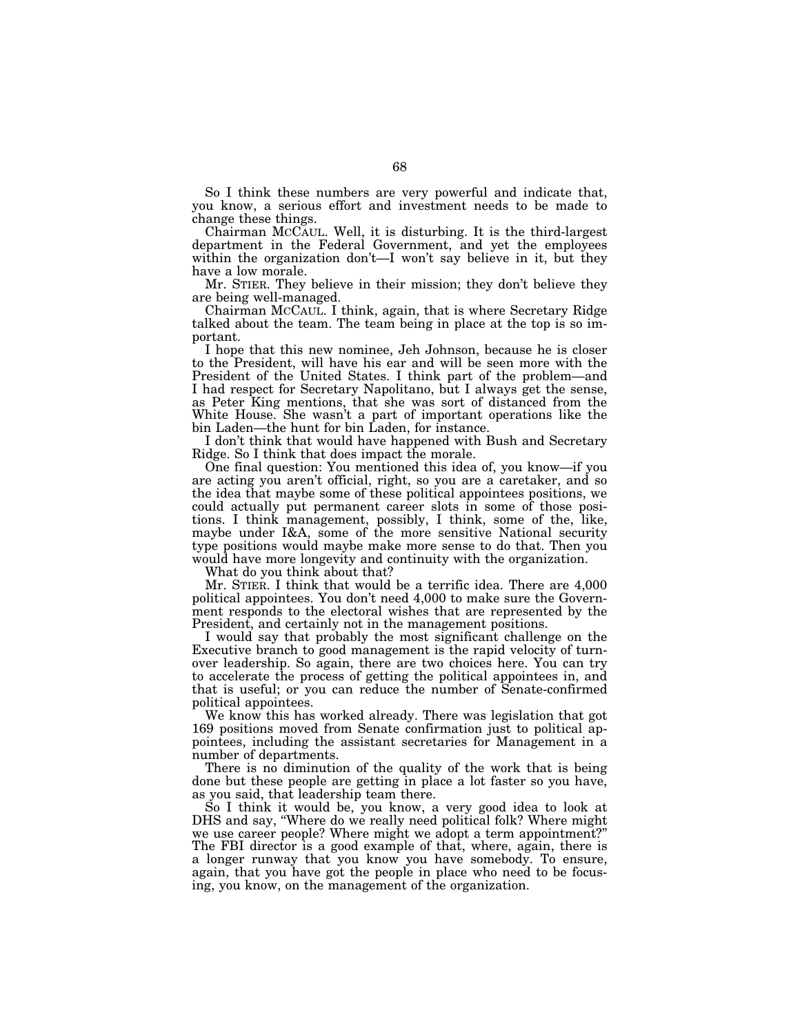So I think these numbers are very powerful and indicate that, you know, a serious effort and investment needs to be made to change these things.

Chairman MCCAUL. Well, it is disturbing. It is the third-largest department in the Federal Government, and yet the employees within the organization don't—I won't say believe in it, but they have a low morale.

Mr. STIER. They believe in their mission; they don't believe they are being well-managed.

Chairman MCCAUL. I think, again, that is where Secretary Ridge talked about the team. The team being in place at the top is so important.

I hope that this new nominee, Jeh Johnson, because he is closer to the President, will have his ear and will be seen more with the President of the United States. I think part of the problem—and I had respect for Secretary Napolitano, but I always get the sense, as Peter King mentions, that she was sort of distanced from the White House. She wasn't a part of important operations like the bin Laden—the hunt for bin Laden, for instance.

I don't think that would have happened with Bush and Secretary Ridge. So I think that does impact the morale.

One final question: You mentioned this idea of, you know—if you are acting you aren't official, right, so you are a caretaker, and so the idea that maybe some of these political appointees positions, we could actually put permanent career slots in some of those positions. I think management, possibly, I think, some of the, like, maybe under I&A, some of the more sensitive National security type positions would maybe make more sense to do that. Then you would have more longevity and continuity with the organization.

What do you think about that?

Mr. STIER. I think that would be a terrific idea. There are 4,000 political appointees. You don't need 4,000 to make sure the Government responds to the electoral wishes that are represented by the President, and certainly not in the management positions.

I would say that probably the most significant challenge on the Executive branch to good management is the rapid velocity of turnover leadership. So again, there are two choices here. You can try to accelerate the process of getting the political appointees in, and that is useful; or you can reduce the number of Senate-confirmed political appointees.

We know this has worked already. There was legislation that got 169 positions moved from Senate confirmation just to political appointees, including the assistant secretaries for Management in a number of departments.

There is no diminution of the quality of the work that is being done but these people are getting in place a lot faster so you have, as you said, that leadership team there.

So I think it would be, you know, a very good idea to look at DHS and say, "Where do we really need political folk? Where might we use career people? Where might we adopt a term appointment?" The FBI director is a good example of that, where, again, there is a longer runway that you know you have somebody. To ensure, again, that you have got the people in place who need to be focusing, you know, on the management of the organization.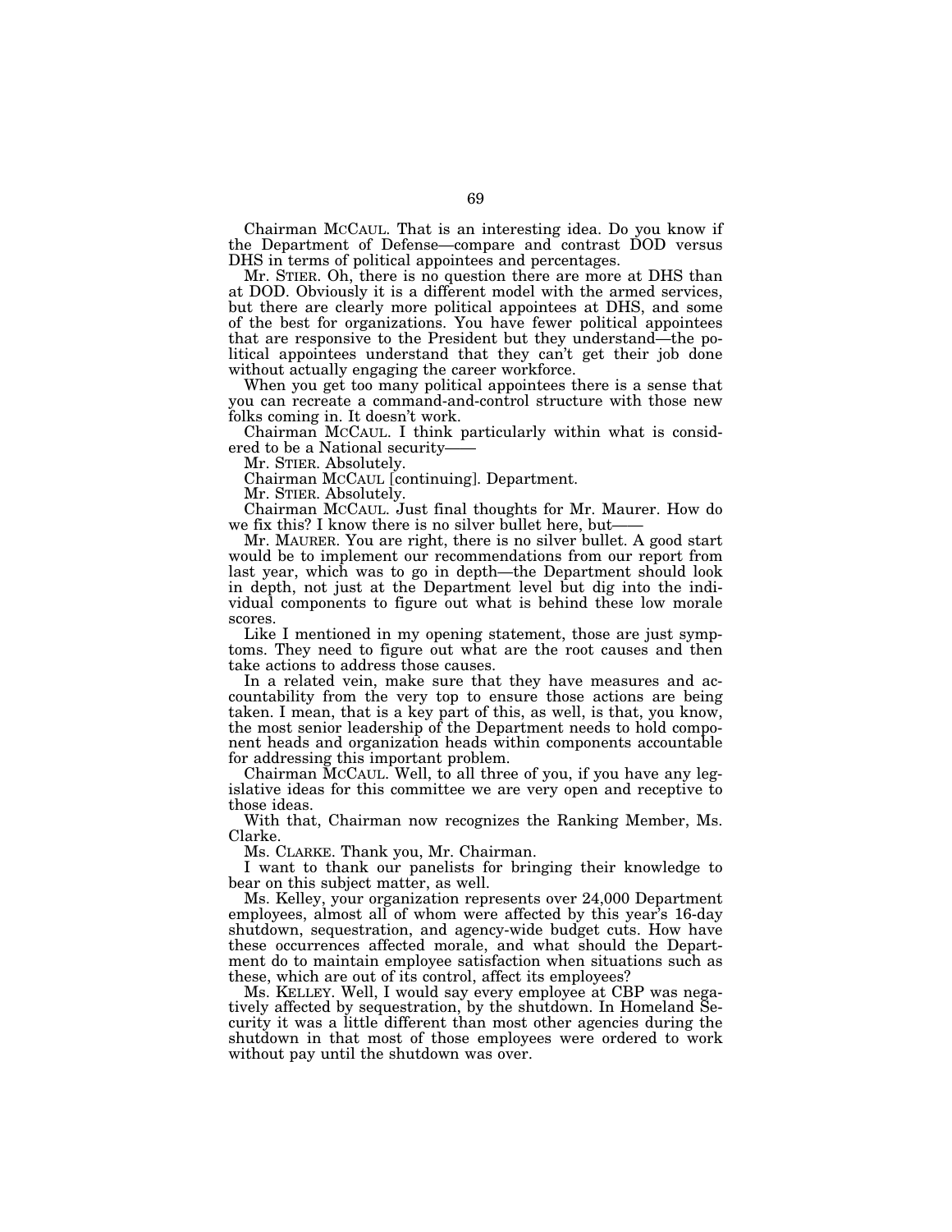Chairman MCCAUL. That is an interesting idea. Do you know if the Department of Defense—compare and contrast DOD versus DHS in terms of political appointees and percentages.

Mr. STIER. Oh, there is no question there are more at DHS than at DOD. Obviously it is a different model with the armed services, but there are clearly more political appointees at DHS, and some of the best for organizations. You have fewer political appointees that are responsive to the President but they understand—the political appointees understand that they can't get their job done without actually engaging the career workforce.

When you get too many political appointees there is a sense that you can recreate a command-and-control structure with those new folks coming in. It doesn't work.

Chairman MCCAUL. I think particularly within what is considered to be a National security——

Mr. STIER. Absolutely.

Chairman MCCAUL [continuing]. Department.

Mr. STIER. Absolutely.

Chairman MCCAUL. Just final thoughts for Mr. Maurer. How do we fix this? I know there is no silver bullet here, but——

Mr. MAURER. You are right, there is no silver bullet. A good start would be to implement our recommendations from our report from last year, which was to go in depth—the Department should look in depth, not just at the Department level but dig into the individual components to figure out what is behind these low morale scores.

Like I mentioned in my opening statement, those are just symptoms. They need to figure out what are the root causes and then take actions to address those causes.

In a related vein, make sure that they have measures and accountability from the very top to ensure those actions are being taken. I mean, that is a key part of this, as well, is that, you know, the most senior leadership of the Department needs to hold component heads and organization heads within components accountable for addressing this important problem.

Chairman MCCAUL. Well, to all three of you, if you have any legislative ideas for this committee we are very open and receptive to those ideas.

With that, Chairman now recognizes the Ranking Member, Ms. Clarke.

Ms. CLARKE. Thank you, Mr. Chairman.

I want to thank our panelists for bringing their knowledge to bear on this subject matter, as well.

Ms. Kelley, your organization represents over 24,000 Department employees, almost all of whom were affected by this year's 16-day shutdown, sequestration, and agency-wide budget cuts. How have these occurrences affected morale, and what should the Department do to maintain employee satisfaction when situations such as these, which are out of its control, affect its employees?

Ms. KELLEY. Well, I would say every employee at CBP was negatively affected by sequestration, by the shutdown. In Homeland Security it was a little different than most other agencies during the shutdown in that most of those employees were ordered to work without pay until the shutdown was over.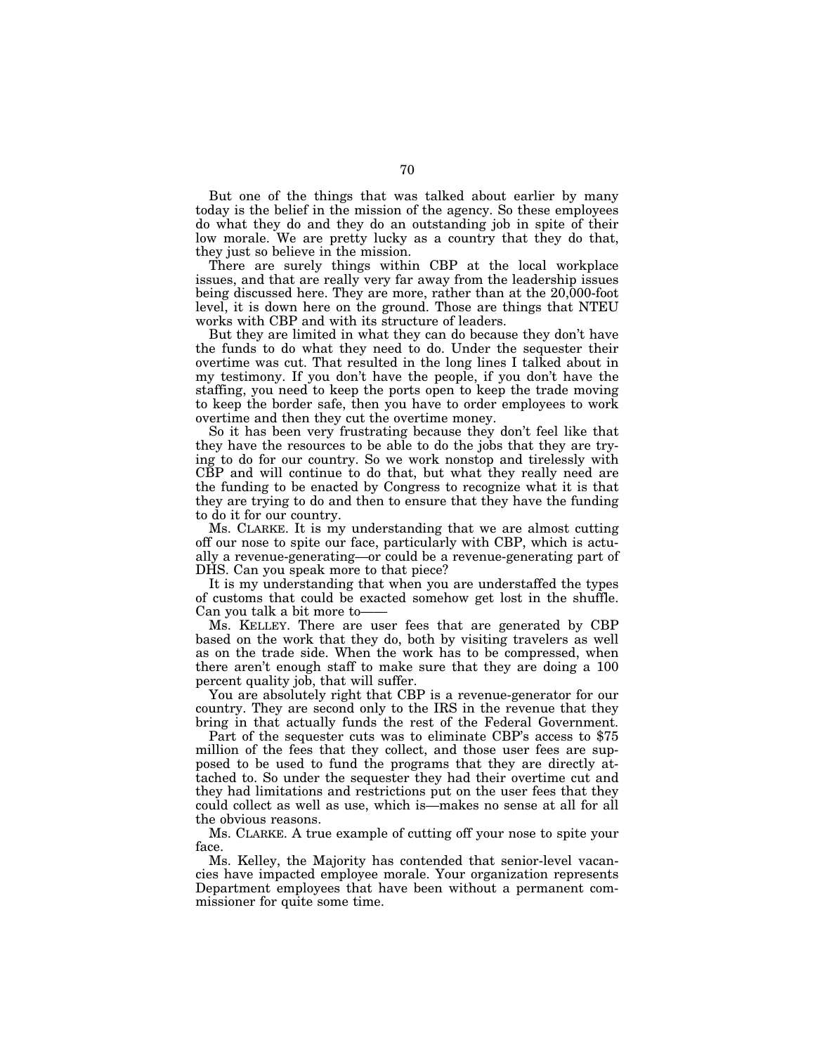But one of the things that was talked about earlier by many today is the belief in the mission of the agency. So these employees do what they do and they do an outstanding job in spite of their low morale. We are pretty lucky as a country that they do that, they just so believe in the mission.

There are surely things within CBP at the local workplace issues, and that are really very far away from the leadership issues being discussed here. They are more, rather than at the 20,000-foot level, it is down here on the ground. Those are things that NTEU works with CBP and with its structure of leaders.

But they are limited in what they can do because they don't have the funds to do what they need to do. Under the sequester their overtime was cut. That resulted in the long lines I talked about in my testimony. If you don't have the people, if you don't have the staffing, you need to keep the ports open to keep the trade moving to keep the border safe, then you have to order employees to work overtime and then they cut the overtime money.

So it has been very frustrating because they don't feel like that they have the resources to be able to do the jobs that they are trying to do for our country. So we work nonstop and tirelessly with CBP and will continue to do that, but what they really need are the funding to be enacted by Congress to recognize what it is that they are trying to do and then to ensure that they have the funding to do it for our country.

Ms. CLARKE. It is my understanding that we are almost cutting off our nose to spite our face, particularly with CBP, which is actually a revenue-generating—or could be a revenue-generating part of DHS. Can you speak more to that piece?

It is my understanding that when you are understaffed the types of customs that could be exacted somehow get lost in the shuffle. Can you talk a bit more to——

Ms. KELLEY. There are user fees that are generated by CBP based on the work that they do, both by visiting travelers as well as on the trade side. When the work has to be compressed, when there aren't enough staff to make sure that they are doing a 100 percent quality job, that will suffer.

You are absolutely right that CBP is a revenue-generator for our country. They are second only to the IRS in the revenue that they bring in that actually funds the rest of the Federal Government.

Part of the sequester cuts was to eliminate CBP's access to $75 million of the fees that they collect, and those user fees are supposed to be used to fund the programs that they are directly attached to. So under the sequester they had their overtime cut and they had limitations and restrictions put on the user fees that they could collect as well as use, which is—makes no sense at all for all the obvious reasons.

Ms. CLARKE. A true example of cutting off your nose to spite your face.

Ms. Kelley, the Majority has contended that senior-level vacancies have impacted employee morale. Your organization represents Department employees that have been without a permanent commissioner for quite some time.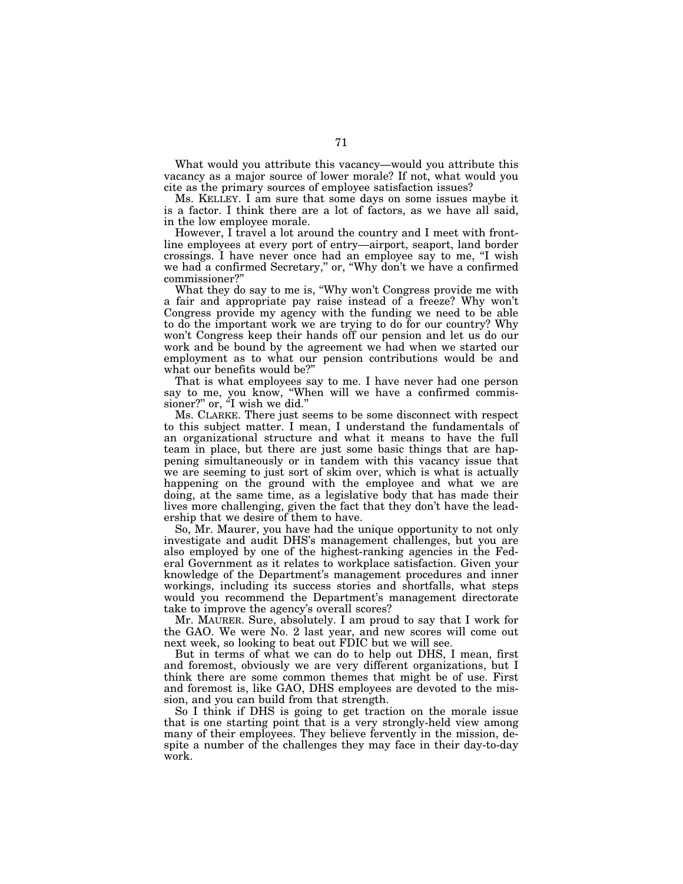What would you attribute this vacancy—would you attribute this vacancy as a major source of lower morale? If not, what would you cite as the primary sources of employee satisfaction issues?

Ms. KELLEY. I am sure that some days on some issues maybe it is a factor. I think there are a lot of factors, as we have all said, in the low employee morale.

However, I travel a lot around the country and I meet with front-line employees at every port of entry—airport, seaport, land border crossings. I have never once had an employee say to me, "I wish we had a confirmed Secretary," or, "Why don't we have a confirmed commissioner?"

What they do say to me is, "Why won't Congress provide me with a fair and appropriate pay raise instead of a freeze? Why won't Congress provide my agency with the funding we need to be able to do the important work we are trying to do for our country? Why won't Congress keep their hands off our pension and let us do our work and be bound by the agreement we had when we started our employment as to what our pension contributions would be and what our benefits would be?"

That is what employees say to me. I have never had one person say to me, you know, "When will we have a confirmed commissioner?" or, "I wish we did."

Ms. CLARKE. There just seems to be some disconnect with respect to this subject matter. I mean, I understand the fundamentals of an organizational structure and what it means to have the full team in place, but there are just some basic things that are happening simultaneously or in tandem with this vacancy issue that we are seeming to just sort of skim over, which is what is actually happening on the ground with the employee and what we are doing, at the same time, as a legislative body that has made their lives more challenging, given the fact that they don't have the leadership that we desire of them to have.

So, Mr. Maurer, you have had the unique opportunity to not only investigate and audit DHS's management challenges, but you are also employed by one of the highest-ranking agencies in the Federal Government as it relates to workplace satisfaction. Given your knowledge of the Department's management procedures and inner workings, including its success stories and shortfalls, what steps would you recommend the Department's management directorate take to improve the agency's overall scores?

Mr. MAURER. Sure, absolutely. I am proud to say that I work for the GAO. We were No. 2 last year, and new scores will come out next week, so looking to beat out FDIC but we will see.

But in terms of what we can do to help out DHS, I mean, first and foremost, obviously we are very different organizations, but I think there are some common themes that might be of use. First and foremost is, like GAO, DHS employees are devoted to the mission, and you can build from that strength.

So I think if DHS is going to get traction on the morale issue that is one starting point that is a very strongly-held view among many of their employees. They believe fervently in the mission, despite a number of the challenges they may face in their day-to-day work.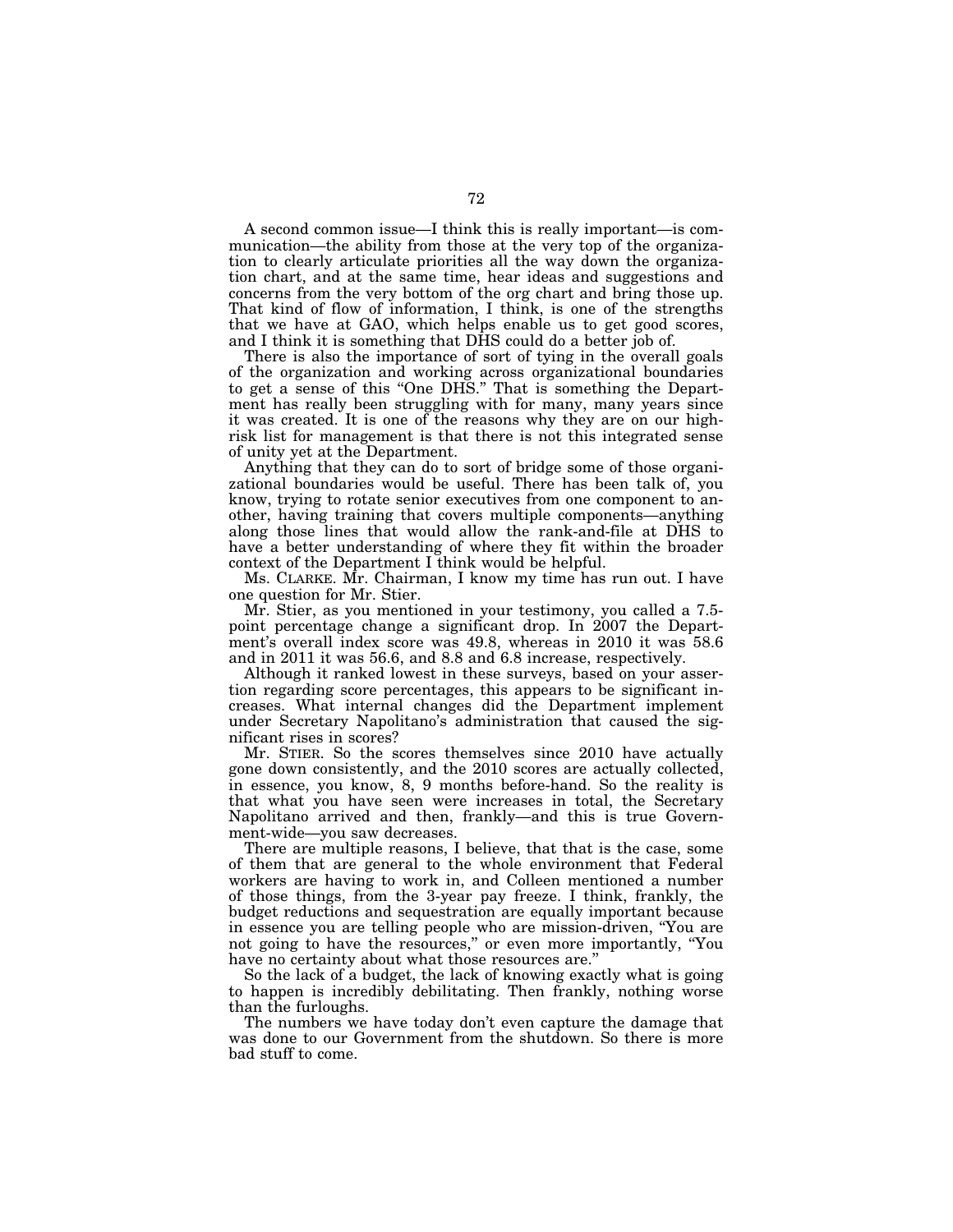A second common issue—I think this is really important—is communication—the ability from those at the very top of the organization to clearly articulate priorities all the way down the organization chart, and at the same time, hear ideas and suggestions and concerns from the very bottom of the org chart and bring those up. That kind of flow of information, I think, is one of the strengths that we have at GAO, which helps enable us to get good scores, and I think it is something that DHS could do a better job of.

There is also the importance of sort of tying in the overall goals of the organization and working across organizational boundaries to get a sense of this "One DHS." That is something the Department has really been struggling with for many, many years since it was created. It is one of the reasons why they are on our high-risk list for management is that there is not this integrated sense of unity yet at the Department.

Anything that they can do to sort of bridge some of those organizational boundaries would be useful. There has been talk of, you know, trying to rotate senior executives from one component to another, having training that covers multiple components—anything along those lines that would allow the rank-and-file at DHS to have a better understanding of where they fit within the broader context of the Department I think would be helpful.

Ms. CLARKE. Mr. Chairman, I know my time has run out. I have one question for Mr. Stier.

Mr. Stier, as you mentioned in your testimony, you called a 7.5-point percentage change a significant drop. In 2007 the Department's overall index score was 49.8, whereas in 2010 it was 58.6 and in 2011 it was 56.6, and 8.8 and 6.8 increase, respectively.

Although it ranked lowest in these surveys, based on your assertion regarding score percentages, this appears to be significant increases. What internal changes did the Department implement under Secretary Napolitano's administration that caused the significant rises in scores?

Mr. STIER. So the scores themselves since 2010 have actually gone down consistently, and the 2010 scores are actually collected, in essence, you know, 8, 9 months before-hand. So the reality is that what you have seen were increases in total, the Secretary Napolitano arrived and then, frankly—and this is true Government-wide—you saw decreases.

There are multiple reasons, I believe, that that is the case, some of them that are general to the whole environment that Federal workers are having to work in, and Colleen mentioned a number of those things, from the 3-year pay freeze. I think, frankly, the budget reductions and sequestration are equally important because in essence you are telling people who are mission-driven, "You are not going to have the resources," or even more importantly, "You have no certainty about what those resources are."

So the lack of a budget, the lack of knowing exactly what is going to happen is incredibly debilitating. Then frankly, nothing worse than the furloughs.

The numbers we have today don't even capture the damage that was done to our Government from the shutdown. So there is more bad stuff to come.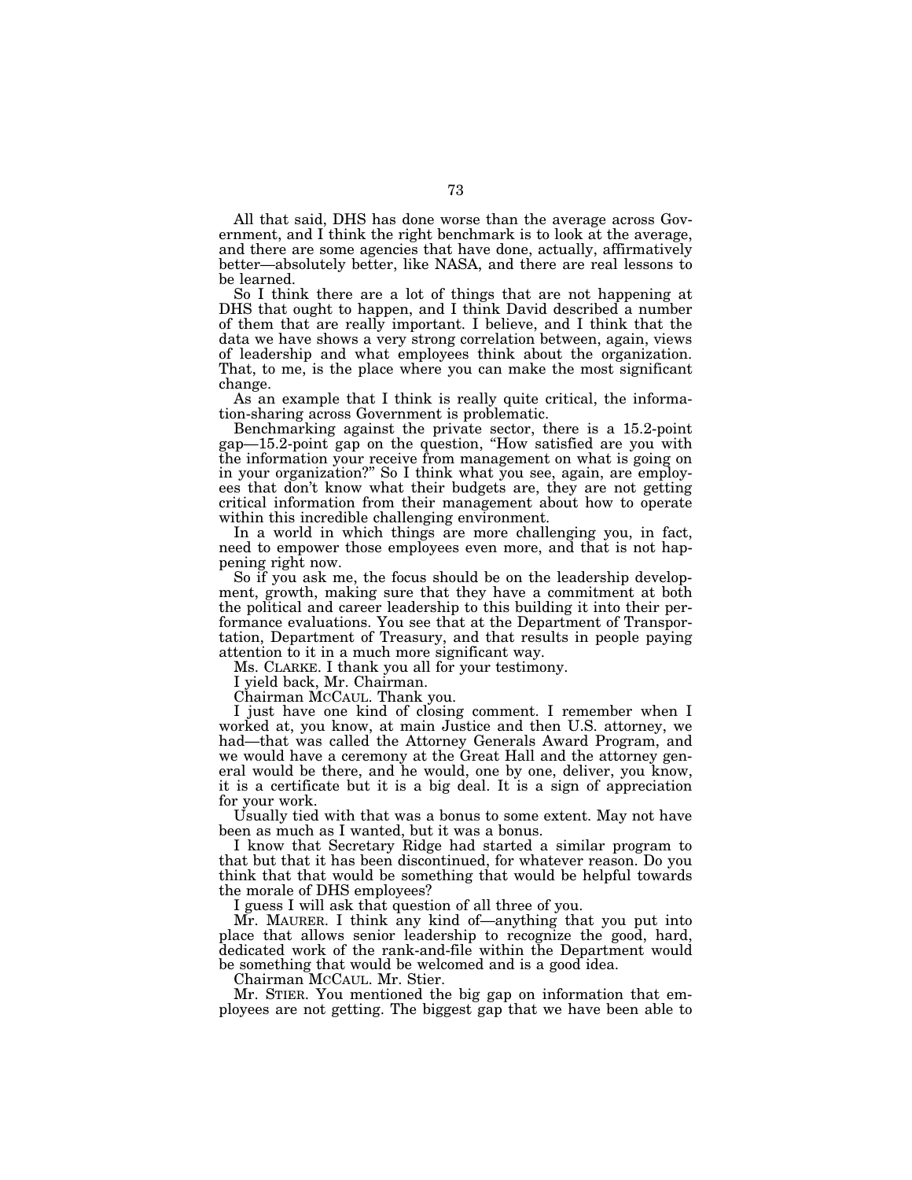All that said, DHS has done worse than the average across Government, and I think the right benchmark is to look at the average, and there are some agencies that have done, actually, affirmatively better—absolutely better, like NASA, and there are real lessons to be learned.

So I think there are a lot of things that are not happening at DHS that ought to happen, and I think David described a number of them that are really important. I believe, and I think that the data we have shows a very strong correlation between, again, views of leadership and what employees think about the organization. That, to me, is the place where you can make the most significant change.

As an example that I think is really quite critical, the information-sharing across Government is problematic.

Benchmarking against the private sector, there is a 15.2-point gap—15.2-point gap on the question, "How satisfied are you with the information your receive from management on what is going on in your organization?" So I think what you see, again, are employees that don't know what their budgets are, they are not getting critical information from their management about how to operate within this incredible challenging environment.

In a world in which things are more challenging you, in fact, need to empower those employees even more, and that is not happening right now.

So if you ask me, the focus should be on the leadership development, growth, making sure that they have a commitment at both the political and career leadership to this building it into their performance evaluations. You see that at the Department of Transportation, Department of Treasury, and that results in people paying attention to it in a much more significant way.

Ms. CLARKE. I thank you all for your testimony.

I yield back, Mr. Chairman.

Chairman MCCAUL. Thank you.

I just have one kind of closing comment. I remember when I worked at, you know, at main Justice and then U.S. attorney, we had—that was called the Attorney Generals Award Program, and we would have a ceremony at the Great Hall and the attorney general would be there, and he would, one by one, deliver, you know, it is a certificate but it is a big deal. It is a sign of appreciation for your work.

Usually tied with that was a bonus to some extent. May not have been as much as I wanted, but it was a bonus.

I know that Secretary Ridge had started a similar program to that but that it has been discontinued, for whatever reason. Do you think that that would be something that would be helpful towards the morale of DHS employees?

I guess I will ask that question of all three of you.

Mr. MAURER. I think any kind of—anything that you put into place that allows senior leadership to recognize the good, hard, dedicated work of the rank-and-file within the Department would be something that would be welcomed and is a good idea.

Chairman MCCAUL. Mr. Stier.

Mr. STIER. You mentioned the big gap on information that employees are not getting. The biggest gap that we have been able to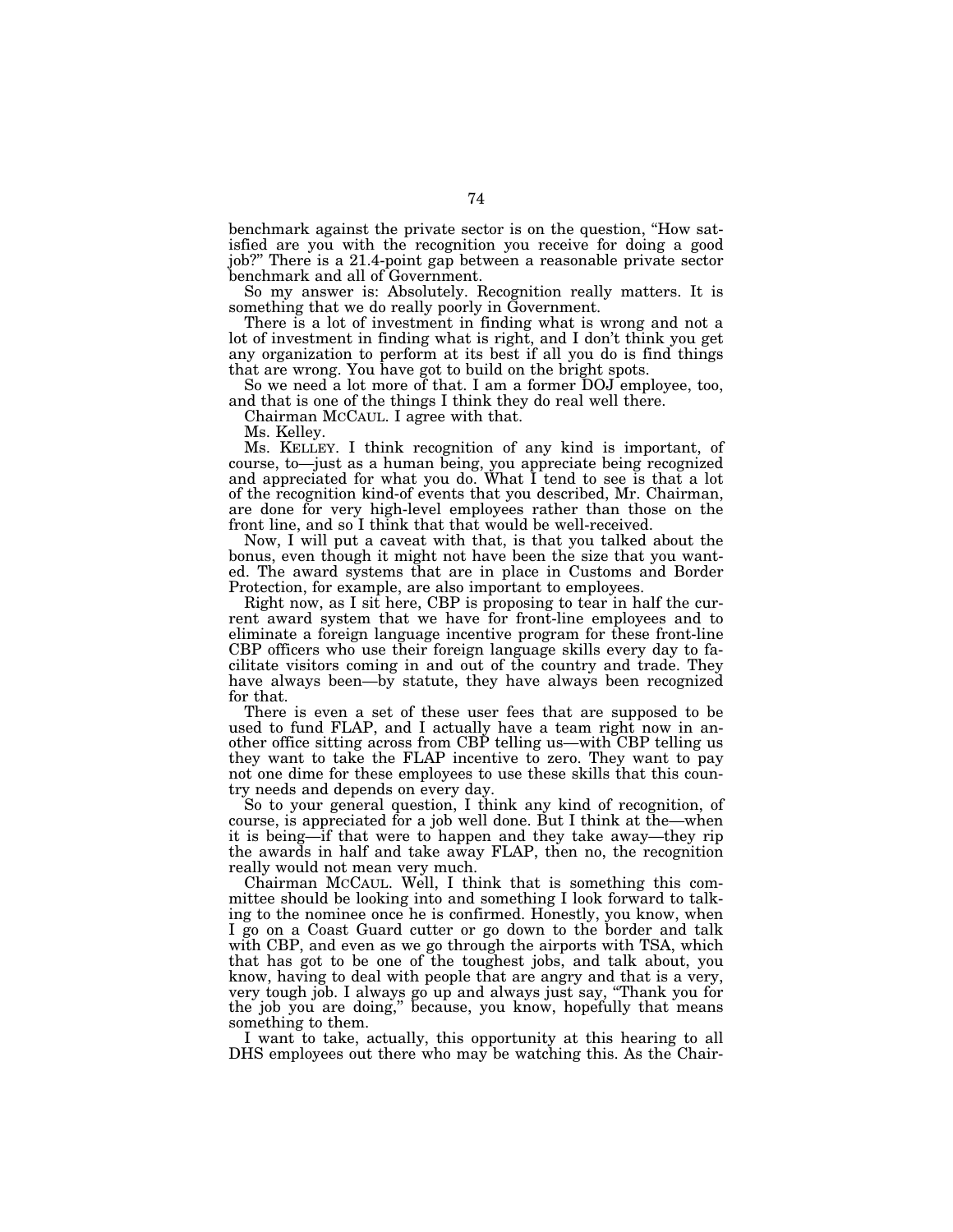benchmark against the private sector is on the question, "How satisfied are you with the recognition you receive for doing a good job?" There is a 21.4-point gap between a reasonable private sector benchmark and all of Government.

So my answer is: Absolutely. Recognition really matters. It is something that we do really poorly in Government.

There is a lot of investment in finding what is wrong and not a lot of investment in finding what is right, and I don't think you get any organization to perform at its best if all you do is find things that are wrong. You have got to build on the bright spots.

So we need a lot more of that. I am a former DOJ employee, too, and that is one of the things I think they do real well there.

Chairman MCCAUL. I agree with that.

Ms. Kelley.

Ms. KELLEY. I think recognition of any kind is important, of course, to—just as a human being, you appreciate being recognized and appreciated for what you do. What I tend to see is that a lot of the recognition kind-of events that you described, Mr. Chairman, are done for very high-level employees rather than those on the front line, and so I think that that would be well-received.

Now, I will put a caveat with that, is that you talked about the bonus, even though it might not have been the size that you wanted. The award systems that are in place in Customs and Border Protection, for example, are also important to employees.

Right now, as I sit here, CBP is proposing to tear in half the current award system that we have for front-line employees and to eliminate a foreign language incentive program for these front-line CBP officers who use their foreign language skills every day to facilitate visitors coming in and out of the country and trade. They have always been—by statute, they have always been recognized for that.

There is even a set of these user fees that are supposed to be used to fund FLAP, and I actually have a team right now in another office sitting across from CBP telling us—with CBP telling us they want to take the FLAP incentive to zero. They want to pay not one dime for these employees to use these skills that this country needs and depends on every day.

So to your general question, I think any kind of recognition, of course, is appreciated for a job well done. But I think at the—when it is being—if that were to happen and they take away—they rip the awards in half and take away FLAP, then no, the recognition really would not mean very much.

Chairman MCCAUL. Well, I think that is something this committee should be looking into and something I look forward to talking to the nominee once he is confirmed. Honestly, you know, when I go on a Coast Guard cutter or go down to the border and talk with CBP, and even as we go through the airports with TSA, which that has got to be one of the toughest jobs, and talk about, you know, having to deal with people that are angry and that is a very, very tough job. I always go up and always just say, "Thank you for the job you are doing," because, you know, hopefully that means something to them.

I want to take, actually, this opportunity at this hearing to all DHS employees out there who may be watching this. As the Chair-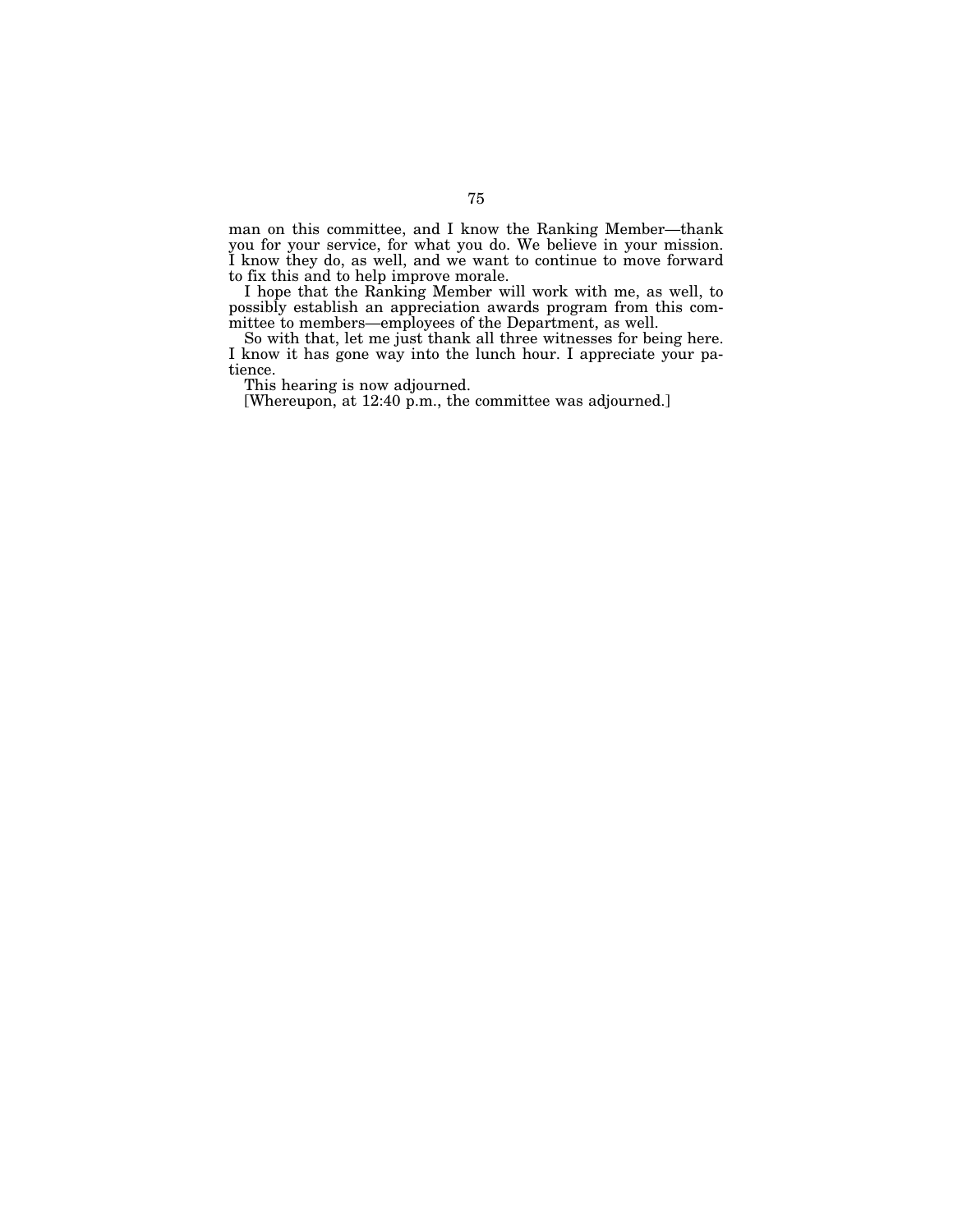man on this committee, and I know the Ranking Member—thank you for your service, for what you do. We believe in your mission. I know they do, as well, and we want to continue to move forward to fix this and to help improve morale.

I hope that the Ranking Member will work with me, as well, to possibly establish an appreciation awards program from this committee to members—employees of the Department, as well.

So with that, let me just thank all three witnesses for being here. I know it has gone way into the lunch hour. I appreciate your patience.

This hearing is now adjourned.

[Whereupon, at 12:40 p.m., the committee was adjourned.]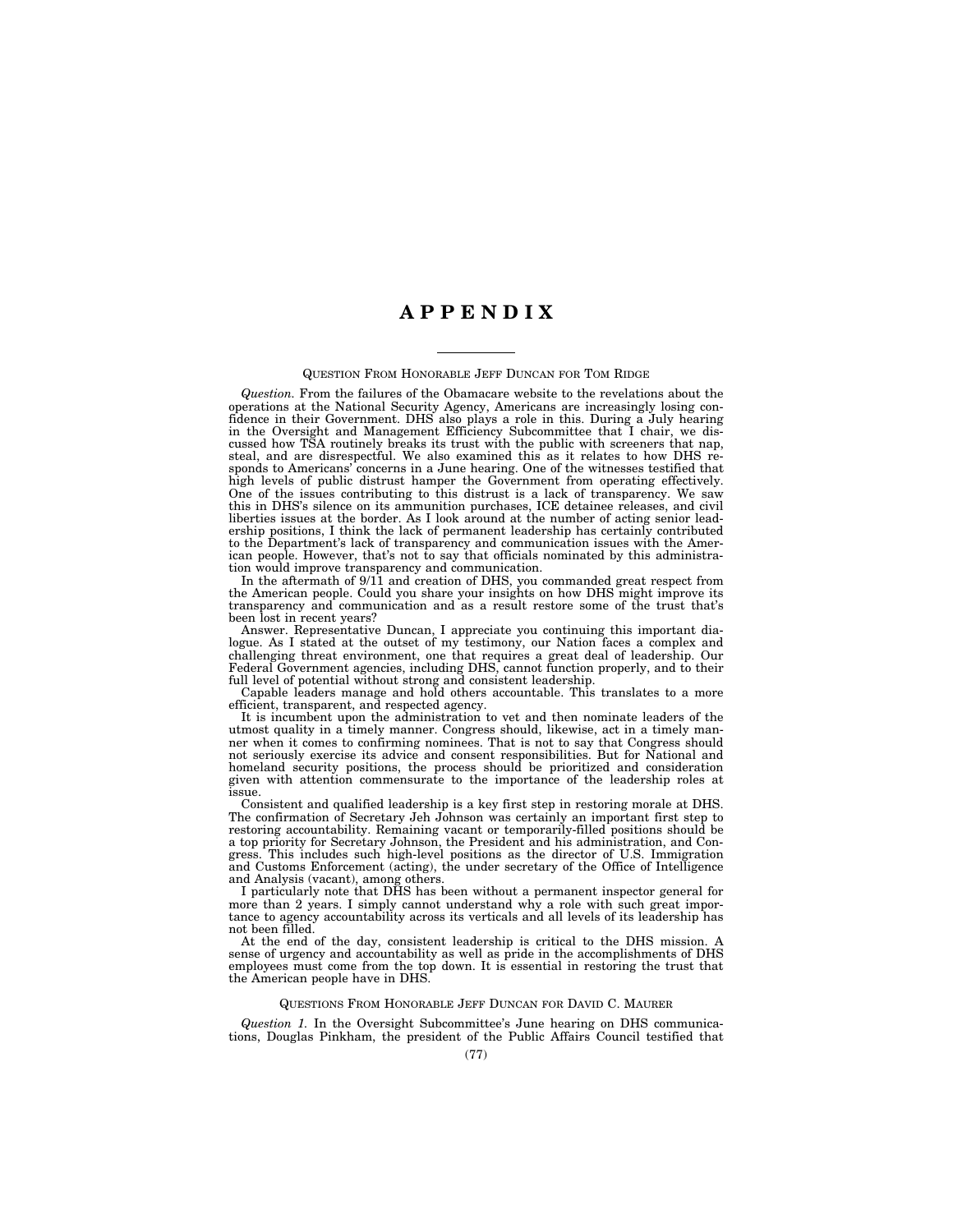# APPENDIX

---

QUESTION FROM HONORABLE JEFF DUNCAN FOR TOM RIDGE

*Question.* From the failures of the Obamacare website to the revelations about the operations at the National Security Agency, Americans are increasingly losing confidence in their Government. DHS also plays a role in this. During a July hearing in the Oversight and Management Efficiency Subcommittee that I chair, we discussed how TSA routinely breaks its trust with the public with screeners that nap, steal, and are disrespectful. We also examined this as it relates to how DHS responds to Americans' concerns in a June hearing. One of the witnesses testified that high levels of public distrust hamper the Government from operating effectively. One of the issues contributing to this distrust is a lack of transparency. We saw this in DHS's silence on its ammunition purchases, ICE detainee releases, and civil liberties issues at the border. As I look around at the number of acting senior leadership positions, I think the lack of permanent leadership has certainly contributed to the Department's lack of transparency and communication issues with the American people. However, that's not to say that officials nominated by this administration would improve transparency and communication.

In the aftermath of 9/11 and creation of DHS, you commanded great respect from the American people. Could you share your insights on how DHS might improve its transparency and communication and as a result restore some of the trust that's been lost in recent years?

Answer. Representative Duncan, I appreciate you continuing this important dialogue. As I stated at the outset of my testimony, our Nation faces a complex and challenging threat environment, one that requires a great deal of leadership. Our Federal Government agencies, including DHS, cannot function properly, and to their full level of potential without strong and consistent leadership.

Capable leaders manage and hold others accountable. This translates to a more efficient, transparent, and respected agency.

It is incumbent upon the administration to vet and then nominate leaders of the utmost quality in a timely manner. Congress should, likewise, act in a timely manner when it comes to confirming nominees. That is not to say that Congress should not seriously exercise its advice and consent responsibilities. But for National and homeland security positions, the process should be prioritized and consideration given with attention commensurate to the importance of the leadership roles at issue.

Consistent and qualified leadership is a key first step in restoring morale at DHS. The confirmation of Secretary Jeh Johnson was certainly an important first step to restoring accountability. Remaining vacant or temporarily-filled positions should be a top priority for Secretary Johnson, the President and his administration, and Congress. This includes such high-level positions as the director of U.S. Immigration and Customs Enforcement (acting), the under secretary of the Office of Intelligence and Analysis (vacant), among others.

I particularly note that DHS has been without a permanent inspector general for more than 2 years. I simply cannot understand why a role with such great importance to agency accountability across its verticals and all levels of its leadership has not been filled.

At the end of the day, consistent leadership is critical to the DHS mission. A sense of urgency and accountability as well as pride in the accomplishments of DHS employees must come from the top down. It is essential in restoring the trust that the American people have in DHS.

QUESTIONS FROM HONORABLE JEFF DUNCAN FOR DAVID C. MAURER

*Question 1.* In the Oversight Subcommittee's June hearing on DHS communications, Douglas Pinkham, the president of the Public Affairs Council testified that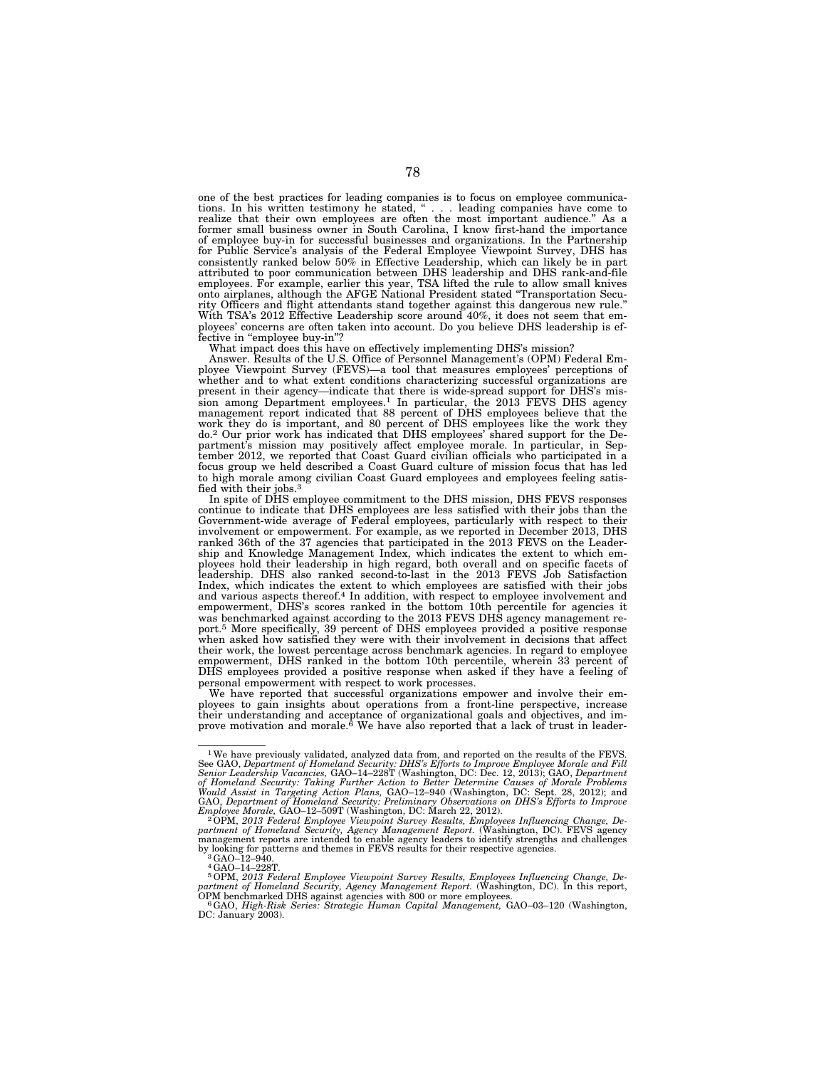one of the best practices for leading companies is to focus on employee communications. In his written testimony he stated, " . . . leading companies have come to realize that their own employees are often the most important audience." As a former small business owner in South Carolina, I know first-hand the importance of employee buy-in for successful businesses and organizations. In the Partnership for Public Service's analysis of the Federal Employee Viewpoint Survey, DHS has consistently ranked below 50% in Effective Leadership, which can likely be in part attributed to poor communication between DHS leadership and DHS rank-and-file employees. For example, earlier this year, TSA lifted the rule to allow small knives onto airplanes, although the AFGE National President stated "Transportation Security Officers and flight attendants stand together against this dangerous new rule." With TSA's 2012 Effective Leadership score around 40%, it does not seem that employees' concerns are often taken into account. Do you believe DHS leadership is effective in "employee buy-in"?

What impact does this have on effectively implementing DHS's mission?

Answer. Results of the U.S. Office of Personnel Management's (OPM) Federal Employee Viewpoint Survey (FEVS)—a tool that measures employees' perceptions of whether and to what extent conditions characterizing successful organizations are present in their agency—indicate that there is wide-spread support for DHS's mission among Department employees.[1] In particular, the 2013 FEVS DHS agency management report indicated that 88 percent of DHS employees believe that the work they do is important, and 80 percent of DHS employees like the work they do.[2] Our prior work has indicated that DHS employees' shared support for the Department's mission may positively affect employee morale. In particular, in September 2012, we reported that Coast Guard civilian officials who participated in a focus group we held described a Coast Guard culture of mission focus that has led to high morale among civilian Coast Guard employees and employees feeling satisfied with their jobs.[3]

In spite of DHS employee commitment to the DHS mission, DHS FEVS responses continue to indicate that DHS employees are less satisfied with their jobs than the Government-wide average of Federal employees, particularly with respect to their involvement or empowerment. For example, as we reported in December 2013, DHS ranked 36th of the 37 agencies that participated in the 2013 FEVS on the Leadership and Knowledge Management Index, which indicates the extent to which employees hold their leadership in high regard, both overall and on specific facets of leadership. DHS also ranked second-to-last in the 2013 FEVS Job Satisfaction Index, which indicates the extent to which employees are satisfied with their jobs and various aspects thereof.[4] In addition, with respect to employee involvement and empowerment, DHS's scores ranked in the bottom 10th percentile for agencies it was benchmarked against according to the 2013 FEVS DHS agency management report.[5] More specifically, 39 percent of DHS employees provided a positive response when asked how satisfied they were with their involvement in decisions that affect their work, the lowest percentage across benchmark agencies. In regard to employee empowerment, DHS ranked in the bottom 10th percentile, wherein 33 percent of DHS employees provided a positive response when asked if they have a feeling of personal empowerment with respect to work processes.

We have reported that successful organizations empower and involve their employees to gain insights about operations from a front-line perspective, increase their understanding and acceptance of organizational goals and objectives, and improve motivation and morale.[6] We have also reported that a lack of trust in leader-

---

[1] We have previously validated, analyzed data from, and reported on the results of the FEVS. See GAO, *Department of Homeland Security: DHS's Efforts to Improve Employee Morale and Fill Senior Leadership Vacancies,* GAO–14–228T (Washington, DC: Dec. 12, 2013); GAO, *Department of Homeland Security: Taking Further Action to Better Determine Causes of Morale Problems Would Assist in Targeting Action Plans,* GAO–12–940 (Washington, DC: Sept. 28, 2012); and GAO, *Department of Homeland Security: Preliminary Observations on DHS's Efforts to Improve Employee Morale,* GAO–12–509T (Washington, DC: March 22, 2012).

[2] OPM, *2013 Federal Employee Viewpoint Survey Results, Employees Influencing Change, Department of Homeland Security, Agency Management Report.* (Washington, DC). FEVS agency management reports are intended to enable agency leaders to identify strengths and challenges by looking for patterns and themes in FEVS results for their respective agencies.

[3] GAO–12–940.

[4] GAO–14–228T.

[5] OPM, *2013 Federal Employee Viewpoint Survey Results, Employees Influencing Change, Department of Homeland Security, Agency Management Report.* (Washington, DC). In this report, OPM benchmarked DHS against agencies with 800 or more employees.

[6] GAO, *High-Risk Series: Strategic Human Capital Management,* GAO–03–120 (Washington, DC: January 2003).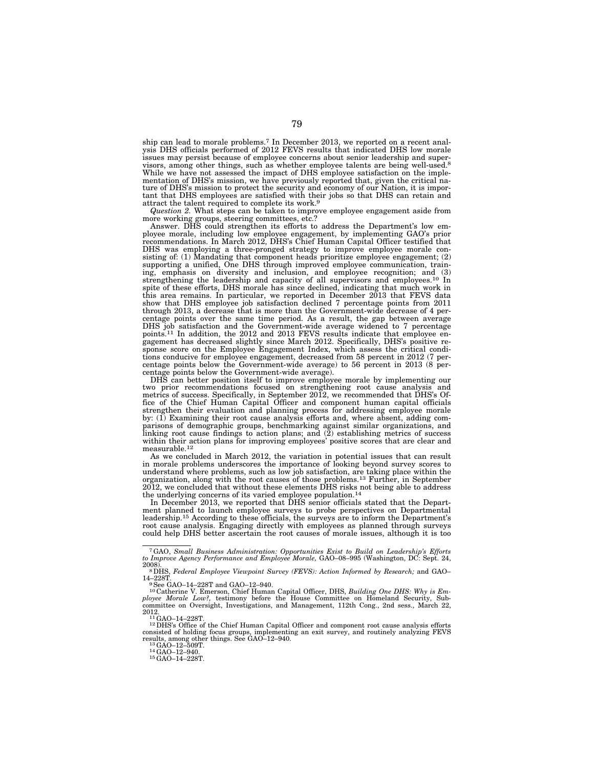ship can lead to morale problems.[7] In December 2013, we reported on a recent analysis DHS officials performed of 2012 FEVS results that indicated DHS low morale issues may persist because of employee concerns about senior leadership and supervisors, among other things, such as whether employee talents are being well-used.[8] While we have not assessed the impact of DHS employee satisfaction on the implementation of DHS's mission, we have previously reported that, given the critical nature of DHS's mission to protect the security and economy of our Nation, it is important that DHS employees are satisfied with their jobs so that DHS can retain and attract the talent required to complete its work.[9]

*Question 2.* What steps can be taken to improve employee engagement aside from more working groups, steering committees, etc.?

Answer. DHS could strengthen its efforts to address the Department's low employee morale, including low employee engagement, by implementing GAO's prior recommendations. In March 2012, DHS's Chief Human Capital Officer testified that DHS was employing a three-pronged strategy to improve employee morale consisting of: (1) Mandating that component heads prioritize employee engagement; (2) supporting a unified, One DHS through improved employee communication, training, emphasis on diversity and inclusion, and employee recognition; and (3) strengthening the leadership and capacity of all supervisors and employees.[10] In spite of these efforts, DHS morale has since declined, indicating that much work in this area remains. In particular, we reported in December 2013 that FEVS data show that DHS employee job satisfaction declined 7 percentage points from 2011 through 2013, a decrease that is more than the Government-wide decrease of 4 percentage points over the same time period. As a result, the gap between average DHS job satisfaction and the Government-wide average widened to 7 percentage points.[11] In addition, the 2012 and 2013 FEVS results indicate that employee engagement has decreased slightly since March 2012. Specifically, DHS's positive response score on the Employee Engagement Index, which assess the critical conditions conducive for employee engagement, decreased from 58 percent in 2012 (7 percentage points below the Government-wide average) to 56 percent in 2013 (8 percentage points below the Government-wide average).

DHS can better position itself to improve employee morale by implementing our two prior recommendations focused on strengthening root cause analysis and metrics of success. Specifically, in September 2012, we recommended that DHS's Office of the Chief Human Capital Officer and component human capital officials strengthen their evaluation and planning process for addressing employee morale by: (1) Examining their root cause analysis efforts and, where absent, adding comparisons of demographic groups, benchmarking against similar organizations, and linking root cause findings to action plans; and (2) establishing metrics of success within their action plans for improving employees' positive scores that are clear and measurable.[12]

As we concluded in March 2012, the variation in potential issues that can result in morale problems underscores the importance of looking beyond survey scores to understand where problems, such as low job satisfaction, are taking place within the organization, along with the root causes of those problems.[13] Further, in September 2012, we concluded that without these elements DHS risks not being able to address the underlying concerns of its varied employee population.[14]

In December 2013, we reported that DHS senior officials stated that the Department planned to launch employee surveys to probe perspectives on Departmental leadership.[15] According to these officials, the surveys are to inform the Department's root cause analysis. Engaging directly with employees as planned through surveys could help DHS better ascertain the root causes of morale issues, although it is too

---

[7] GAO, *Small Business Administration: Opportunities Exist to Build on Leadership's Efforts to Improve Agency Performance and Employee Morale,* GAO–08–995 (Washington, DC: Sept. 24, 2008).

[8] DHS, *Federal Employee Viewpoint Survey (FEVS): Action Informed by Research;* and GAO–14–228T.

[9] See GAO–14–228T and GAO–12–940.

[10] Catherine V. Emerson, Chief Human Capital Officer, DHS, *Building One DHS: Why is Employee Morale Low?,* testimony before the House Committee on Homeland Security, Subcommittee on Oversight, Investigations, and Management, 112th Cong., 2nd sess., March 22, 2012.

[11] GAO–14–228T.

[12] DHS's Office of the Chief Human Capital Officer and component root cause analysis efforts consisted of holding focus groups, implementing an exit survey, and routinely analyzing FEVS results, among other things. See GAO–12–940.

[13] GAO–12–509T.

[14] GAO–12–940.

[15] GAO–14–228T.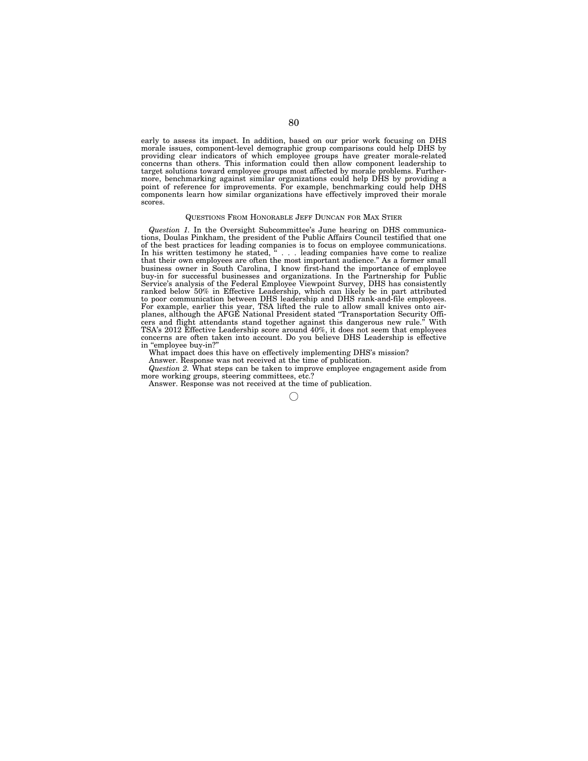early to assess its impact. In addition, based on our prior work focusing on DHS morale issues, component-level demographic group comparisons could help DHS by providing clear indicators of which employee groups have greater morale-related concerns than others. This information could then allow component leadership to target solutions toward employee groups most affected by morale problems. Furthermore, benchmarking against similar organizations could help DHS by providing a point of reference for improvements. For example, benchmarking could help DHS components learn how similar organizations have effectively improved their morale scores.

## Questions From Honorable Jeff Duncan for Max Stier

*Question 1.* In the Oversight Subcommittee's June hearing on DHS communications, Doulas Pinkham, the president of the Public Affairs Council testified that one of the best practices for leading companies is to focus on employee communications. In his written testimony he stated, " . . . leading companies have come to realize that their own employees are often the most important audience." As a former small business owner in South Carolina, I know first-hand the importance of employee buy-in for successful businesses and organizations. In the Partnership for Public Service's analysis of the Federal Employee Viewpoint Survey, DHS has consistently ranked below 50% in Effective Leadership, which can likely be in part attributed to poor communication between DHS leadership and DHS rank-and-file employees. For example, earlier this year, TSA lifted the rule to allow small knives onto airplanes, although the AFGE National President stated "Transportation Security Officers and flight attendants stand together against this dangerous new rule." With TSA's 2012 Effective Leadership score around 40%, it does not seem that employees concerns are often taken into account. Do you believe DHS Leadership is effective in "employee buy-in?"

What impact does this have on effectively implementing DHS's mission?

Answer. Response was not received at the time of publication.

*Question 2.* What steps can be taken to improve employee engagement aside from more working groups, steering committees, etc.?

Answer. Response was not received at the time of publication.